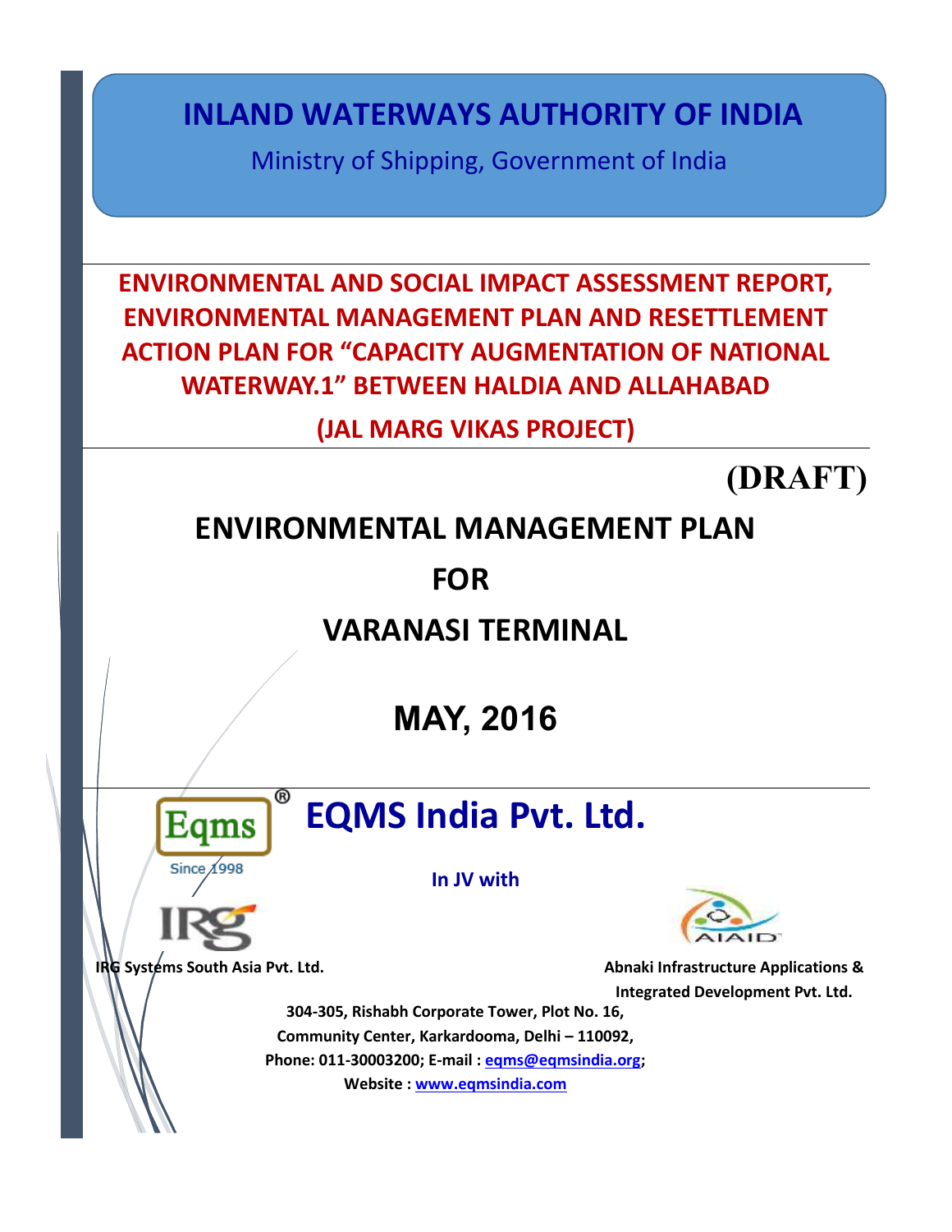# INLAND WATERWAYS AUTHORITY OF INDIA

Ministry of Shipping, Government of India

**ENVIRONMENTAL AND SOCIAL IMPACT ASSESSMENT REPORT, ENVIRONMENTAL MANAGEMENT PLAN AND RESETTLEMENT ACTION PLAN FOR "CAPACITY AUGMENTATION OF NATIONAL WATERWAY.1" BETWEEN HALDIA AND ALLAHABAD**

**(JAL MARG VIKAS PROJECT)**

**(DRAFT)**

# ENVIRONMENTAL MANAGEMENT PLAN

# FOR

# VARANASI TERMINAL

## MAY, 2016

## EQMS India Pvt. Ltd.

Eqms®

Since 1998

**In JV with**

**IRG Systems South Asia Pvt. Ltd.**

**Abnaki Infrastructure Applications & Integrated Development Pvt. Ltd.**

**304-305, Rishabh Corporate Tower, Plot No. 16,**
**Community Center, Karkardooma, Delhi – 110092,**
**Phone: 011-30003200; E-mail : eqms@eqmsindia.org;**
**Website : www.eqmsindia.com**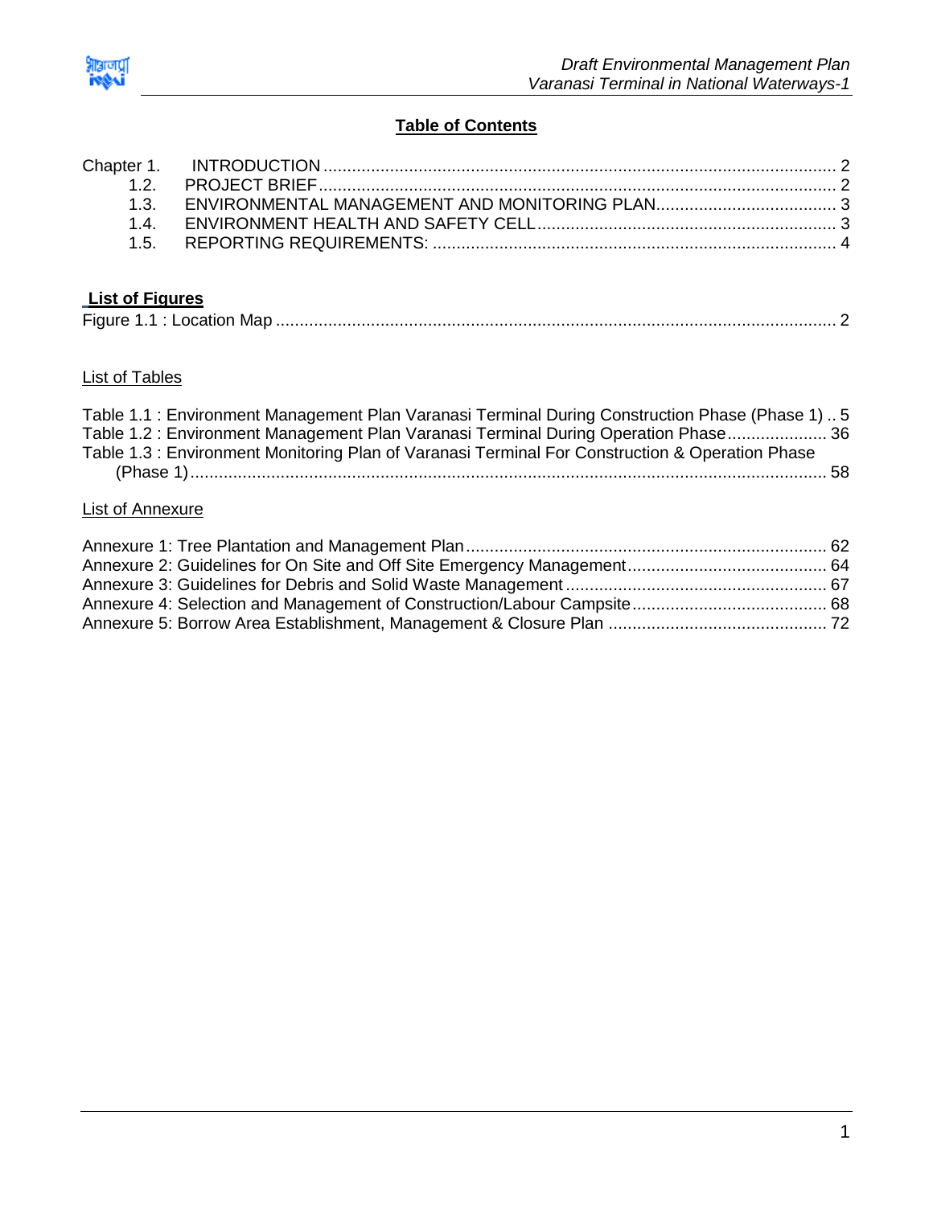## Table of Contents

Chapter 1. INTRODUCTION ........................................................................................................... 2
- 1.2. PROJECT BRIEF ........................................................................................................... 2
- 1.3. ENVIRONMENTAL MANAGEMENT AND MONITORING PLAN ..................................... 3
- 1.4. ENVIRONMENT HEALTH AND SAFETY CELL ............................................................. 3
- 1.5. REPORTING REQUIREMENTS: ................................................................................... 4

## List of Figures

Figure 1.1 : Location Map ..................................................................................................................... 2

## List of Tables

Table 1.1 : Environment Management Plan Varanasi Terminal During Construction Phase (Phase 1) .. 5
Table 1.2 : Environment Management Plan Varanasi Terminal During Operation Phase .................... 36
Table 1.3 : Environment Monitoring Plan of Varanasi Terminal For Construction & Operation Phase (Phase 1) ..................................................................................................................... 58

## List of Annexure

Annexure 1: Tree Plantation and Management Plan .......................................................................... 62
Annexure 2: Guidelines for On Site and Off Site Emergency Management ......................................... 64
Annexure 3: Guidelines for Debris and Solid Waste Management ..................................................... 67
Annexure 4: Selection and Management of Construction/Labour Campsite ....................................... 68
Annexure 5: Borrow Area Establishment, Management & Closure Plan ............................................. 72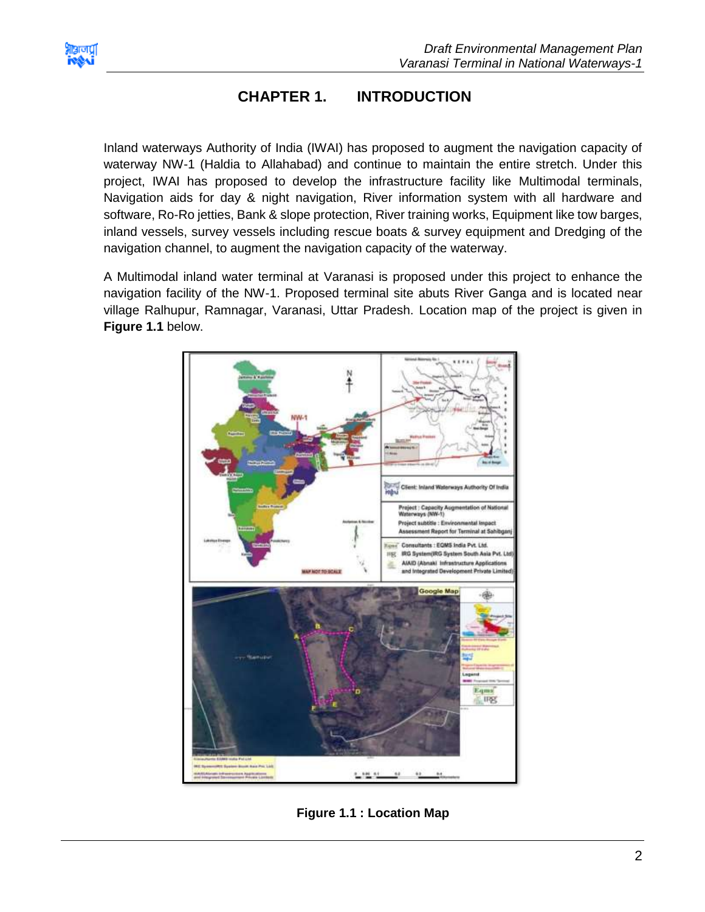# CHAPTER 1. INTRODUCTION

Inland waterways Authority of India (IWAI) has proposed to augment the navigation capacity of waterway NW-1 (Haldia to Allahabad) and continue to maintain the entire stretch. Under this project, IWAI has proposed to develop the infrastructure facility like Multimodal terminals, Navigation aids for day & night navigation, River information system with all hardware and software, Ro-Ro jetties, Bank & slope protection, River training works, Equipment like tow barges, inland vessels, survey vessels including rescue boats & survey equipment and Dredging of the navigation channel, to augment the navigation capacity of the waterway.

A Multimodal inland water terminal at Varanasi is proposed under this project to enhance the navigation facility of the NW-1. Proposed terminal site abuts River Ganga and is located near village Ralhupur, Ramnagar, Varanasi, Uttar Pradesh. Location map of the project is given in **Figure 1.1** below.

**Figure 1.1 : Location Map**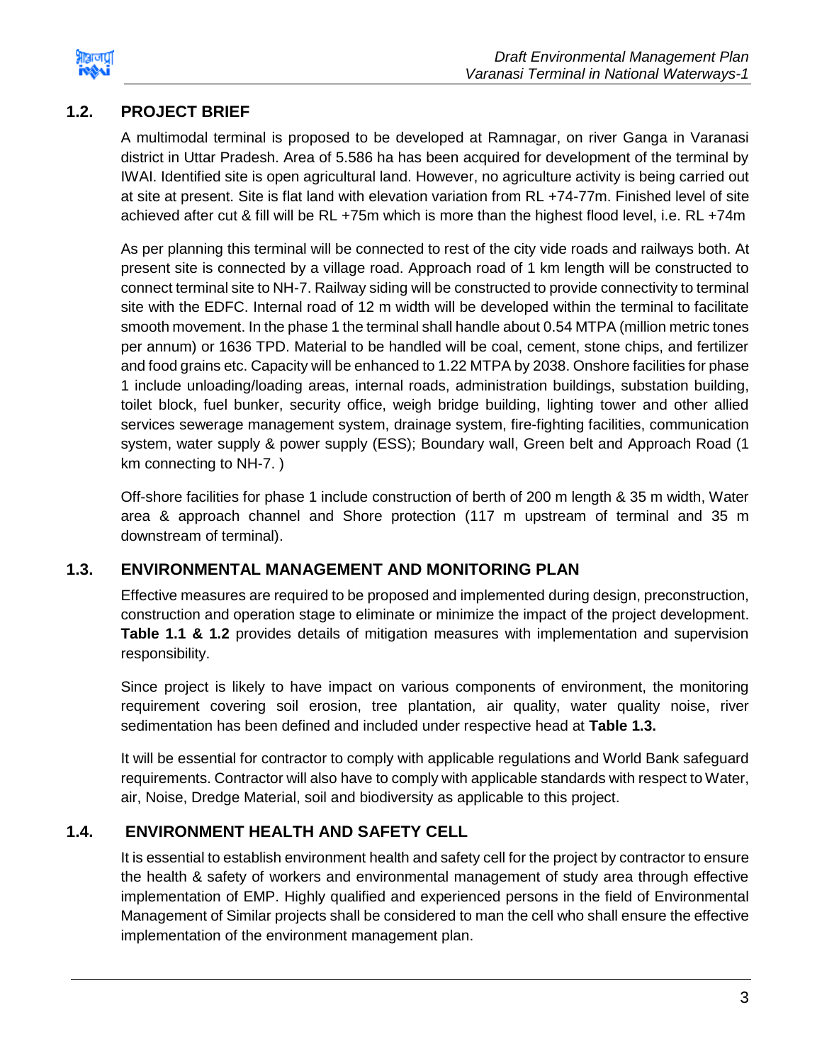## 1.2. PROJECT BRIEF

A multimodal terminal is proposed to be developed at Ramnagar, on river Ganga in Varanasi district in Uttar Pradesh. Area of 5.586 ha has been acquired for development of the terminal by IWAI. Identified site is open agricultural land. However, no agriculture activity is being carried out at site at present. Site is flat land with elevation variation from RL +74-77m. Finished level of site achieved after cut & fill will be RL +75m which is more than the highest flood level, i.e. RL +74m

As per planning this terminal will be connected to rest of the city vide roads and railways both. At present site is connected by a village road. Approach road of 1 km length will be constructed to connect terminal site to NH-7. Railway siding will be constructed to provide connectivity to terminal site with the EDFC. Internal road of 12 m width will be developed within the terminal to facilitate smooth movement. In the phase 1 the terminal shall handle about 0.54 MTPA (million metric tones per annum) or 1636 TPD. Material to be handled will be coal, cement, stone chips, and fertilizer and food grains etc. Capacity will be enhanced to 1.22 MTPA by 2038. Onshore facilities for phase 1 include unloading/loading areas, internal roads, administration buildings, substation building, toilet block, fuel bunker, security office, weigh bridge building, lighting tower and other allied services sewerage management system, drainage system, fire-fighting facilities, communication system, water supply & power supply (ESS); Boundary wall, Green belt and Approach Road (1 km connecting to NH-7. )

Off-shore facilities for phase 1 include construction of berth of 200 m length & 35 m width, Water area & approach channel and Shore protection (117 m upstream of terminal and 35 m downstream of terminal).

## 1.3. ENVIRONMENTAL MANAGEMENT AND MONITORING PLAN

Effective measures are required to be proposed and implemented during design, preconstruction, construction and operation stage to eliminate or minimize the impact of the project development. **Table 1.1 & 1.2** provides details of mitigation measures with implementation and supervision responsibility.

Since project is likely to have impact on various components of environment, the monitoring requirement covering soil erosion, tree plantation, air quality, water quality noise, river sedimentation has been defined and included under respective head at **Table 1.3.**

It will be essential for contractor to comply with applicable regulations and World Bank safeguard requirements. Contractor will also have to comply with applicable standards with respect to Water, air, Noise, Dredge Material, soil and biodiversity as applicable to this project.

## 1.4. ENVIRONMENT HEALTH AND SAFETY CELL

It is essential to establish environment health and safety cell for the project by contractor to ensure the health & safety of workers and environmental management of study area through effective implementation of EMP. Highly qualified and experienced persons in the field of Environmental Management of Similar projects shall be considered to man the cell who shall ensure the effective implementation of the environment management plan.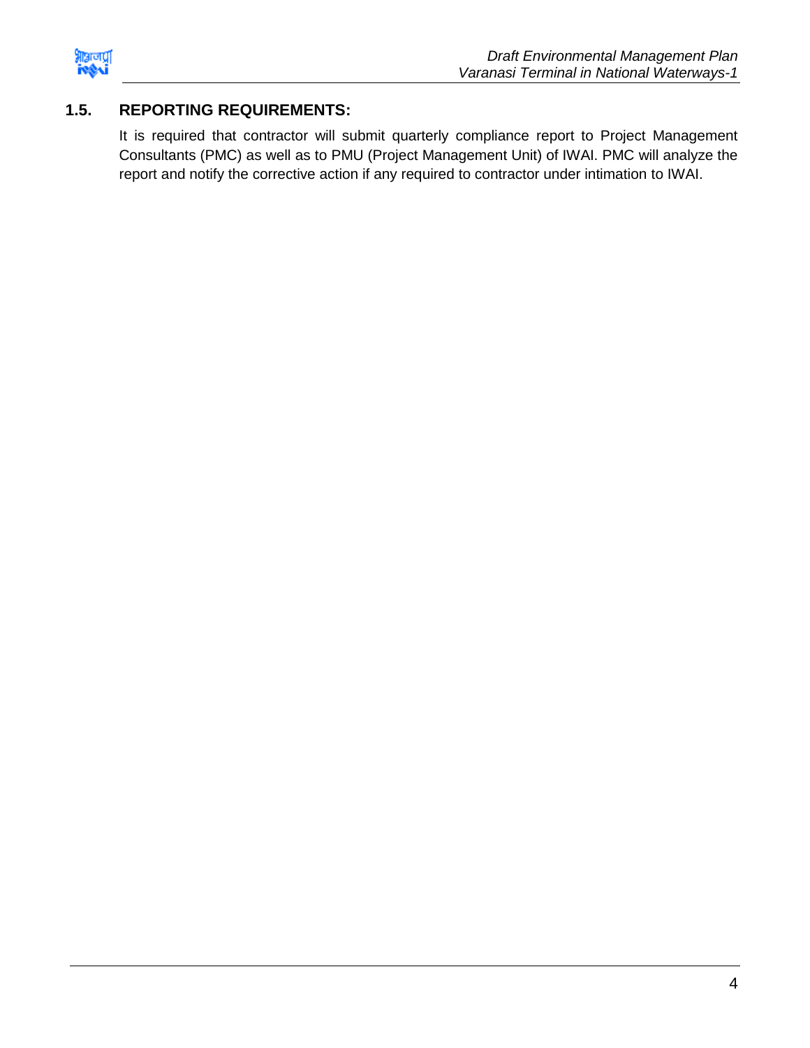## 1.5. REPORTING REQUIREMENTS:

It is required that contractor will submit quarterly compliance report to Project Management Consultants (PMC) as well as to PMU (Project Management Unit) of IWAI. PMC will analyze the report and notify the corrective action if any required to contractor under intimation to IWAI.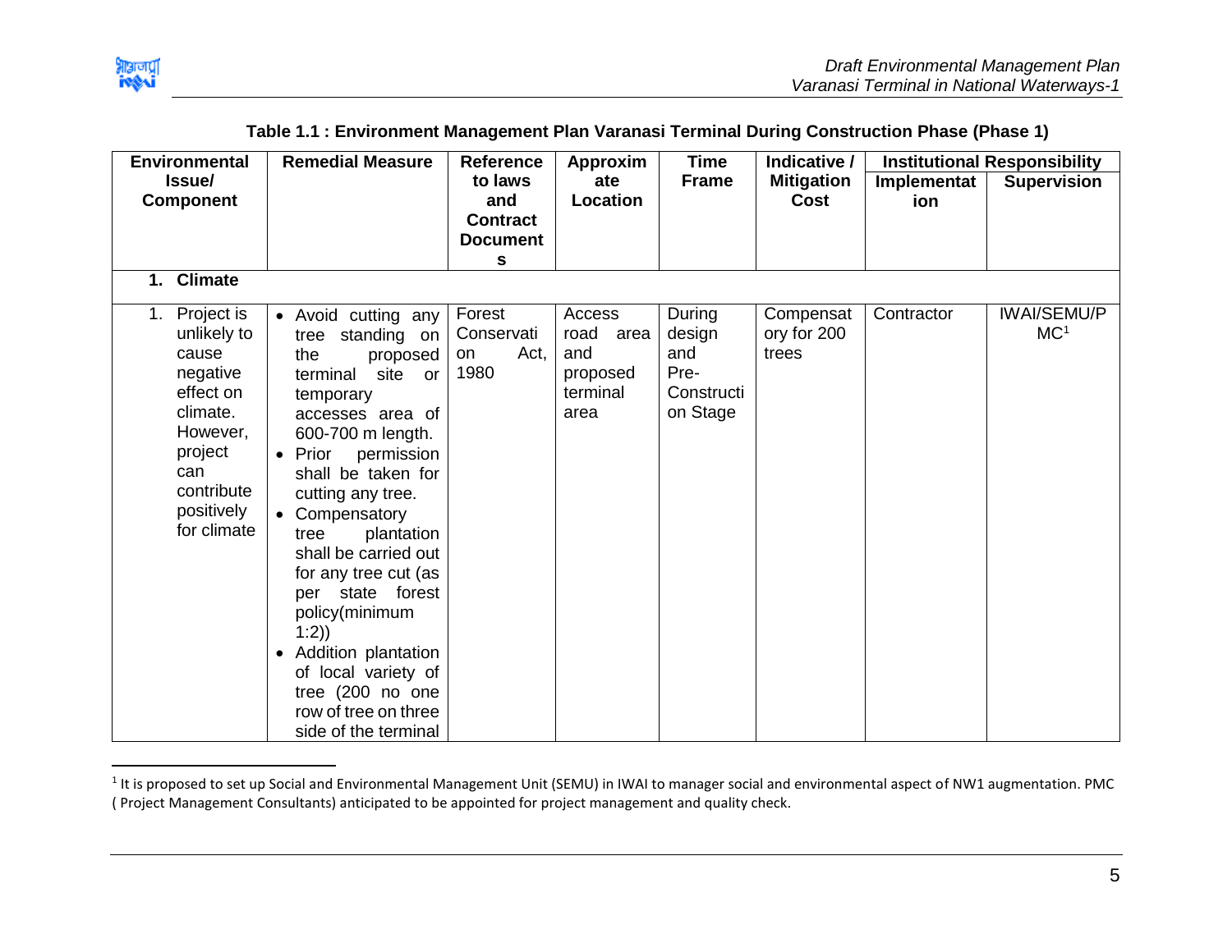**Table 1.1 : Environment Management Plan Varanasi Terminal During Construction Phase (Phase 1)**

| Environmental Issue/ Component | Remedial Measure | Reference to laws and Contract Documents | Approximate Location | Time Frame | Indicative / Mitigation Cost | Institutional Responsibility | |
|---|---|---|---|---|---|---|---|
| | | | | | | Implementation | Supervision |
| **1. Climate** | | | | | | | |
| 1. Project is unlikely to cause negative effect on climate. However, project can contribute positively for climate | • Avoid cutting any tree standing on the proposed terminal site or temporary accesses area of 600-700 m length. • Prior permission shall be taken for cutting any tree. • Compensatory tree plantation shall be carried out for any tree cut (as per state forest policy(minimum 1:2)) • Addition plantation of local variety of tree (200 no one row of tree on three side of the terminal | Forest Conservation Act, 1980 | Access road area and proposed terminal area | During design and Pre-Construction Stage | Compensatory for 200 trees | Contractor | IWAI/SEMU/PMC[1] |

[1] It is proposed to set up Social and Environmental Management Unit (SEMU) in IWAI to manager social and environmental aspect of NW1 augmentation. PMC ( Project Management Consultants) anticipated to be appointed for project management and quality check.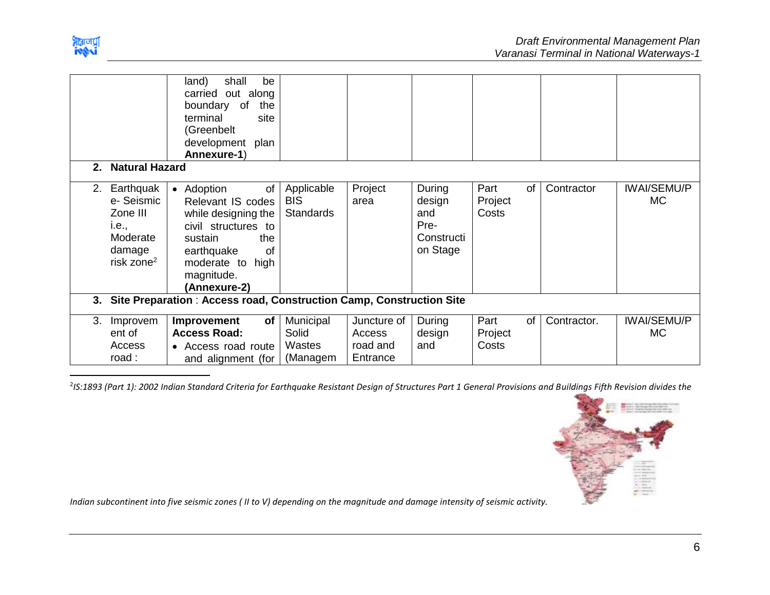|  | land) shall be carried out along boundary of the terminal site (Greenbelt development plan **Annexure-1**) |  |  |  |  |  |  |
|---|---|---|---|---|---|---|---|
| **2. Natural Hazard** |  |  |  |  |  |  |  |
| 2. Earthquake- Seismic Zone III i.e., Moderate damage risk zone[2] | • Adoption of Relevant IS codes while designing the civil structures to sustain the earthquake of moderate to high magnitude. **(Annexure-2)** | Applicable BIS Standards | Project area | During design and Pre-Construction Stage | Part of Project Costs | Contractor | IWAI/SEMU/PMC |
| **3. Site Preparation** : **Access road, Construction Camp, Construction Site** |  |  |  |  |  |  |  |
| 3. Improvement of Access road : | **Improvement of Access Road:** • Access road route and alignment (for | Municipal Solid Wastes (Managem | Juncture of Access road and Entrance | During design and | Part of Project Costs | Contractor. | IWAI/SEMU/PMC |

[2] *IS:1893 (Part 1): 2002 Indian Standard Criteria for Earthquake Resistant Design of Structures Part 1 General Provisions and Buildings Fifth Revision divides the Indian subcontinent into five seismic zones ( II to V) depending on the magnitude and damage intensity of seismic activity.*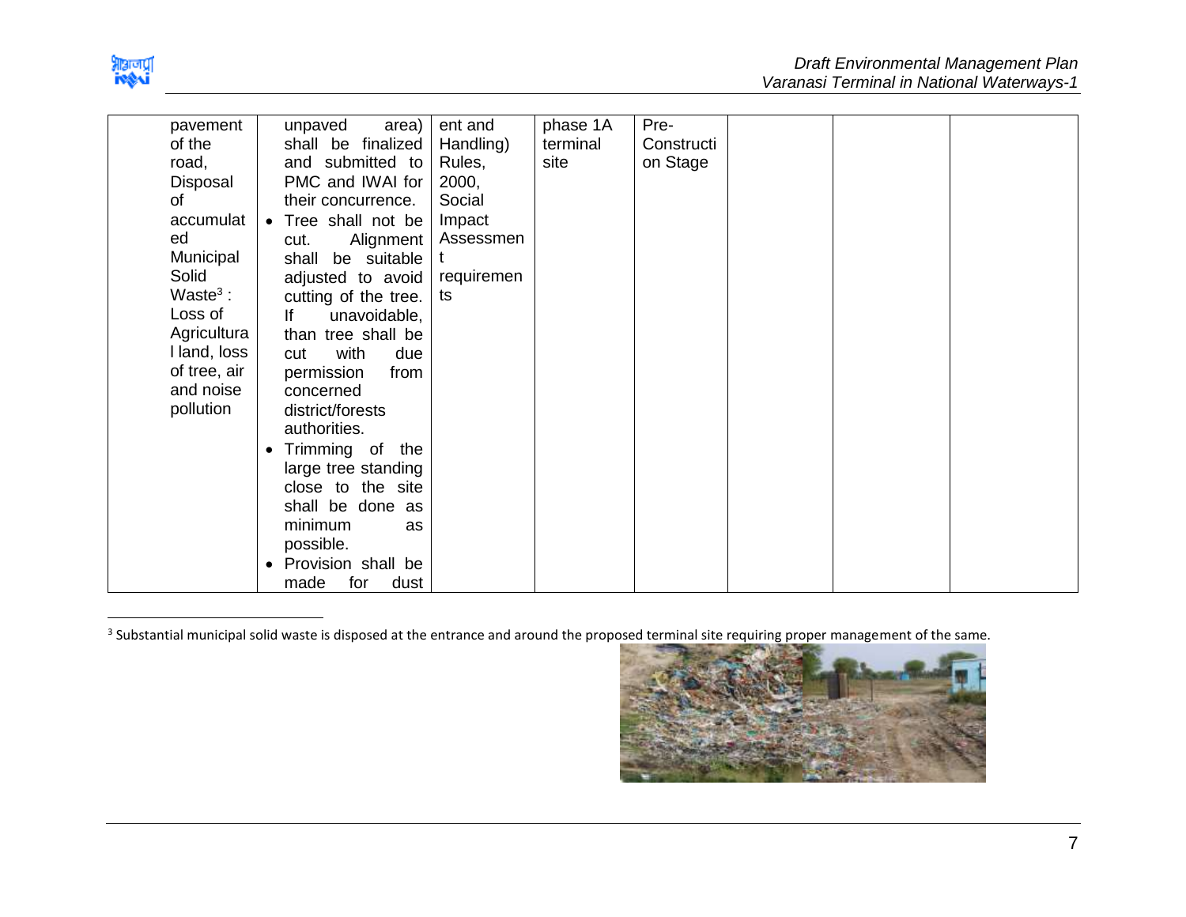| | | | | | | | |
|---|---|---|---|---|---|---|---|
| pavement of the road, Disposal of accumulated Municipal Solid Waste[3] : Loss of Agricultural land, loss of tree, air and noise pollution | unpaved area) shall be finalized and submitted to PMC and IWAI for their concurrence.<br>• Tree shall not be cut. Alignment shall be suitable adjusted to avoid cutting of the tree. If unavoidable, than tree shall be cut with due permission from concerned district/forests authorities.<br>• Trimming of the large tree standing close to the site shall be done as minimum as possible.<br>• Provision shall be made for dust | ent and Handling) Rules, 2000, Social Impact Assessment requirements | phase 1A terminal site | Pre-Construction Stage | | | |

[3] Substantial municipal solid waste is disposed at the entrance and around the proposed terminal site requiring proper management of the same.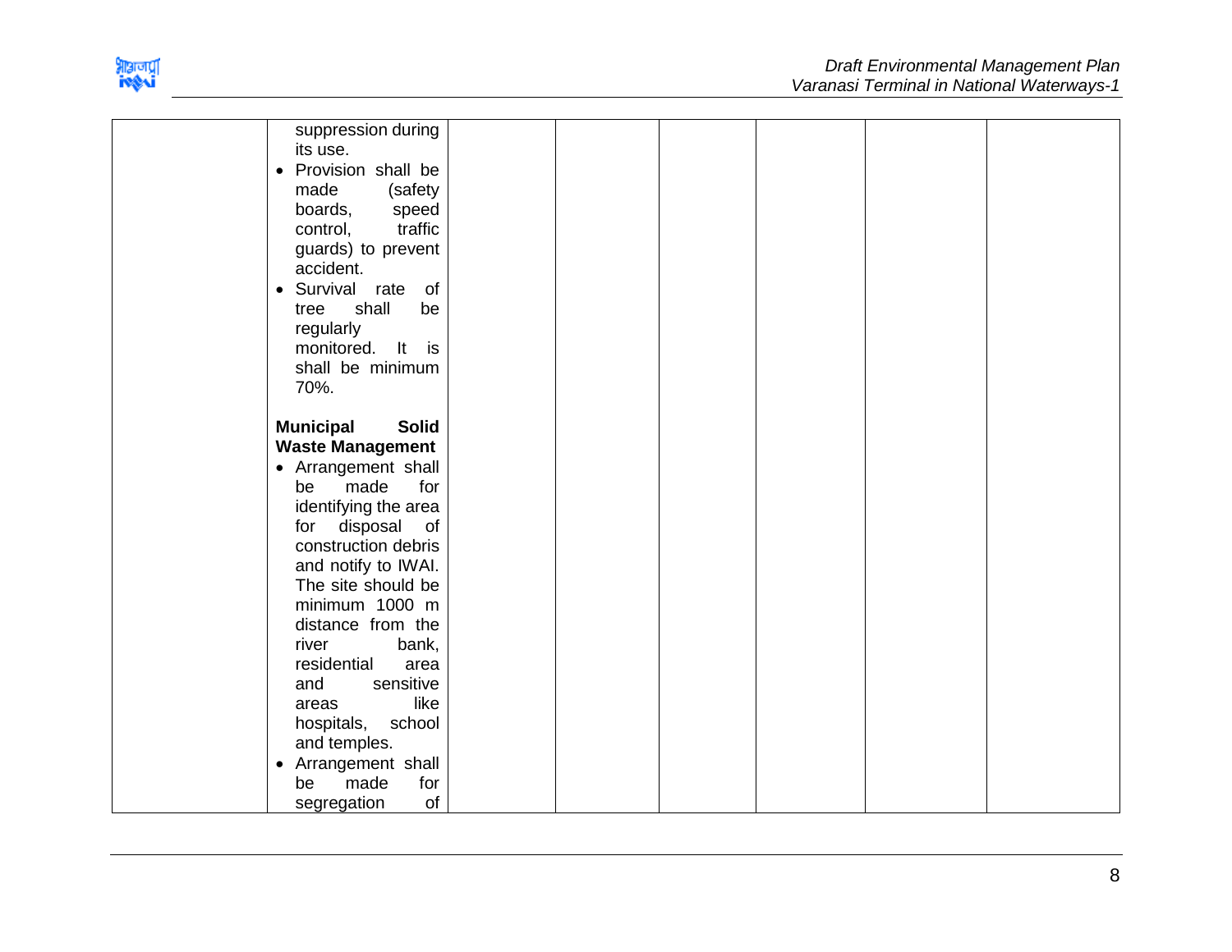|  | suppression during its use.<br>• Provision shall be made (safety boards, speed control, traffic guards) to prevent accident.<br>• Survival rate of tree shall be regularly monitored. It is shall be minimum 70%.<br><br>**Municipal Solid Waste Management**<br>• Arrangement shall be made for identifying the area for disposal of construction debris and notify to IWAI. The site should be minimum 1000 m distance from the river bank, residential area and sensitive areas like hospitals, school and temples.<br>• Arrangement shall be made for segregation of |  |  |  |  |  |  |
|---|---|---|---|---|---|---|---|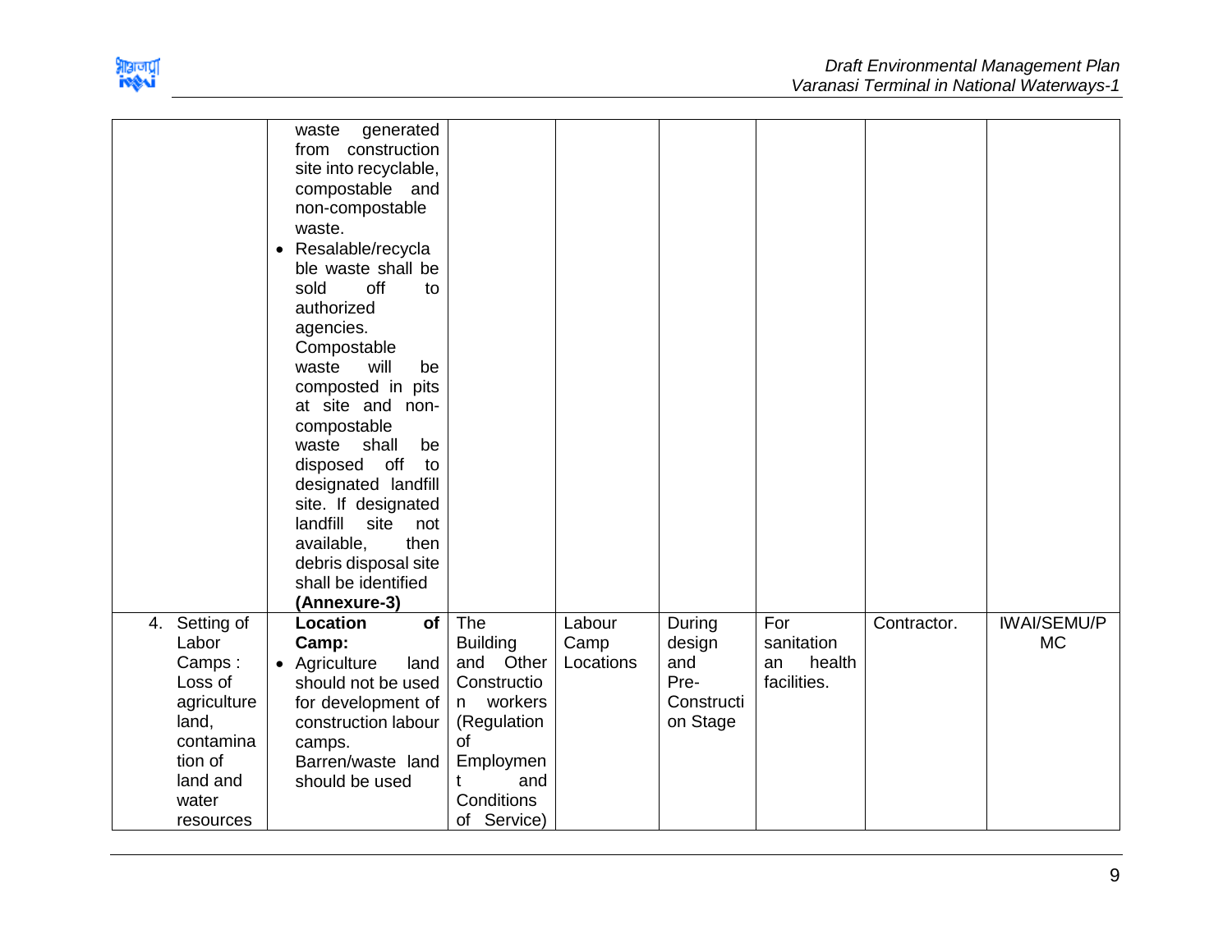| | | | | | | | |
|---|---|---|---|---|---|---|---|
| | waste generated from construction site into recyclable, compostable and non-compostable waste.<br>• Resalable/recyclable waste shall be sold off to authorized agencies. Compostable waste will be composted in pits at site and non-compostable waste shall be disposed off to designated landfill site. If designated landfill site not available, then debris disposal site shall be identified **(Annexure-3)** | | | | | | |
| 4. Setting of Labor Camps : Loss of agriculture land, contamination of land and water resources | **Location of Camp:**<br>• Agriculture land should not be used for development of construction labour camps. Barren/waste land should be used | The Building and Other Construction workers (Regulation of Employment and Conditions of Service) | Labour Camp Locations | During design and Pre-Construction Stage | For sanitation an health facilities. | Contractor. | IWAI/SEMU/PMC |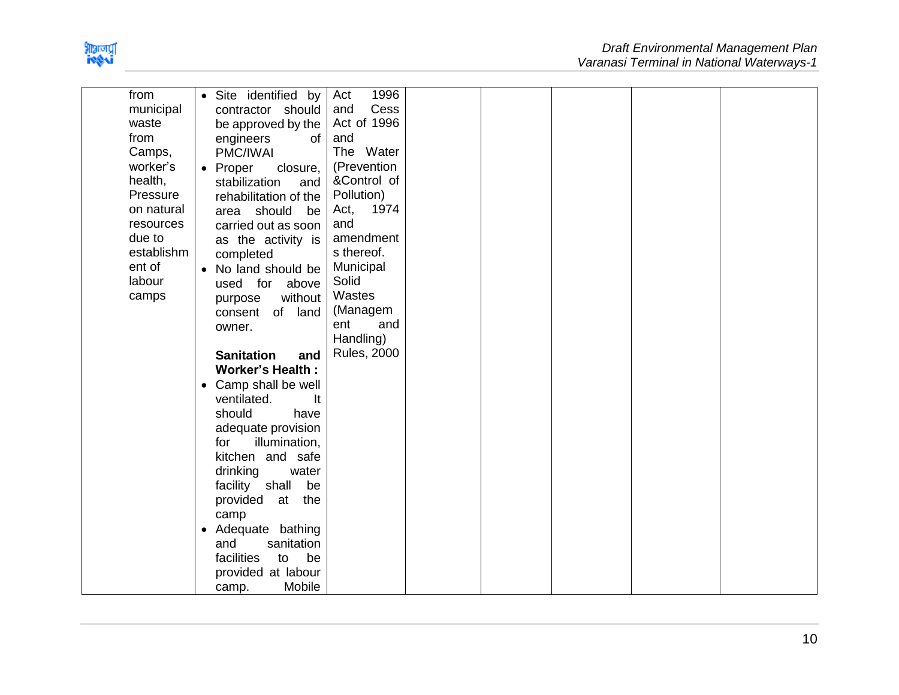| | | | | | | | |
|---|---|---|---|---|---|---|---|
| from municipal waste from Camps, worker's health, Pressure on natural resources due to establishment of labour camps | • Site identified by contractor should be approved by the engineers of PMC/IWAI<br>• Proper closure, stabilization and rehabilitation of the area should be carried out as soon as the activity is completed<br>• No land should be used for above purpose without consent of land owner.<br><br>**Sanitation and Worker's Health :**<br>• Camp shall be well ventilated. It should have adequate provision for illumination, kitchen and safe drinking water facility shall be provided at the camp<br>• Adequate bathing and sanitation facilities to be provided at labour camp. Mobile | Act 1996 and Cess Act of 1996 and The Water (Prevention &Control of Pollution) Act, 1974 and amendments thereof. Municipal Solid Wastes (Management and Handling) Rules, 2000 | | | | | |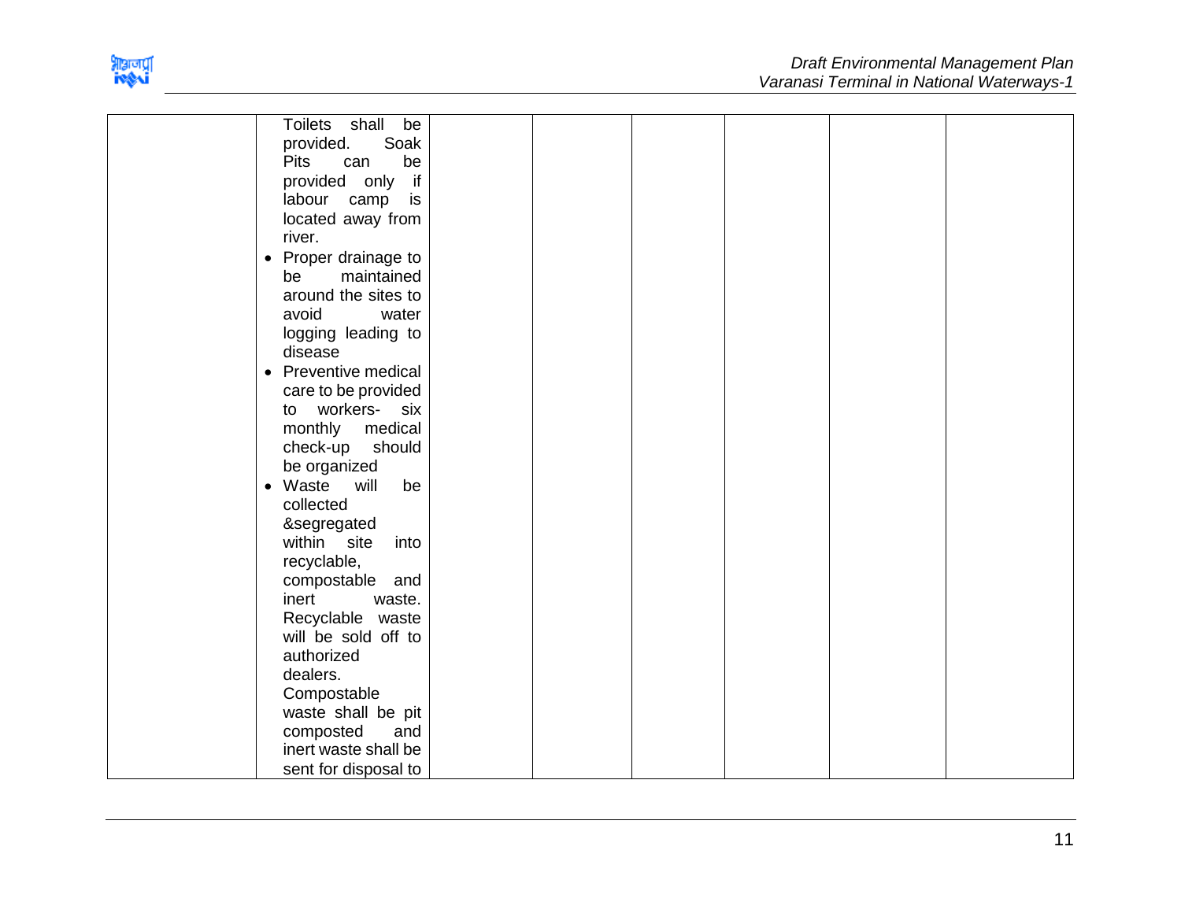|  |  |  |  |  |  |  |
|---|---|---|---|---|---|---|
|  | Toilets shall be provided. Soak Pits can be provided only if labour camp is located away from river.<br>• Proper drainage to be maintained around the sites to avoid water logging leading to disease<br>• Preventive medical care to be provided to workers- six monthly medical check-up should be organized<br>• Waste will be collected &segregated within site into recyclable, compostable and inert waste. Recyclable waste will be sold off to authorized dealers. Compostable waste shall be pit composted and inert waste shall be sent for disposal to |  |  |  |  |  |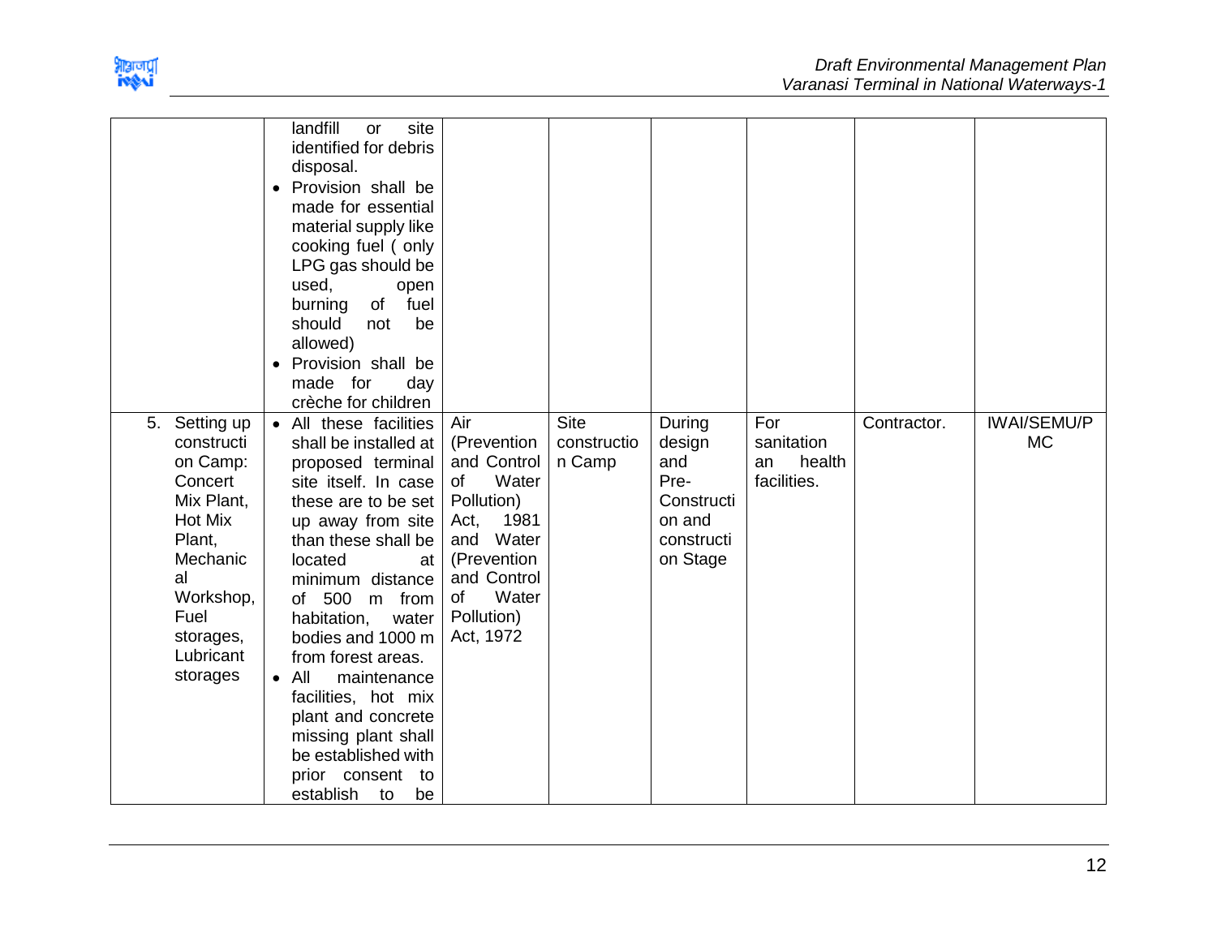| | | | | | | | |
|---|---|---|---|---|---|---|---|
| | landfill or site identified for debris disposal.<br>• Provision shall be made for essential material supply like cooking fuel ( only LPG gas should be used, open burning of fuel should not be allowed)<br>• Provision shall be made for day crèche for children | | | | | | |
| 5. Setting up construction Camp: Concert Mix Plant, Hot Mix Plant, Mechanical Workshop, Fuel storages, Lubricant storages | • All these facilities shall be installed at proposed terminal site itself. In case these are to be set up away from site than these shall be located at minimum distance of 500 m from habitation, water bodies and 1000 m from forest areas.<br>• All maintenance facilities, hot mix plant and concrete missing plant shall be established with prior consent to establish to be | Air (Prevention and Control of Water Pollution) Act, 1981 and Water (Prevention and Control of Water Pollution) Act, 1972 | Site construction Camp | During design and Pre-Construction and construction Stage | For sanitation an health facilities. | Contractor. | IWAI/SEMU/PMC |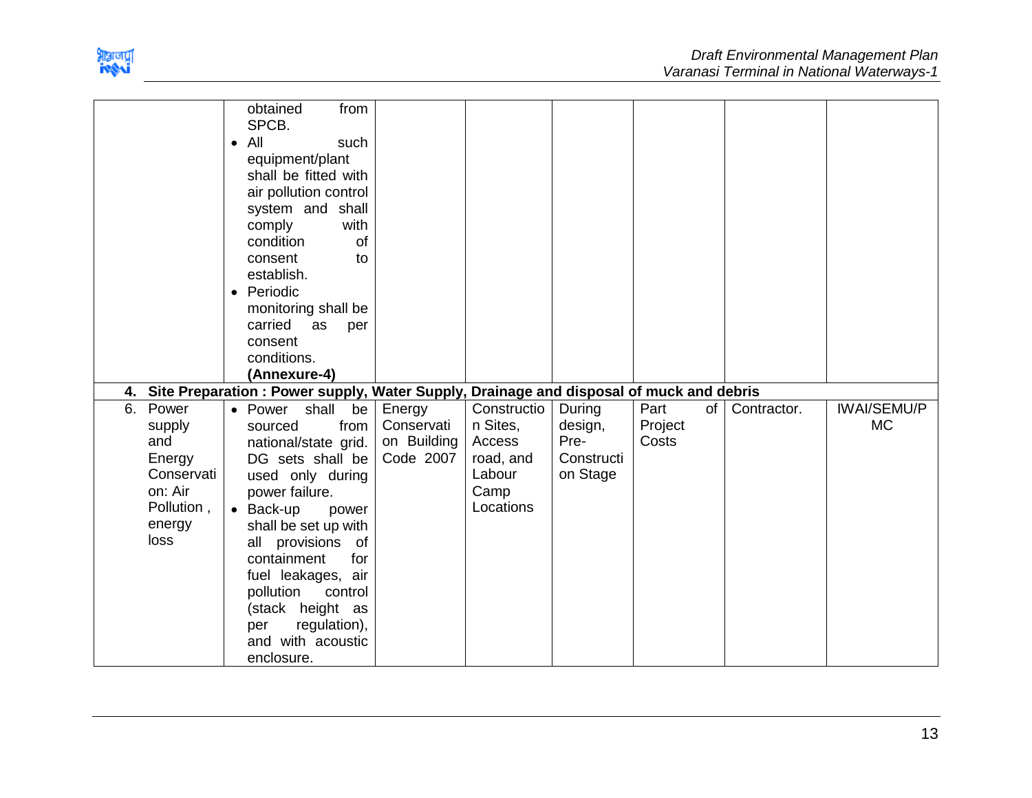| | | | | | | | |
|---|---|---|---|---|---|---|---|
| | obtained from SPCB.<br>• All such equipment/plant shall be fitted with air pollution control system and shall comply with condition of consent to establish.<br>• Periodic monitoring shall be carried as per consent conditions. **(Annexure-4)** | | | | | | |
| **4. Site Preparation : Power supply, Water Supply, Drainage and disposal of muck and debris** | | | | | | | |
| 6. Power supply and Energy Conservation: Air Pollution , energy loss | • Power shall be sourced from national/state grid. DG sets shall be used only during power failure.<br>• Back-up power shall be set up with all provisions of containment for fuel leakages, air pollution control (stack height as per regulation), and with acoustic enclosure. | Energy Conservation Building Code 2007 | Construction Sites, Access road, and Labour Camp Locations | During design, Pre-Construction Stage | Part of Project Costs | Contractor. | IWAI/SEMU/PMC |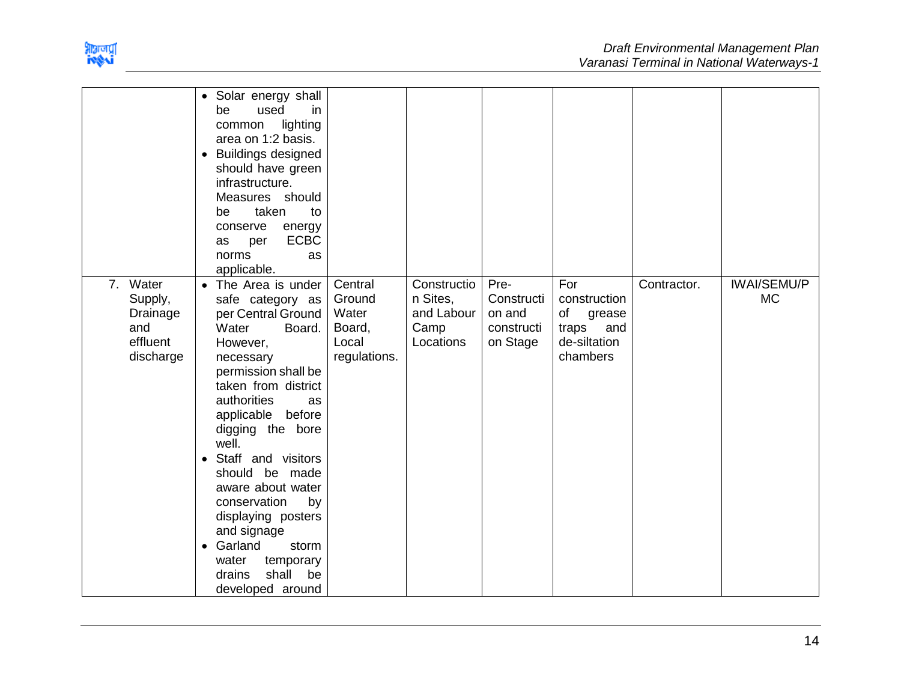| | | | | | | | |
|---|---|---|---|---|---|---|---|
| | • Solar energy shall be used in common lighting area on 1:2 basis.<br>• Buildings designed should have green infrastructure. Measures should be taken to conserve energy as per ECBC norms as applicable. | | | | | | |
| 7. Water Supply, Drainage and effluent discharge | • The Area is under safe category as per Central Ground Water Board. However, necessary permission shall be taken from district authorities as applicable before digging the bore well.<br>• Staff and visitors should be made aware about water conservation by displaying posters and signage<br>• Garland storm water temporary drains shall be developed around | Central Ground Water Board, Local regulations. | Construction Sites, and Labour Camp Locations | Pre-Construction and construction Stage | For construction of grease traps and de-siltation chambers | Contractor. | IWAI/SEMU/PMC |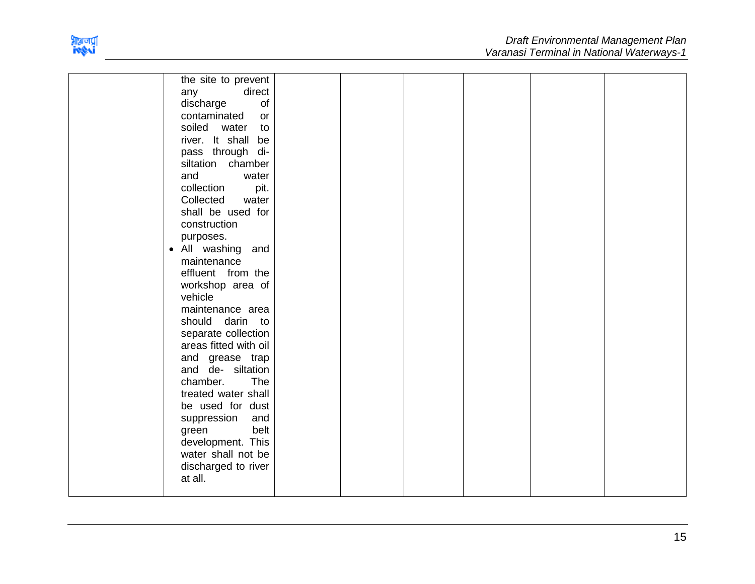| | | | | | | | |
|---|---|---|---|---|---|---|---|
| | the site to prevent any direct discharge of contaminated or soiled water to river. It shall be pass through di-siltation chamber and water collection pit. Collected water shall be used for construction purposes.<br>• All washing and maintenance effluent from the workshop area of vehicle maintenance area should darin to separate collection areas fitted with oil and grease trap and de- siltation chamber. The treated water shall be used for dust suppression and green belt development. This water shall not be discharged to river at all. | | | | | | |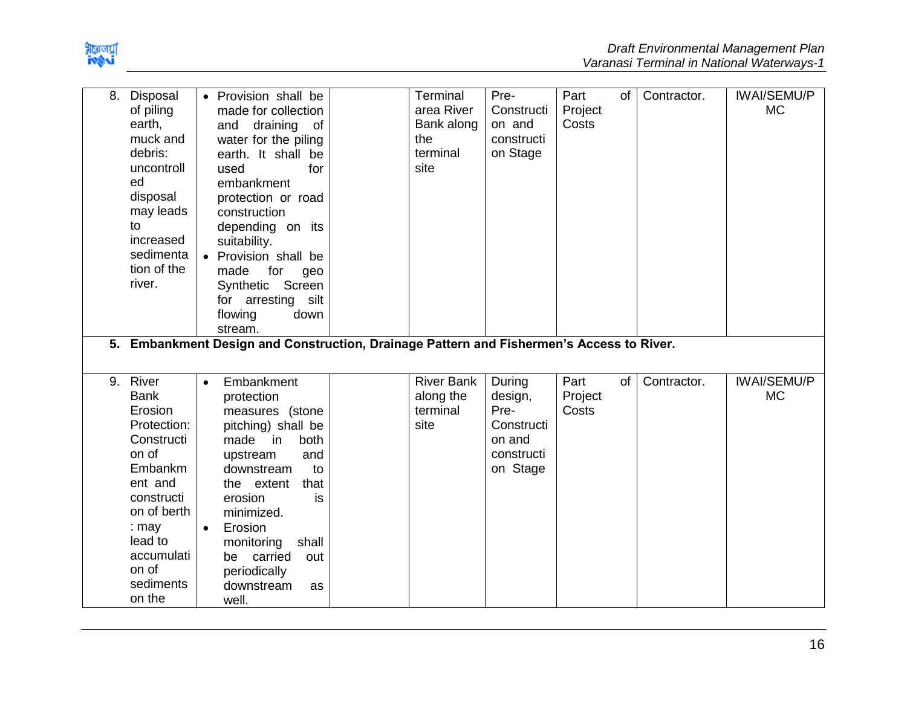| 8. Disposal of piling earth, muck and debris: uncontrolled disposal may leads to increased sedimentation of the river. | • Provision shall be made for collection and draining of water for the piling earth. It shall be used for embankment protection or road construction depending on its suitability.<br>• Provision shall be made for geo Synthetic Screen for arresting silt flowing down stream. | | Terminal area River Bank along the terminal site | Pre-Construction and construction Stage | Part of Project Costs | Contractor. | IWAI/SEMU/PMC |
|---|---|---|---|---|---|---|---|
| **5. Embankment Design and Construction, Drainage Pattern and Fishermen's Access to River.** | | | | | | | |
| 9. River Bank Erosion Protection: Construction of Embankment and construction of berth : may lead to accumulation of sediments on the | • Embankment protection measures (stone pitching) shall be made in both upstream and downstream to the extent that erosion is minimized.<br>• Erosion monitoring shall be carried out periodically downstream as well. | | River Bank along the terminal site | During design, Pre-Construction and construction Stage | Part of Project Costs | Contractor. | IWAI/SEMU/PMC |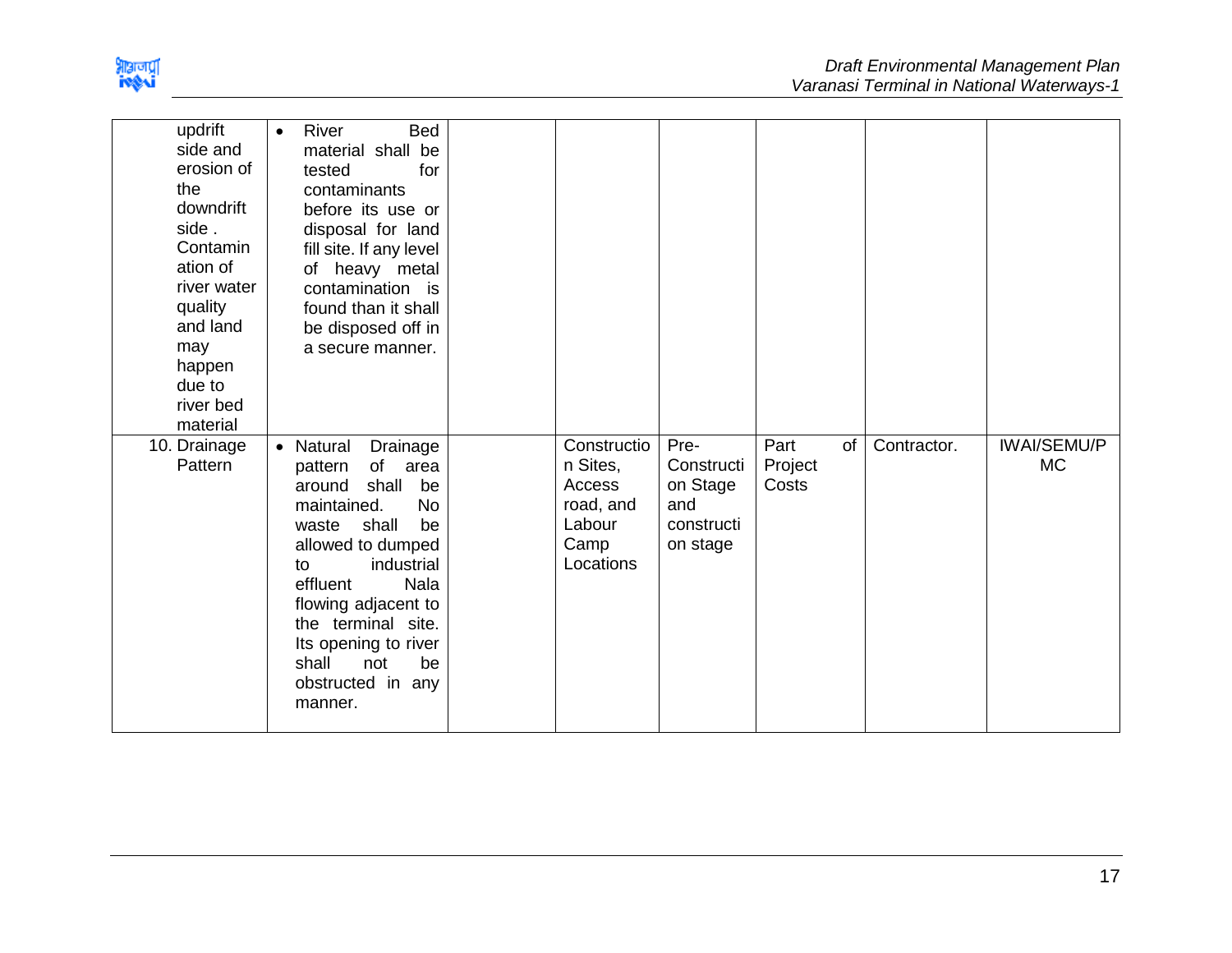| | | | | | | | |
|---|---|---|---|---|---|---|---|
| updrift side and erosion of the downdrift side . Contamination of river water quality and land may happen due to river bed material | • River Bed material shall be tested for contaminants before its use or disposal for land fill site. If any level of heavy metal contamination is found than it shall be disposed off in a secure manner. | | | | | | |
| 10. Drainage Pattern | • Natural Drainage pattern of area around shall be maintained. No waste shall be allowed to dumped to industrial effluent Nala flowing adjacent to the terminal site. Its opening to river shall not be obstructed in any manner. | | Construction Sites, Access road, and Labour Camp Locations | Pre-Construction Stage and construction stage | Part of Project Costs | Contractor. | IWAI/SEMU/PMC |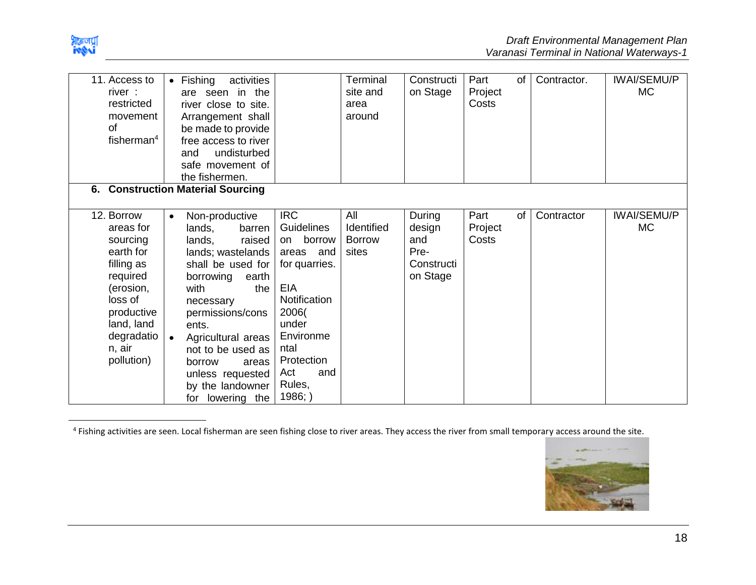| 11. Access to river : restricted movement of fisherman[4] | • Fishing activities are seen in the river close to site. Arrangement shall be made to provide free access to river and undisturbed safe movement of the fishermen. | | Terminal site and area around | Construction Stage | Part of Project Costs | Contractor. | IWAI/SEMU/PMC |
|---|---|---|---|---|---|---|---|
| **6. Construction Material Sourcing** | | | | | | | |
| 12. Borrow areas for sourcing earth for filling as required (erosion, loss of productive land, land degradation, air pollution) | • Non-productive lands, barren lands, raised lands; wastelands shall be used for borrowing earth with the necessary permissions/consents. <br> • Agricultural areas not to be used as borrow areas unless requested by the landowner for lowering the | IRC Guidelines on borrow areas and for quarries. <br><br> EIA Notification 2006( under Environmental Protection Act and Rules, 1986; ) | All Identified Borrow sites | During design and Pre-Construction Stage | Part of Project Costs | Contractor | IWAI/SEMU/PMC |

[4] Fishing activities are seen. Local fisherman are seen fishing close to river areas. They access the river from small temporary access around the site.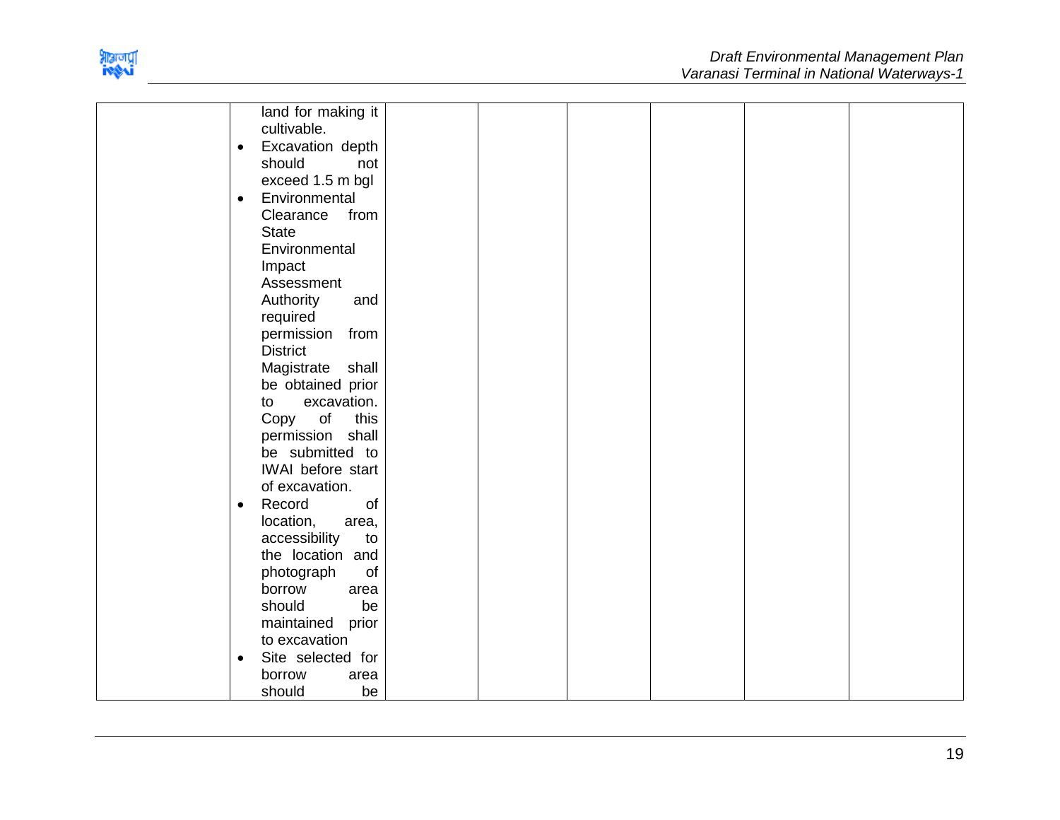|  | land for making it cultivable.<br>• Excavation depth should not exceed 1.5 m bgl<br>• Environmental Clearance from State Environmental Impact Assessment Authority and required permission from District Magistrate shall be obtained prior to excavation. Copy of this permission shall be submitted to IWAI before start of excavation.<br>• Record of location, area, accessibility to the location and photograph of borrow area should be maintained prior to excavation<br>• Site selected for borrow area should be |  |  |  |  |  |  |
|---|---|---|---|---|---|---|---|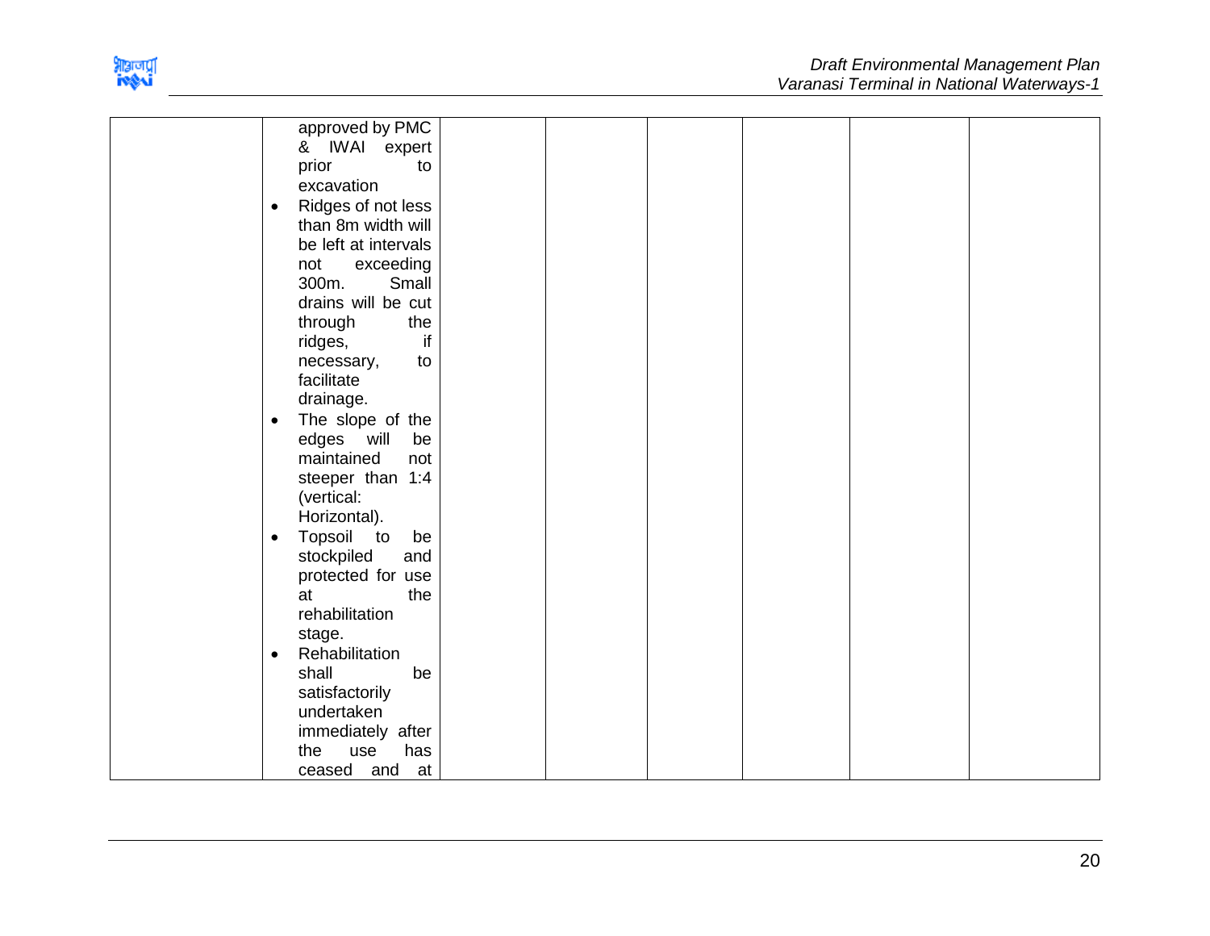|  | approved by PMC & IWAI expert prior to excavation<br>• Ridges of not less than 8m width will be left at intervals not exceeding 300m. Small drains will be cut through the ridges, if necessary, to facilitate drainage.<br>• The slope of the edges will be maintained not steeper than 1:4 (vertical: Horizontal).<br>• Topsoil to be stockpiled and protected for use at the rehabilitation stage.<br>• Rehabilitation shall be satisfactorily undertaken immediately after the use has ceased and at |  |  |  |  |  |  |
|---|---|---|---|---|---|---|---|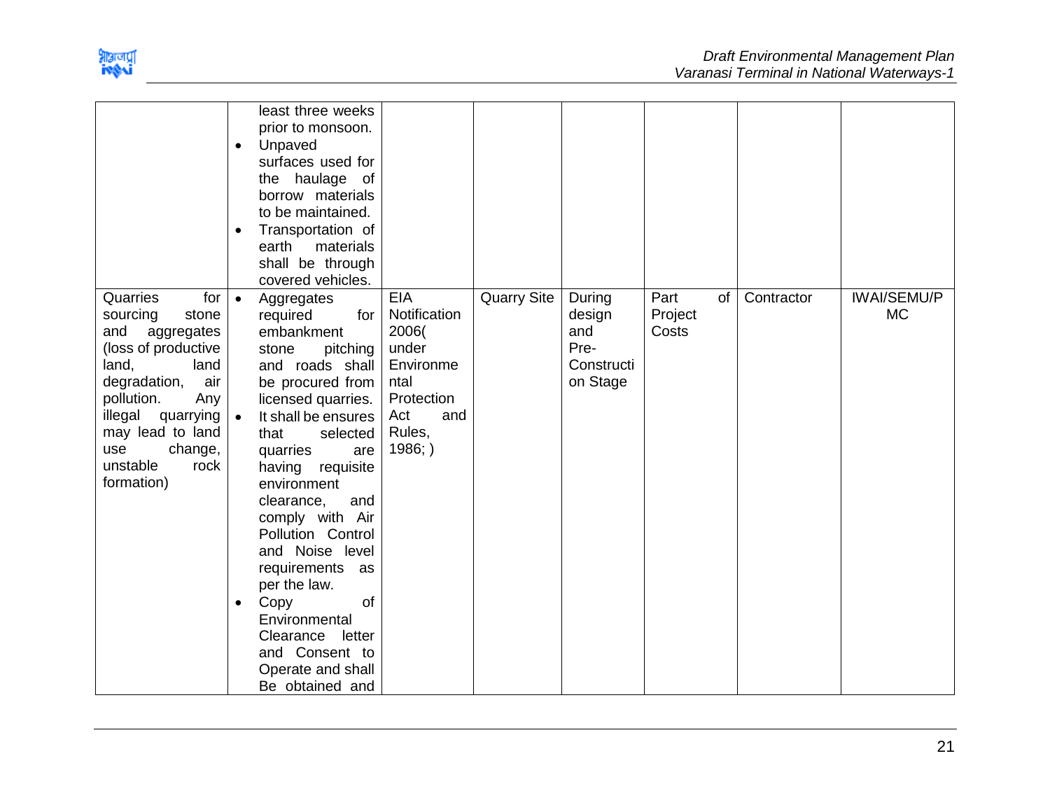| | | | | | | | |
|---|---|---|---|---|---|---|---|
| | least three weeks prior to monsoon.<br>• Unpaved surfaces used for the haulage of borrow materials to be maintained.<br>• Transportation of earth materials shall be through covered vehicles. | | | | | | |
| Quarries for sourcing stone and aggregates (loss of productive land, land degradation, air pollution. Any illegal quarrying may lead to land use change, unstable rock formation) | • Aggregates required for embankment stone pitching and roads shall be procured from licensed quarries.<br>• It shall be ensures that selected quarries are having requisite environment clearance, and comply with Air Pollution Control and Noise level requirements as per the law.<br>• Copy of Environmental Clearance letter and Consent to Operate and shall Be obtained and | EIA Notification 2006( under Environmental Protection Act and Rules, 1986; ) | Quarry Site | During design and Pre-Construction Stage | Part of Project Costs | Contractor | IWAI/SEMU/PMC |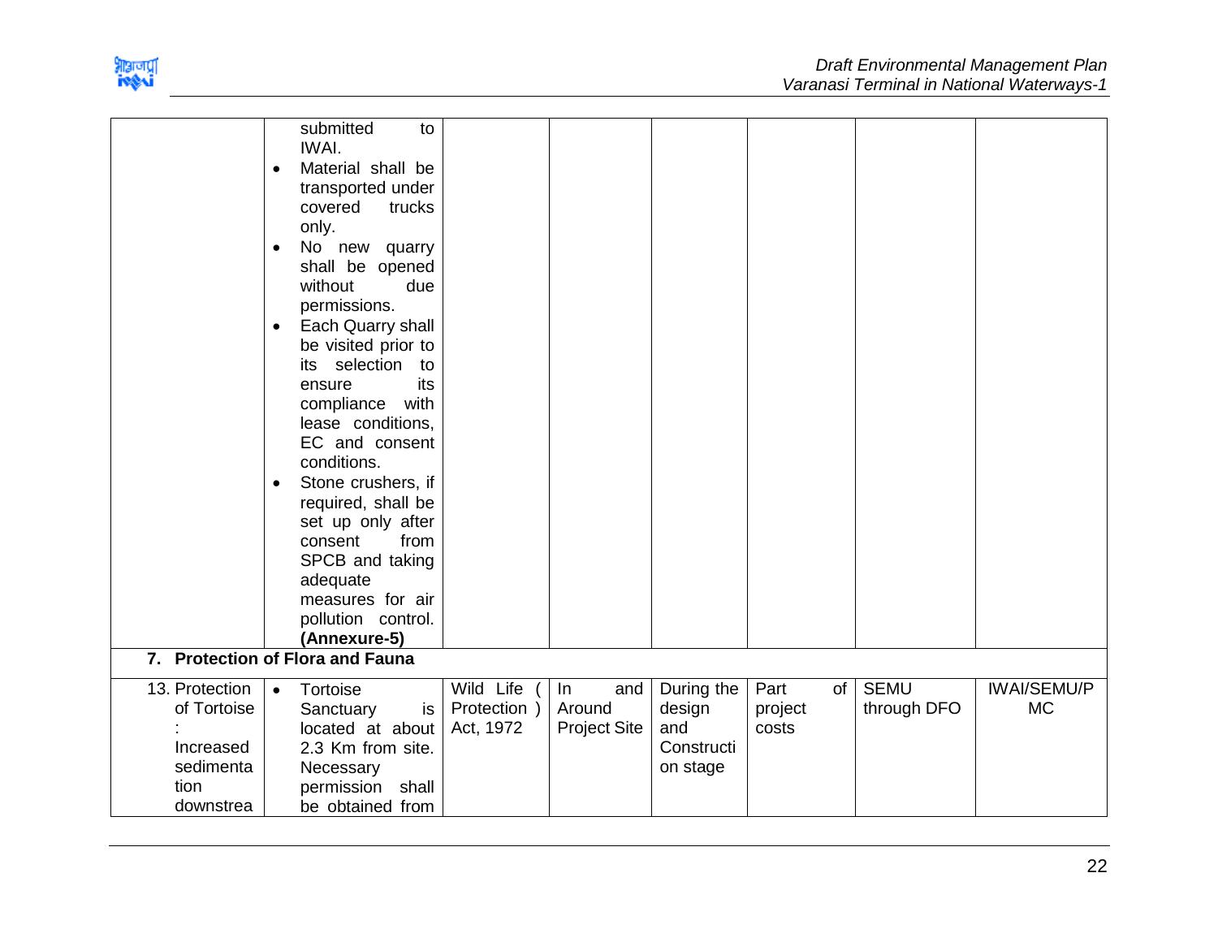| | | | | | | | |
|---|---|---|---|---|---|---|---|
| | submitted to IWAI.<br>• Material shall be transported under covered trucks only.<br>• No new quarry shall be opened without due permissions.<br>• Each Quarry shall be visited prior to its selection to ensure its compliance with lease conditions, EC and consent conditions.<br>• Stone crushers, if required, shall be set up only after consent from SPCB and taking adequate measures for air pollution control. **(Annexure-5)** | | | | | | |
| **7. Protection of Flora and Fauna** | | | | | | | |
| 13. Protection of Tortoise : Increased sedimentation downstrea | • Tortoise Sanctuary is located at about 2.3 Km from site. Necessary permission shall be obtained from | Wild Life ( Protection ) Act, 1972 | In and Around Project Site | During the design and Construction stage | Part of project costs | SEMU through DFO | IWAI/SEMU/PMC |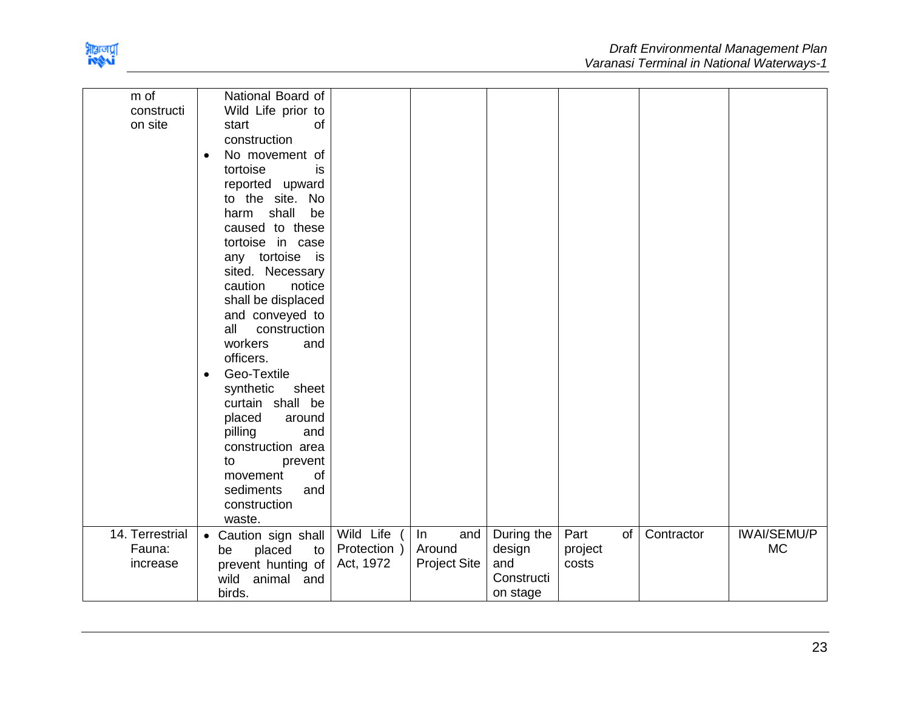| | | | | | | | |
|---|---|---|---|---|---|---|---|
| m of construction site | National Board of Wild Life prior to start of construction<br>• No movement of tortoise is reported upward to the site. No harm shall be caused to these tortoise in case any tortoise is sited. Necessary caution notice shall be displaced and conveyed to all construction workers and officers.<br>• Geo-Textile synthetic sheet curtain shall be placed around pilling and construction area to prevent movement of sediments and construction waste. | | | | | | |
| 14. Terrestrial Fauna: increase | • Caution sign shall be placed to prevent hunting of wild animal and birds. | Wild Life ( Protection ) Act, 1972 | In and Around Project Site | During the design and Construction stage | Part of project costs | Contractor | IWAI/SEMU/PMC |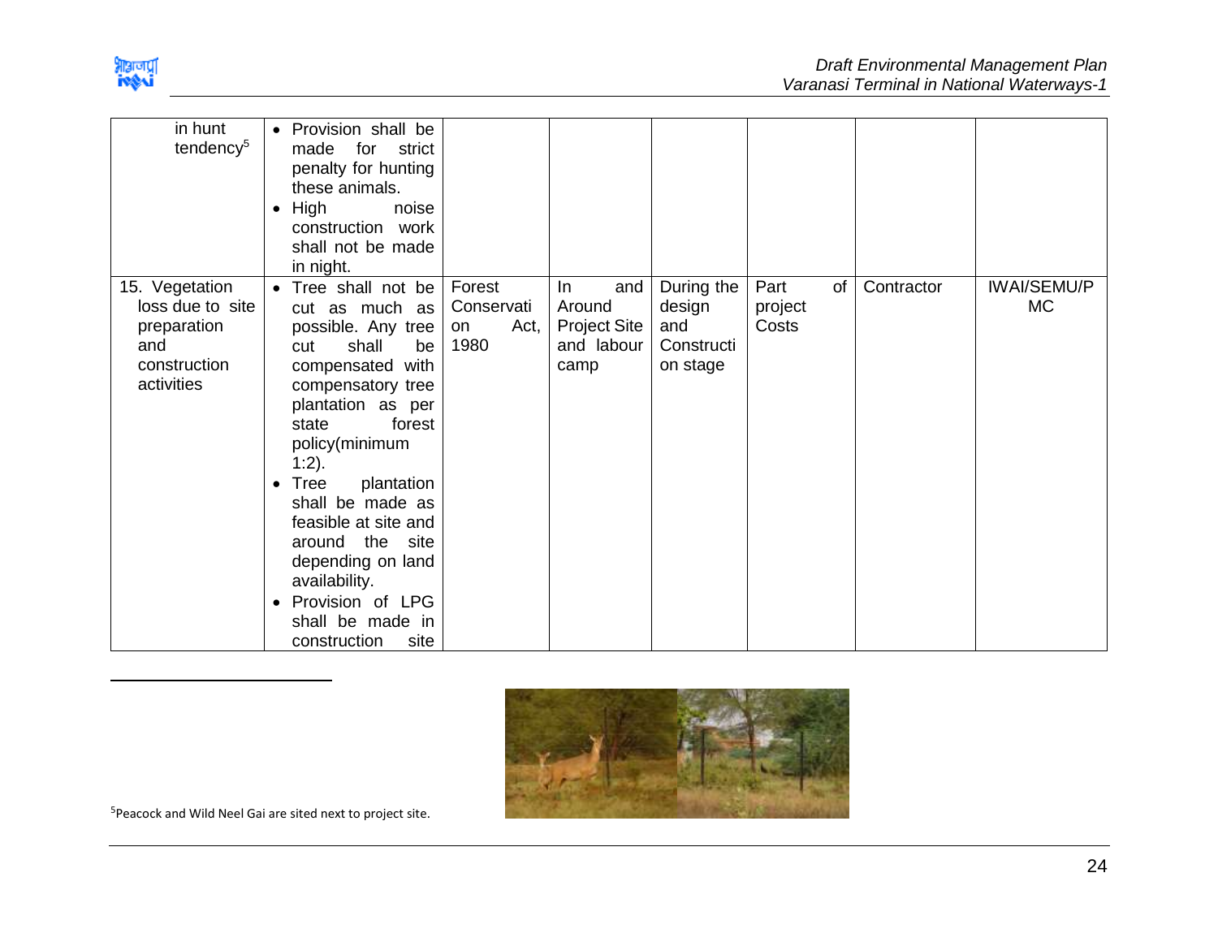| | | | | | | | |
|---|---|---|---|---|---|---|---|
| in hunt tendency[5] | • Provision shall be made for strict penalty for hunting these animals.<br>• High noise construction work shall not be made in night. | | | | | | |
| 15. Vegetation loss due to site preparation and construction activities | • Tree shall not be cut as much as possible. Any tree cut shall be compensated with compensatory tree plantation as per state forest policy(minimum 1:2).<br>• Tree plantation shall be made as feasible at site and around the site depending on land availability.<br>• Provision of LPG shall be made in construction site | Forest Conservation Act, 1980 | In and Around Project Site and labour camp | During the design and Construction stage | Part of project Costs | Contractor | IWAI/SEMU/PMC |

[5]Peacock and Wild Neel Gai are sited next to project site.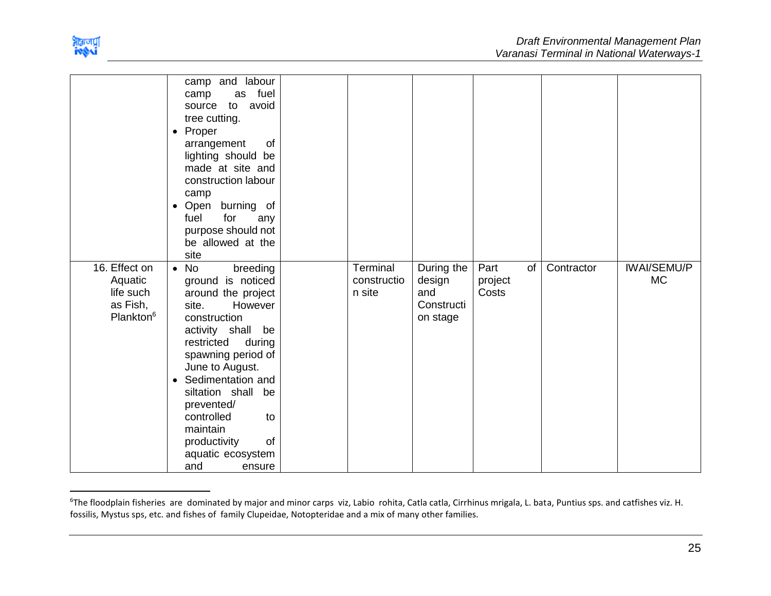| | | | | | | | |
|---|---|---|---|---|---|---|---|
| | camp and labour camp as fuel source to avoid tree cutting.<br>• Proper arrangement of lighting should be made at site and construction labour camp<br>• Open burning of fuel for any purpose should not be allowed at the site | | | | | | |
| 16. Effect on Aquatic life such as Fish, Plankton[6] | • No breeding ground is noticed around the project site. However construction activity shall be restricted during spawning period of June to August.<br>• Sedimentation and siltation shall be prevented/ controlled to maintain productivity of aquatic ecosystem and ensure | | Terminal construction site | During the design and Construction stage | Part of project Costs | Contractor | IWAI/SEMU/PMC |

[6]The floodplain fisheries are dominated by major and minor carps viz, Labio rohita, Catla catla, Cirrhinus mrigala, L. bata, Puntius sps. and catfishes viz. H. fossilis, Mystus sps, etc. and fishes of family Clupeidae, Notopteridae and a mix of many other families.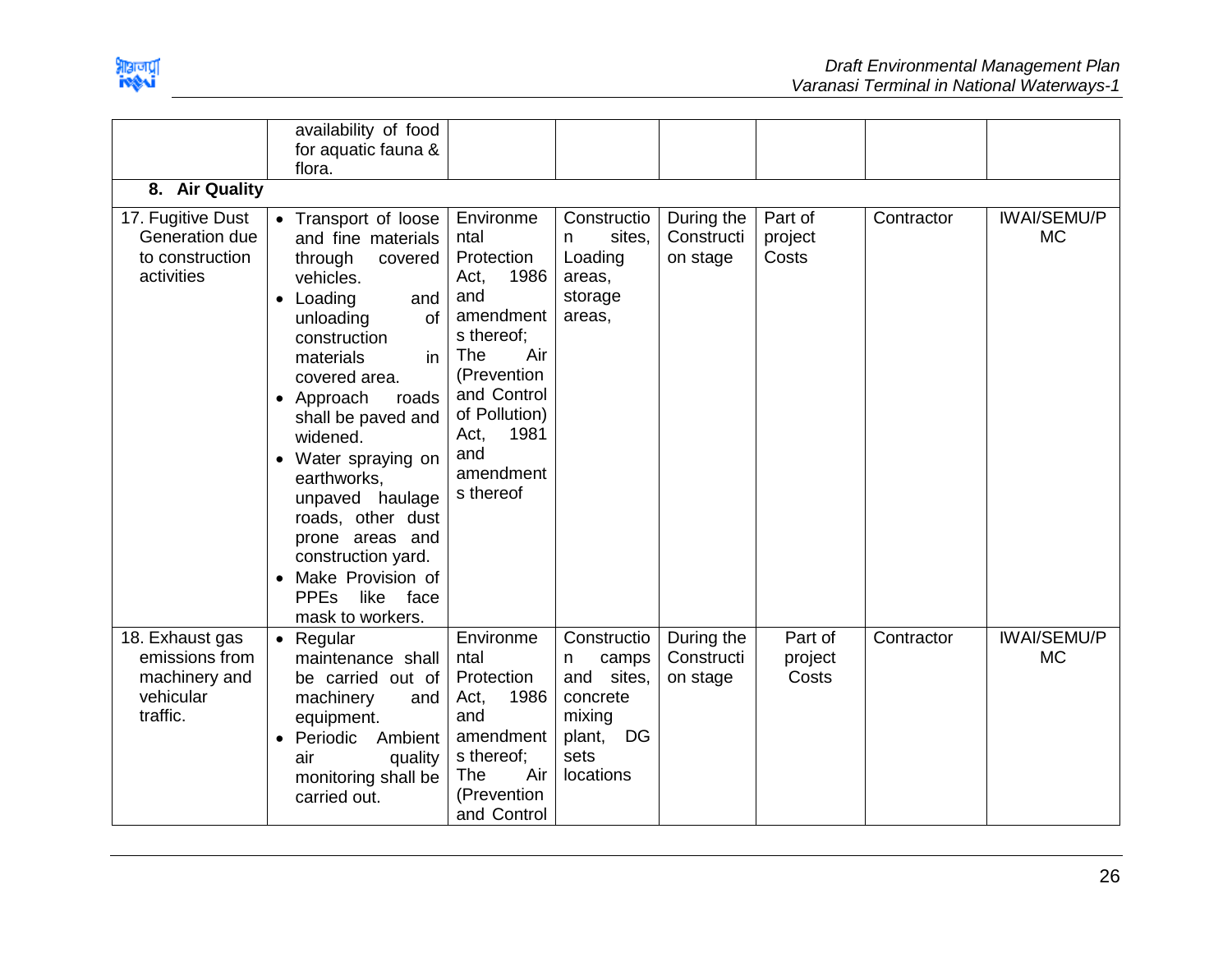| | | | | | | | |
|---|---|---|---|---|---|---|---|
| | availability of food for aquatic fauna & flora. | | | | | | |
| **8. Air Quality** | | | | | | | |
| 17. Fugitive Dust Generation due to construction activities | • Transport of loose and fine materials through covered vehicles.<br>• Loading and unloading of construction materials in covered area.<br>• Approach roads shall be paved and widened.<br>• Water spraying on earthworks, unpaved haulage roads, other dust prone areas and construction yard.<br>• Make Provision of PPEs like face mask to workers. | Environmental Protection Act, 1986 and amendments thereof; The Air (Prevention and Control of Pollution) Act, 1981 and amendments thereof | Construction sites, Loading areas, storage areas, | During the Construction stage | Part of project Costs | Contractor | IWAI/SEMU/PMC |
| 18. Exhaust gas emissions from machinery and vehicular traffic. | • Regular maintenance shall be carried out of machinery and equipment.<br>• Periodic Ambient air quality monitoring shall be carried out. | Environmental Protection Act, 1986 and amendments thereof; The Air (Prevention and Control | Construction camps and sites, concrete mixing plant, DG sets locations | During the Construction stage | Part of project Costs | Contractor | IWAI/SEMU/PMC |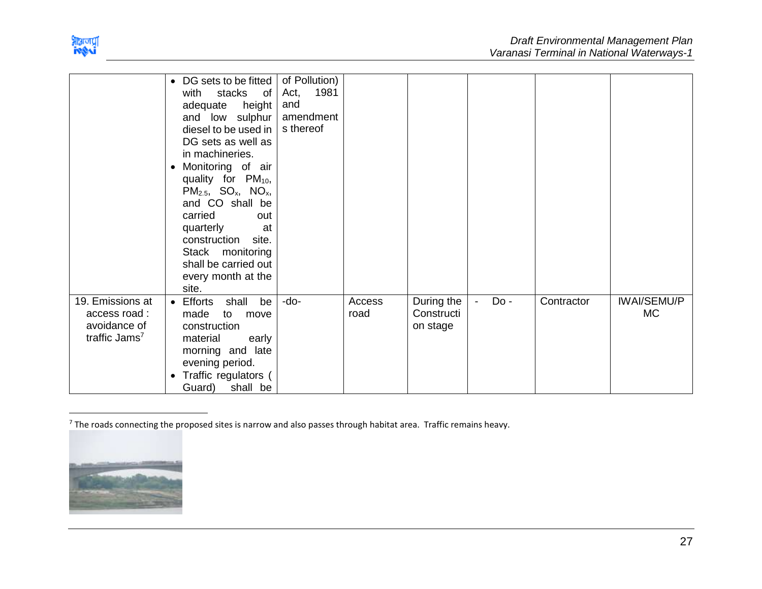| | • DG sets to be fitted with stacks of adequate height and low sulphur diesel to be used in DG sets as well as in machineries.<br>• Monitoring of air quality for $PM_{10}$, $PM_{2.5}$, $SO_x$, $NO_x$, and CO shall be carried out quarterly at construction site. Stack monitoring shall be carried out every month at the site. | of Pollution) Act, 1981 and amendments thereof | | | | | |
|---|---|---|---|---|---|---|---|
| 19. Emissions at access road : avoidance of traffic Jams[7] | • Efforts shall be made to move construction material early morning and late evening period.<br>• Traffic regulators ( Guard) shall be | -do- | Access road | During the Construction stage | - Do - | Contractor | IWAI/SEMU/PMC |

[7] The roads connecting the proposed sites is narrow and also passes through habitat area. Traffic remains heavy.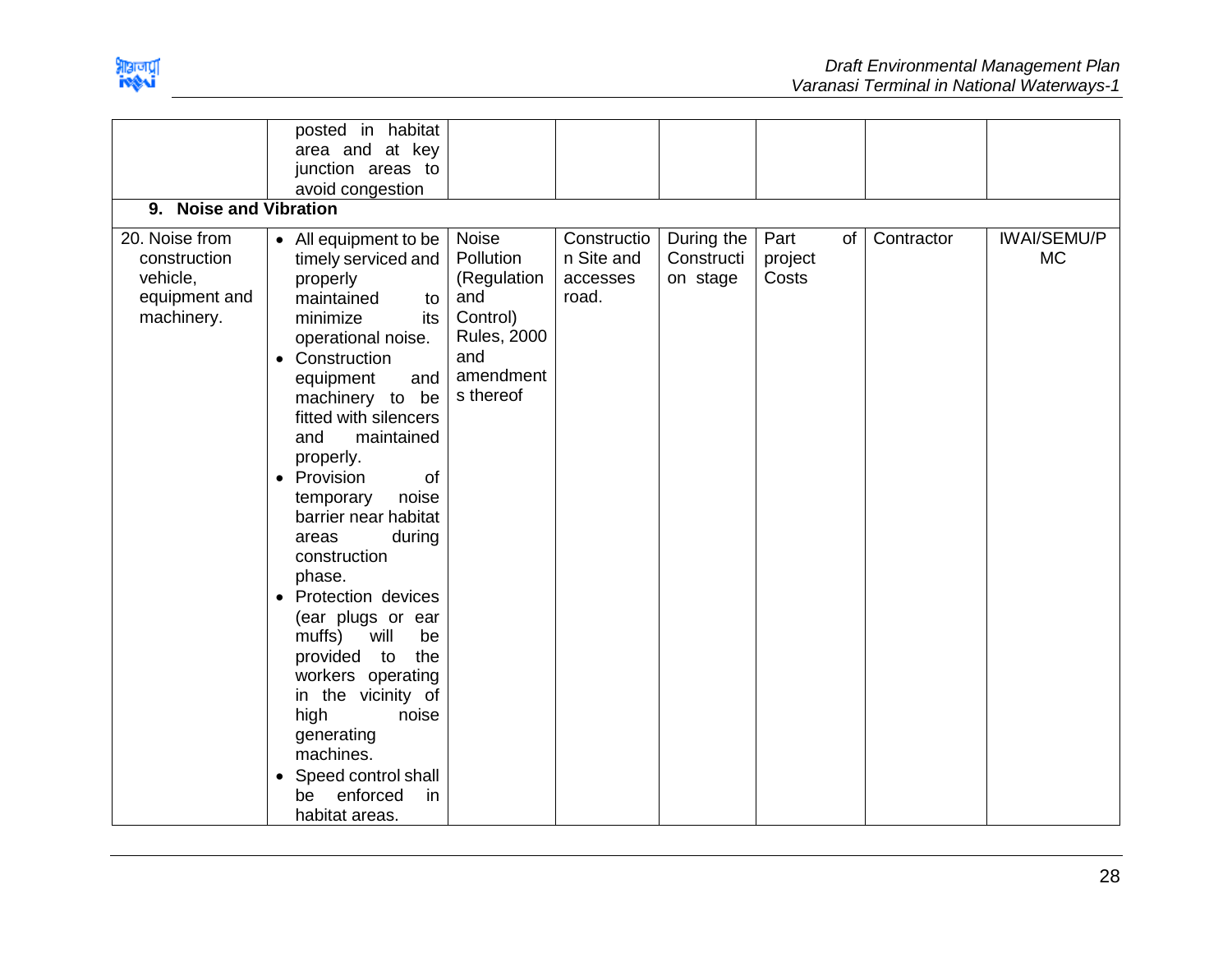| | | | | | | | |
|---|---|---|---|---|---|---|---|
| | posted in habitat area and at key junction areas to avoid congestion | | | | | | |
| **9. Noise and Vibration** | | | | | | | |
| 20. Noise from construction vehicle, equipment and machinery. | • All equipment to be timely serviced and properly maintained to minimize its operational noise.<br>• Construction equipment and machinery to be fitted with silencers and maintained properly.<br>• Provision of temporary noise barrier near habitat areas during construction phase.<br>• Protection devices (ear plugs or ear muffs) will be provided to the workers operating in the vicinity of high noise generating machines.<br>• Speed control shall be enforced in habitat areas. | Noise Pollution (Regulation and Control) Rules, 2000 and amendments thereof | Construction Site and accesses road. | During the Construction stage | Part of project Costs | Contractor | IWAI/SEMU/PMC |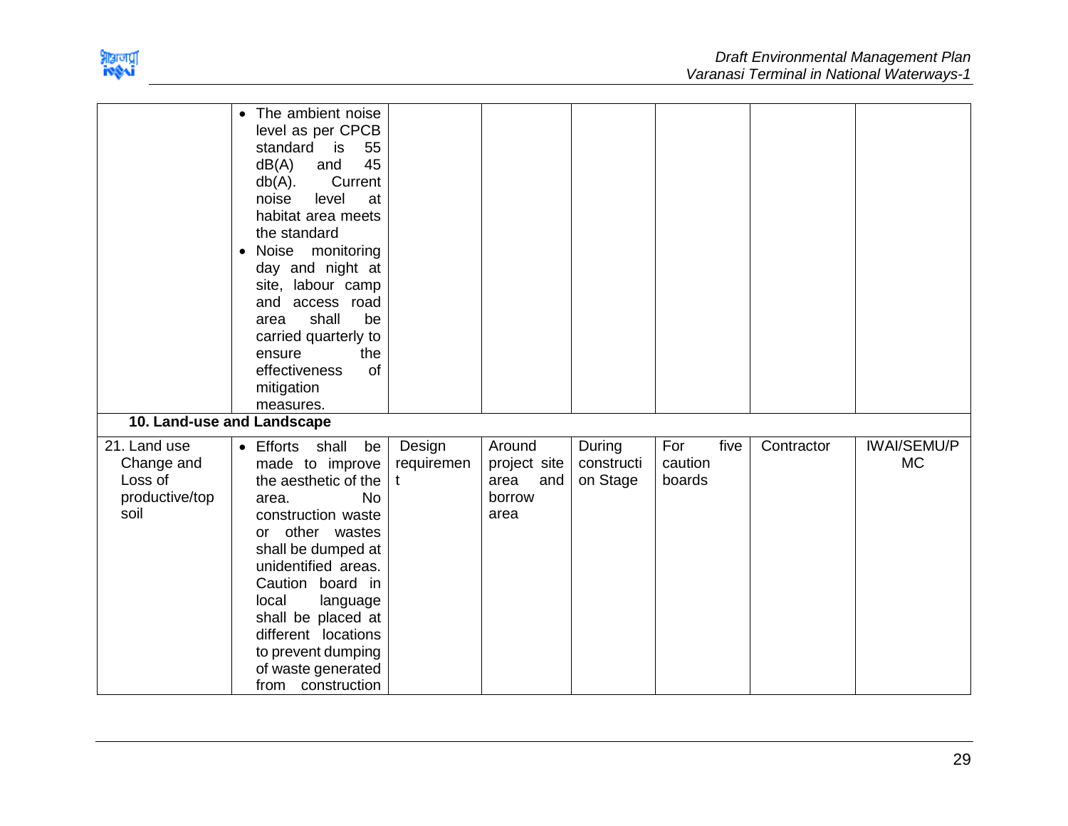| | | | | | | | |
|---|---|---|---|---|---|---|---|
| | • The ambient noise level as per CPCB standard is 55 dB(A) and 45 db(A). Current noise level at habitat area meets the standard<br>• Noise monitoring day and night at site, labour camp and access road area shall be carried quarterly to ensure the effectiveness of mitigation measures. | | | | | | |
| **10. Land-use and Landscape** | | | | | | | |
| 21. Land use Change and Loss of productive/top soil | • Efforts shall be made to improve the aesthetic of the area. No construction waste or other wastes shall be dumped at unidentified areas. Caution board in local language shall be placed at different locations to prevent dumping of waste generated from construction | Design requirement | Around project site area and borrow area | During construction Stage | For five caution boards | Contractor | IWAI/SEMU/PMC |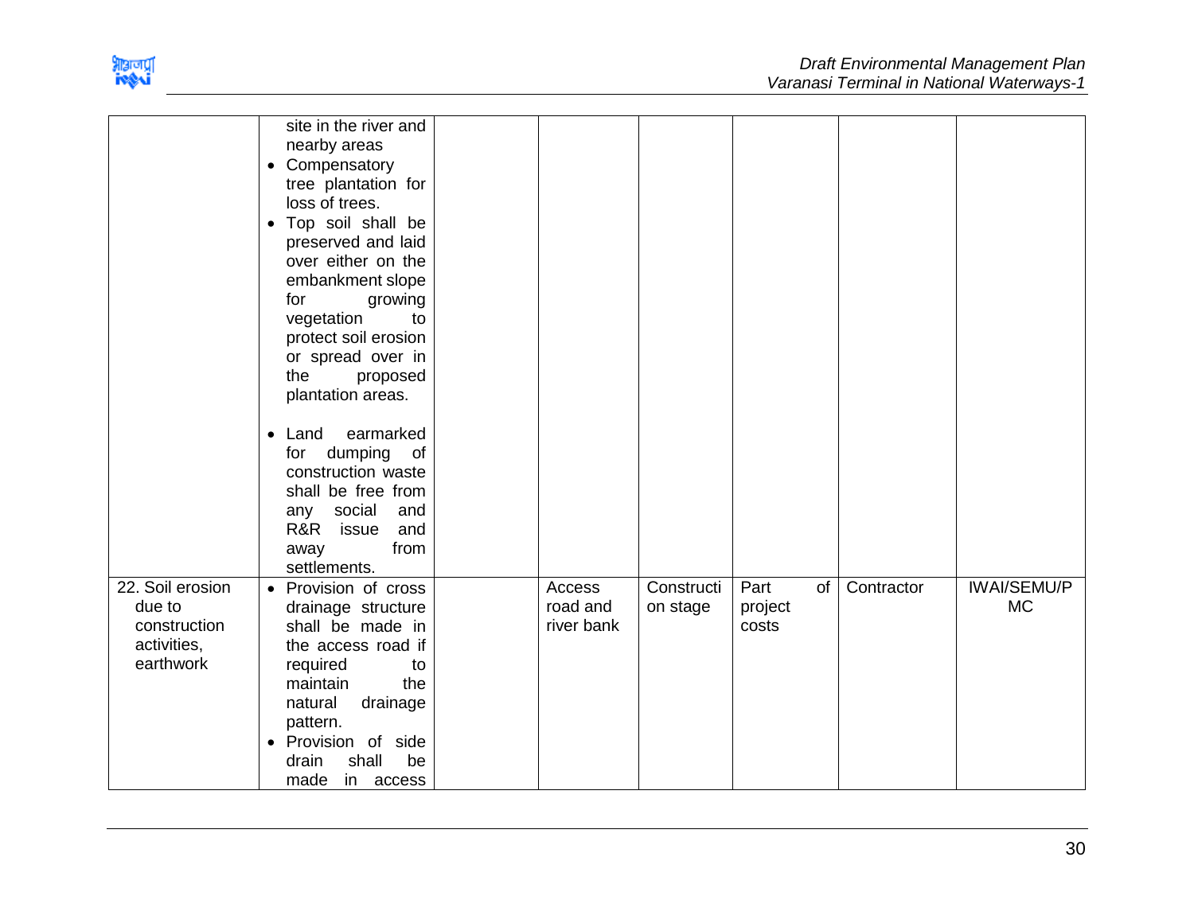| | | | | | | | |
|---|---|---|---|---|---|---|---|
| | site in the river and nearby areas<br>• Compensatory tree plantation for loss of trees.<br>• Top soil shall be preserved and laid over either on the embankment slope for growing vegetation to protect soil erosion or spread over in the proposed plantation areas.<br><br>• Land earmarked for dumping of construction waste shall be free from any social and R&R issue and away from settlements. | | | | | | |
| 22. Soil erosion due to construction activities, earthwork | • Provision of cross drainage structure shall be made in the access road if required to maintain the natural drainage pattern.<br>• Provision of side drain shall be made in access | | Access road and river bank | Construction stage | Part of project costs | Contractor | IWAI/SEMU/PMC |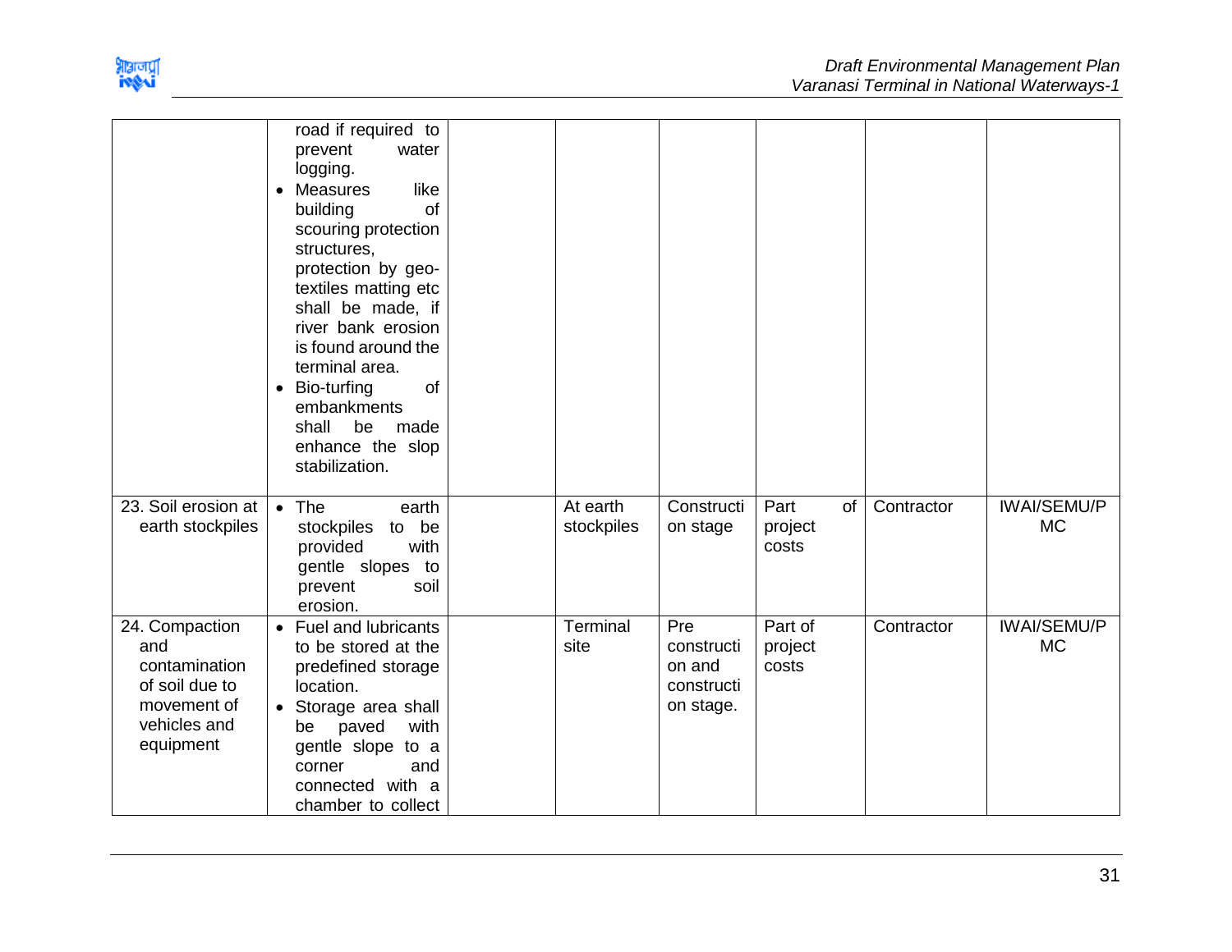| | | | | | | | |
|---|---|---|---|---|---|---|---|
| | road if required to prevent water logging.<br>• Measures like building of scouring protection structures, protection by geo-textiles matting etc shall be made, if river bank erosion is found around the terminal area.<br>• Bio-turfing of embankments shall be made enhance the slop stabilization. | | | | | | |
| 23. Soil erosion at earth stockpiles | • The earth stockpiles to be provided with gentle slopes to prevent soil erosion. | | At earth stockpiles | Construction stage | Part of project costs | Contractor | IWAI/SEMU/PMC |
| 24. Compaction and contamination of soil due to movement of vehicles and equipment | • Fuel and lubricants to be stored at the predefined storage location.<br>• Storage area shall be paved with gentle slope to a corner and connected with a chamber to collect | | Terminal site | Pre construction and construction stage. | Part of project costs | Contractor | IWAI/SEMU/PMC |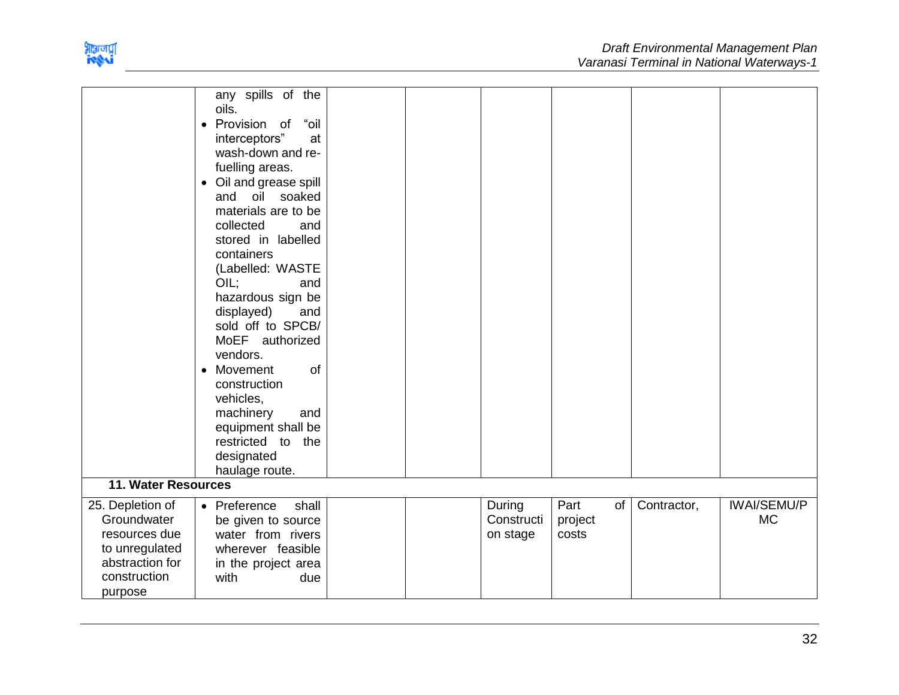| | | | | | | | |
|---|---|---|---|---|---|---|---|
| | any spills of the oils.<br>• Provision of "oil interceptors" at wash-down and re-fuelling areas.<br>• Oil and grease spill and oil soaked materials are to be collected and stored in labelled containers (Labelled: WASTE OIL; and hazardous sign be displayed) and sold off to SPCB/ MoEF authorized vendors.<br>• Movement of construction vehicles, machinery and equipment shall be restricted to the designated haulage route. | | | | | | |
| **11. Water Resources** | | | | | | | |
| 25. Depletion of Groundwater resources due to unregulated abstraction for construction purpose | • Preference shall be given to source water from rivers wherever feasible in the project area with due | | | During Construction stage | Part of project costs | Contractor, | IWAI/SEMU/PMC |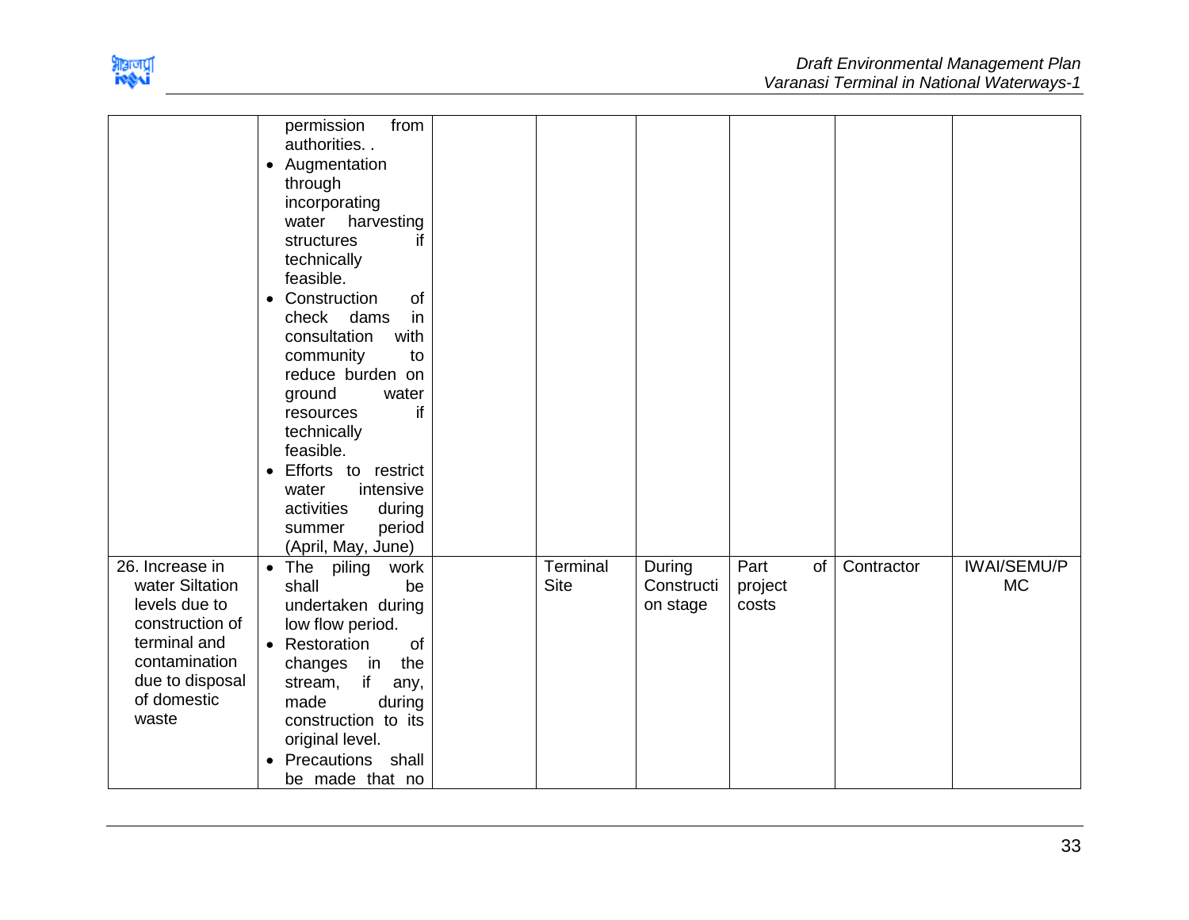| | | | | | | | |
|---|---|---|---|---|---|---|---|
| | permission from authorities. .<br>• Augmentation through incorporating water harvesting structures if technically feasible.<br>• Construction of check dams in consultation with community to reduce burden on ground water resources if technically feasible.<br>• Efforts to restrict water intensive activities during summer period (April, May, June) | | | | | | |
| 26. Increase in water Siltation levels due to construction of terminal and contamination due to disposal of domestic waste | • The piling work shall be undertaken during low flow period.<br>• Restoration of changes in the stream, if any, made during construction to its original level.<br>• Precautions shall be made that no | | Terminal Site | During Construction stage | Part of project costs | Contractor | IWAI/SEMU/PMC |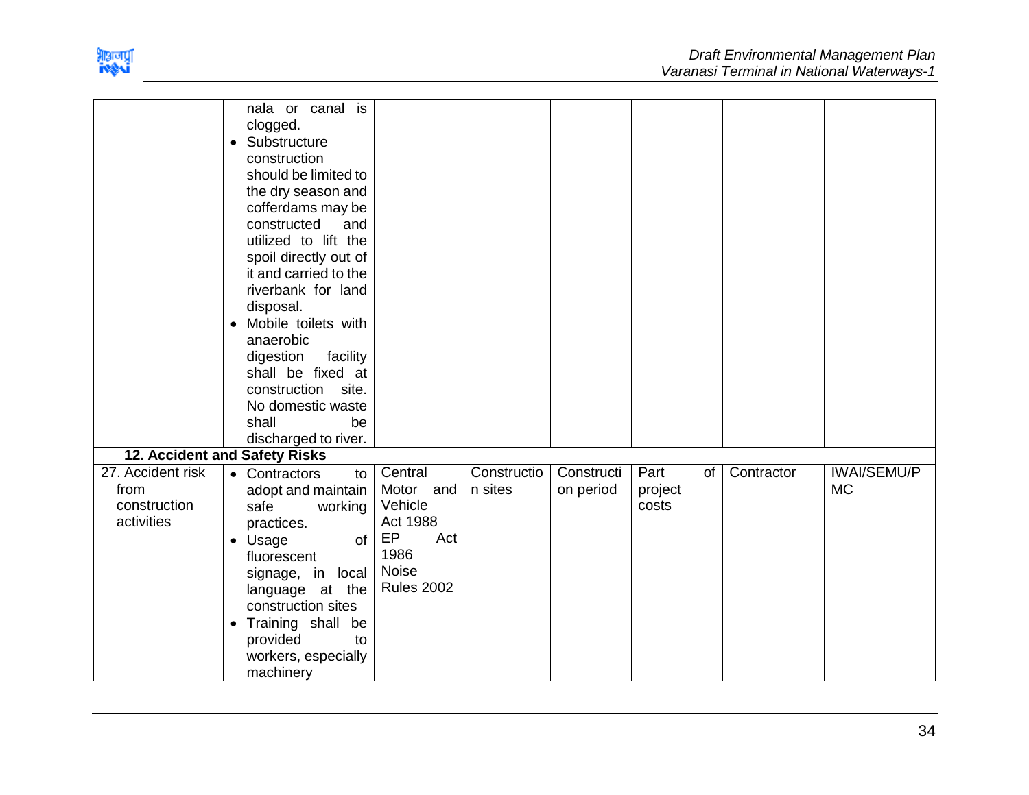| | | | | | | | |
|---|---|---|---|---|---|---|---|
| | nala or canal is clogged.<br>• Substructure construction should be limited to the dry season and cofferdams may be constructed and utilized to lift the spoil directly out of it and carried to the riverbank for land disposal.<br>• Mobile toilets with anaerobic digestion facility shall be fixed at construction site. No domestic waste shall be discharged to river. | | | | | | |
| **12. Accident and Safety Risks** | | | | | | | |
| 27. Accident risk from construction activities | • Contractors to adopt and maintain safe working practices.<br>• Usage of fluorescent signage, in local language at the construction sites<br>• Training shall be provided to workers, especially machinery | Central Motor and Vehicle Act 1988<br>EP Act 1986<br>Noise Rules 2002 | Construction sites | Construction period | Part of project costs | Contractor | IWAI/SEMU/PMC |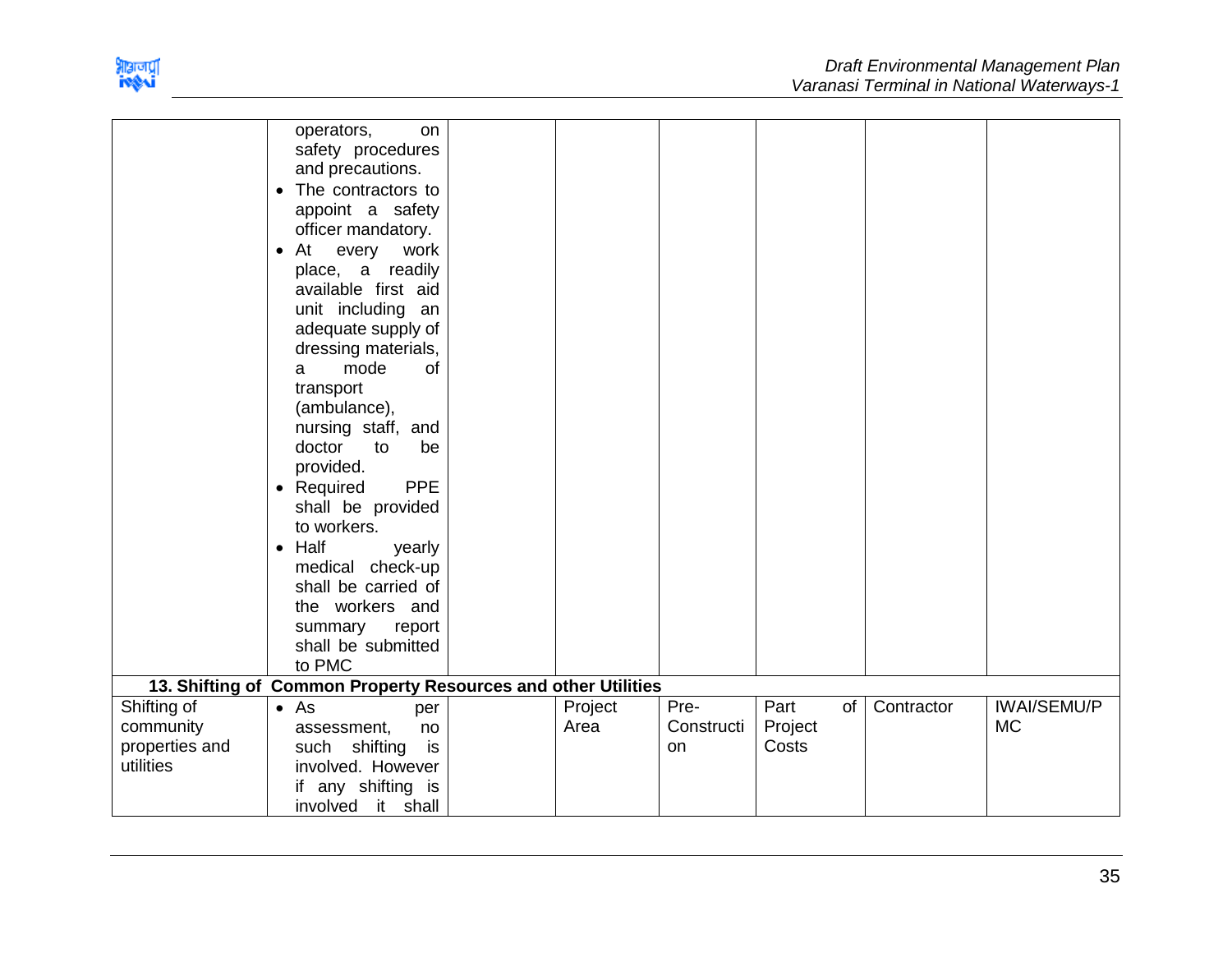| | | | | | | | |
|---|---|---|---|---|---|---|---|
| | operators, on safety procedures and precautions.<br>• The contractors to appoint a safety officer mandatory.<br>• At every work place, a readily available first aid unit including an adequate supply of dressing materials, a mode of transport (ambulance), nursing staff, and doctor to be provided.<br>• Required PPE shall be provided to workers.<br>• Half yearly medical check-up shall be carried of the workers and summary report shall be submitted to PMC | | | | | | |
| **13. Shifting of Common Property Resources and other Utilities** | | | | | | | |
| Shifting of community properties and utilities | • As per assessment, no such shifting is involved. However if any shifting is involved it shall | | Project Area | Pre-Construction | Part of Project Costs | Contractor | IWAI/SEMU/PMC |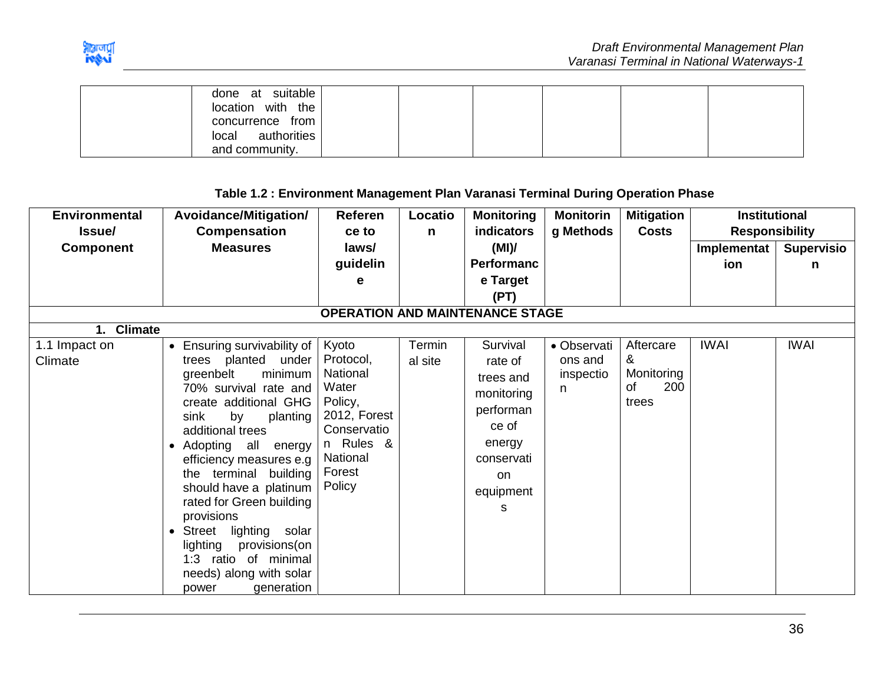| | done at suitable location with the concurrence from local authorities and community. | | | | | | | |
|---|---|---|---|---|---|---|---|---|

**Table 1.2 : Environment Management Plan Varanasi Terminal During Operation Phase**

| Environmental Issue/ Component | Avoidance/Mitigation/ Compensation Measures | Reference to laws/ guideline | Location | Monitoring indicators (MI)/ Performance Target (PT) | Monitoring Methods | Mitigation Costs | Institutional Responsibility | |
|---|---|---|---|---|---|---|---|---|
| | | | | | | | **Implementation** | **Supervision** |
| **OPERATION AND MAINTENANCE STAGE** | | | | | | | | |
| **1. Climate** | | | | | | | | |
| 1.1 Impact on Climate | • Ensuring survivability of trees planted under greenbelt minimum 70% survival rate and create additional GHG sink by planting additional trees<br>• Adopting all energy efficiency measures e.g the terminal building should have a platinum rated for Green building provisions<br>• Street lighting solar lighting provisions(on 1:3 ratio of minimal needs) along with solar power generation | Kyoto Protocol, National Water Policy, 2012, Forest Conservation Rules & National Forest Policy | Terminal site | Survival rate of trees and monitoring performance of energy conservation equipments | • Observations and inspection | Aftercare & Monitoring of 200 trees | IWAI | IWAI |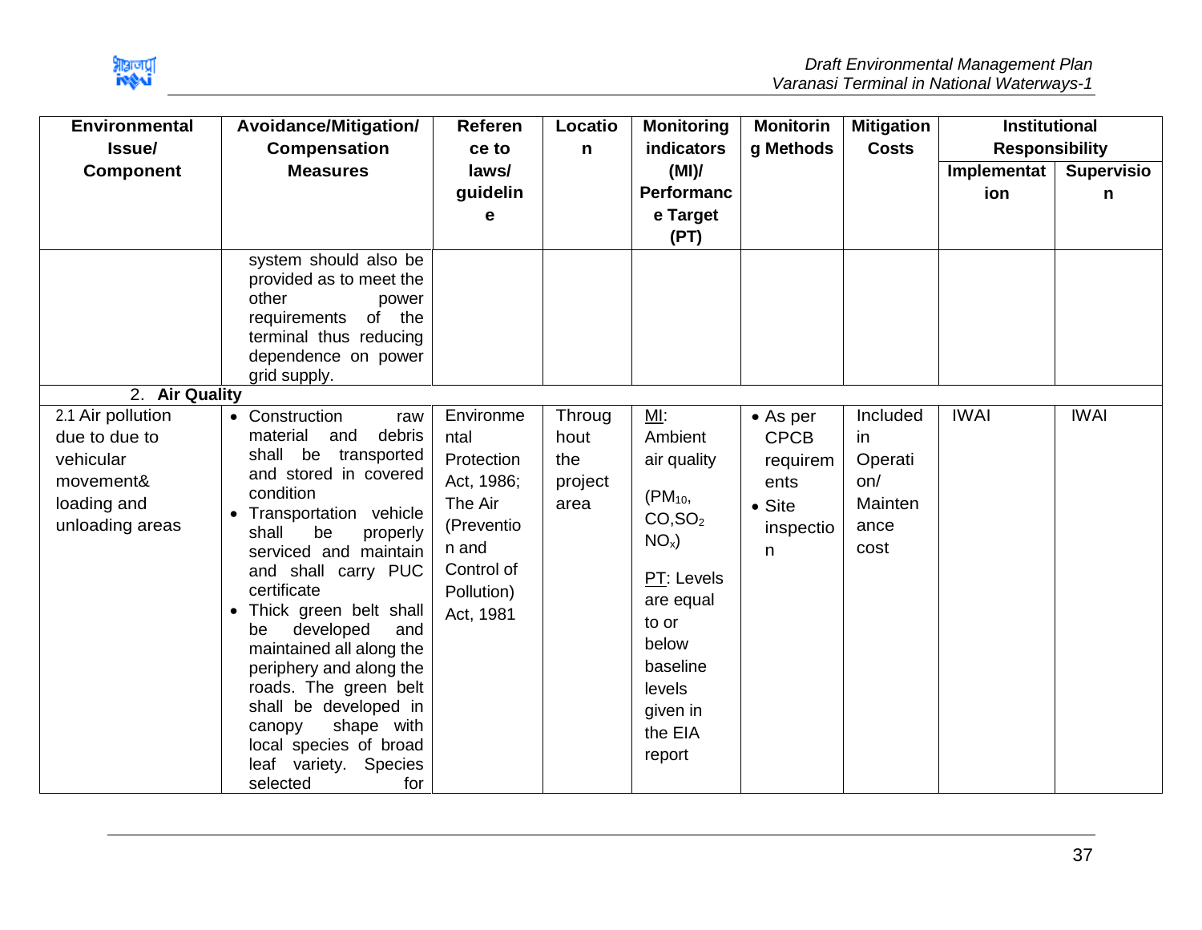| Environmental Issue/ Component | Avoidance/Mitigation/ Compensation Measures | Reference to laws/ guideline | Location | Monitoring indicators (MI)/ Performance Target (PT) | Monitoring Methods | Mitigation Costs | Institutional Responsibility | |
|---|---|---|---|---|---|---|---|---|
| | | | | | | | Implementation | Supervision |
| | system should also be provided as to meet the other power requirements of the terminal thus reducing dependence on power grid supply. | | | | | | | |
| 2. **Air Quality** | | | | | | | | |
| 2.1 Air pollution due to due to vehicular movement& loading and unloading areas | • Construction raw material and debris shall be transported and stored in covered condition<br>• Transportation vehicle shall be properly serviced and maintain and shall carry PUC certificate<br>• Thick green belt shall be developed and maintained all along the periphery and along the roads. The green belt shall be developed in canopy shape with local species of broad leaf variety. Species selected for | Environmental Protection Act, 1986; The Air (Prevention and Control of Pollution) Act, 1981 | Throughout the project area | MI: Ambient air quality ($PM_{10}$, $CO$, $SO_2$ $NO_x$)<br><br>PT: Levels are equal to or below baseline levels given in the EIA report | • As per CPCB requirements<br>• Site inspection | Included in Operation/ Maintenance cost | IWAI | IWAI |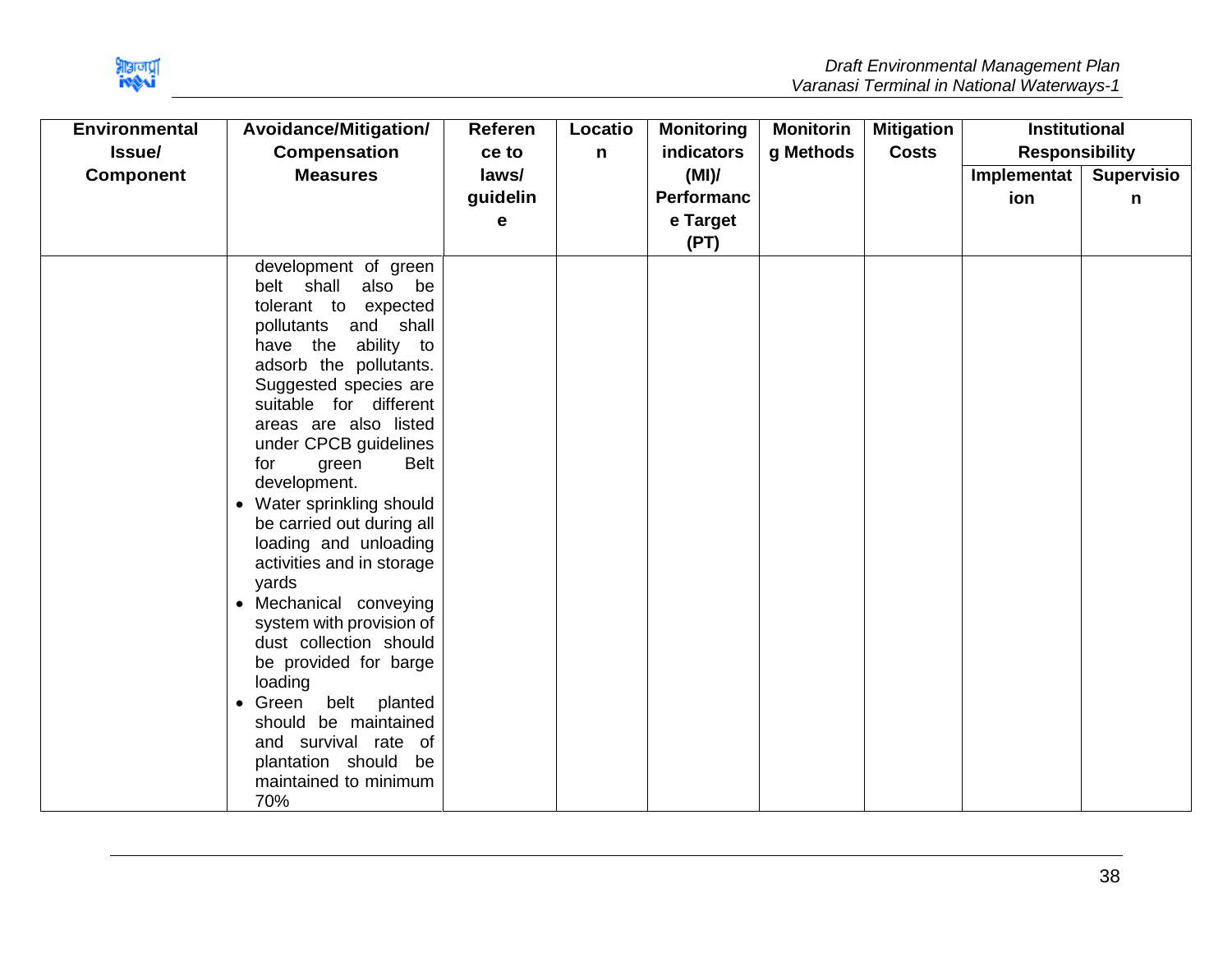| Environmental Issue/ Component | Avoidance/Mitigation/ Compensation Measures | Reference to laws/ guideline | Location | Monitoring indicators (MI)/ Performance Target (PT) | Monitoring Methods | Mitigation Costs | Institutional Responsibility | |
|---|---|---|---|---|---|---|---|---|
| | | | | | | | Implementation | Supervision |
| | development of green belt shall also be tolerant to expected pollutants and shall have the ability to adsorb the pollutants. Suggested species are suitable for different areas are also listed under CPCB guidelines for green Belt development.<br>• Water sprinkling should be carried out during all loading and unloading activities and in storage yards<br>• Mechanical conveying system with provision of dust collection should be provided for barge loading<br>• Green belt planted should be maintained and survival rate of plantation should be maintained to minimum 70% | | | | | | | |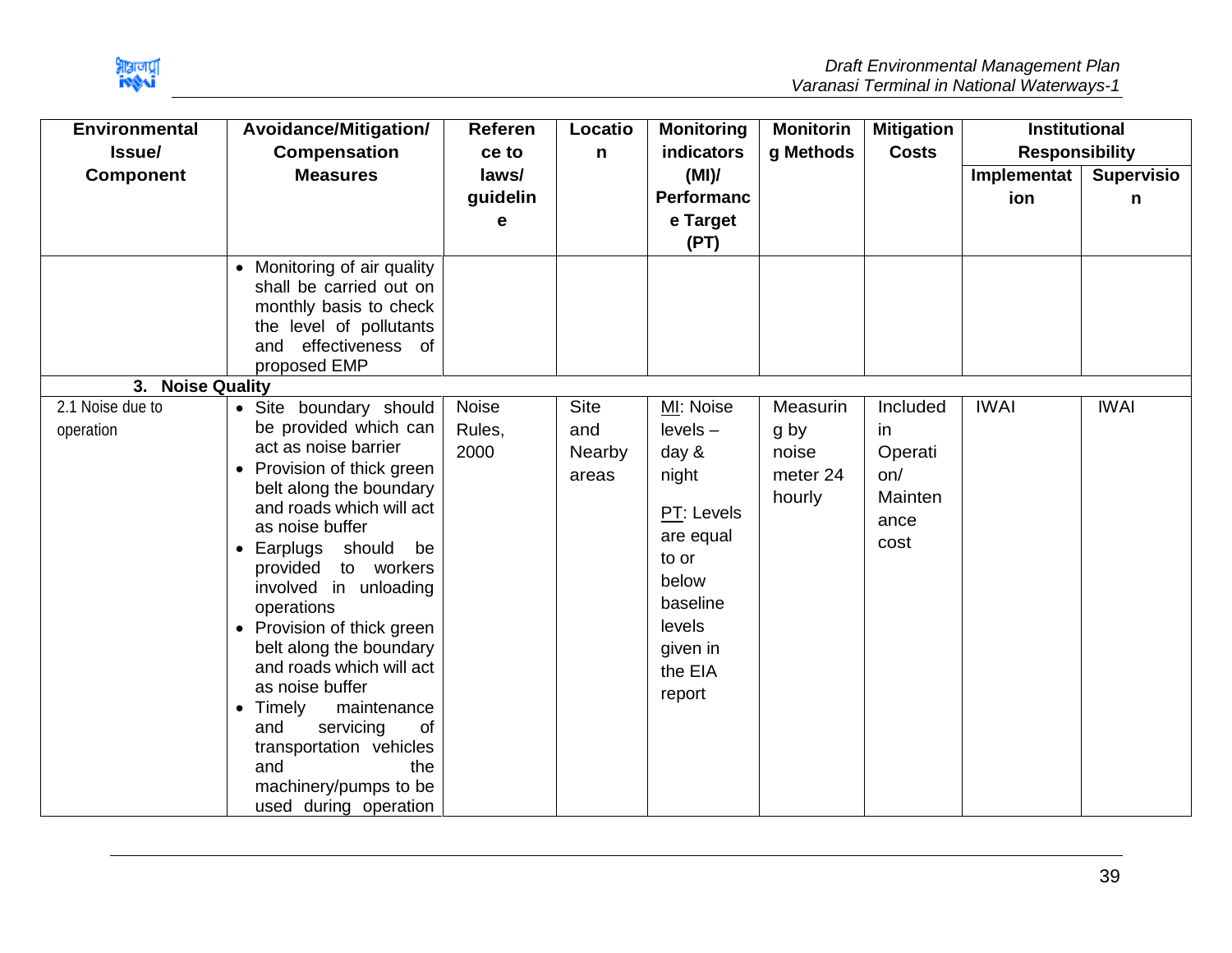| Environmental Issue/ Component | Avoidance/Mitigation/ Compensation Measures | Reference to laws/ guideline | Location | Monitoring indicators (MI)/ Performance Target (PT) | Monitoring Methods | Mitigation Costs | Institutional Responsibility | |
|---|---|---|---|---|---|---|---|---|
| | | | | | | | Implementation | Supervision |
| | • Monitoring of air quality shall be carried out on monthly basis to check the level of pollutants and effectiveness of proposed EMP | | | | | | | |
| **3. Noise Quality** | | | | | | | | |
| 2.1 Noise due to operation | • Site boundary should be provided which can act as noise barrier<br>• Provision of thick green belt along the boundary and roads which will act as noise buffer<br>• Earplugs should be provided to workers involved in unloading operations<br>• Provision of thick green belt along the boundary and roads which will act as noise buffer<br>• Timely maintenance and servicing of transportation vehicles and the machinery/pumps to be used during operation | Noise Rules, 2000 | Site and Nearby areas | MI: Noise levels – day & night<br><br>PT: Levels are equal to or below baseline levels given in the EIA report | Measuring by noise meter 24 hourly | Included in Operation/ Maintenance cost | IWAI | IWAI |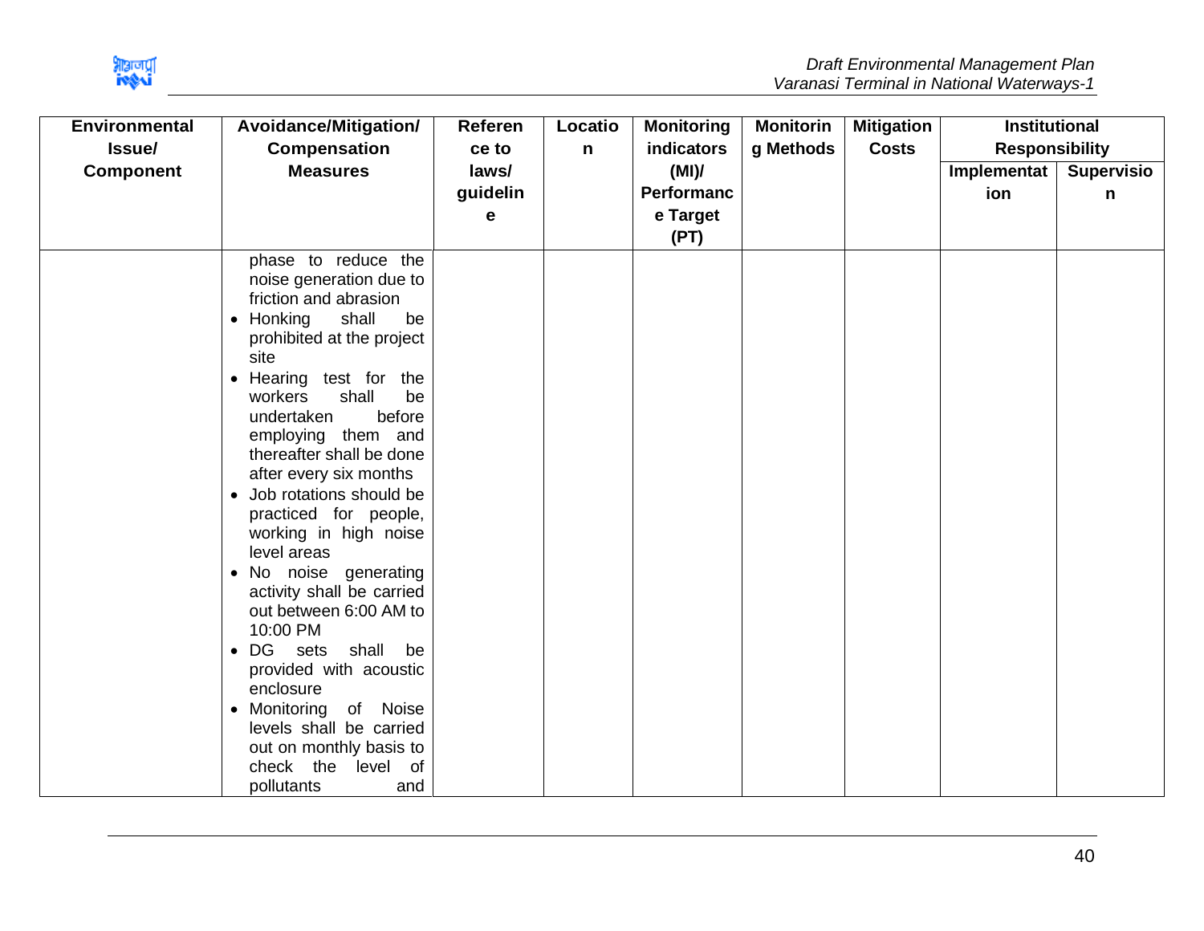| Environmental Issue/ Component | Avoidance/Mitigation/ Compensation Measures | Reference to laws/ guideline | Location | Monitoring indicators (MI)/ Performance Target (PT) | Monitoring Methods | Mitigation Costs | Institutional Responsibility | |
|---|---|---|---|---|---|---|---|---|
| | | | | | | | Implementation | Supervision |
| | phase to reduce the noise generation due to friction and abrasion<br>• Honking shall be prohibited at the project site<br>• Hearing test for the workers shall be undertaken before employing them and thereafter shall be done after every six months<br>• Job rotations should be practiced for people, working in high noise level areas<br>• No noise generating activity shall be carried out between 6:00 AM to 10:00 PM<br>• DG sets shall be provided with acoustic enclosure<br>• Monitoring of Noise levels shall be carried out on monthly basis to check the level of pollutants and | | | | | | | |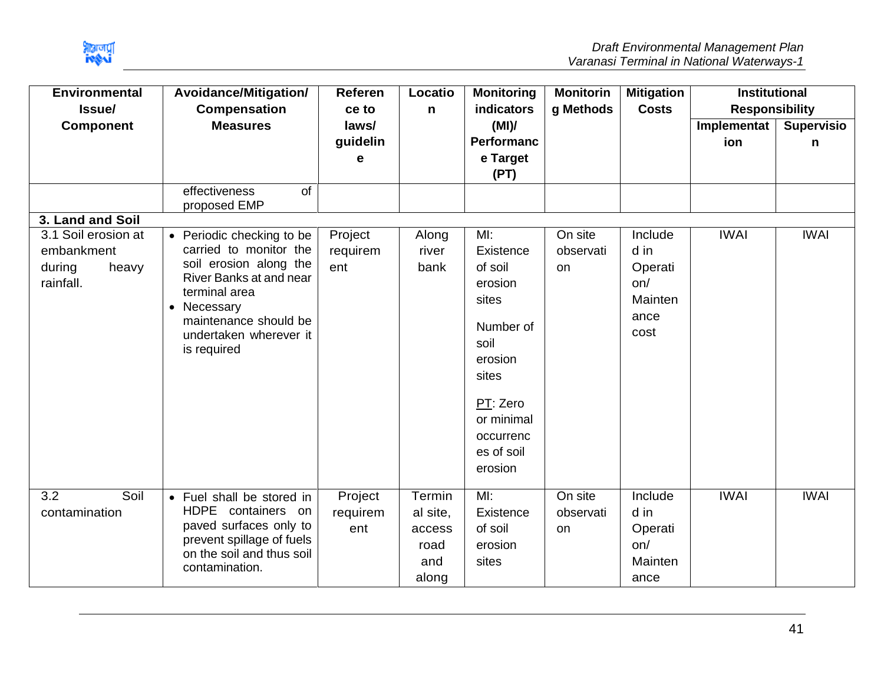| Environmental Issue/ Component | Avoidance/Mitigation/ Compensation Measures | Reference to laws/ guideline | Location | Monitoring indicators (MI)/ Performance Target (PT) | Monitoring Methods | Mitigation Costs | Institutional Responsibility | |
|---|---|---|---|---|---|---|---|---|
| | | | | | | | Implementation | Supervision |
| | effectiveness of proposed EMP | | | | | | | |
| **3. Land and Soil** | | | | | | | | |
| 3.1 Soil erosion at embankment during heavy rainfall. | • Periodic checking to be carried to monitor the soil erosion along the River Banks at and near terminal area<br>• Necessary maintenance should be undertaken wherever it is required | Project requirement | Along river bank | MI: Existence of soil erosion sites<br><br>Number of soil erosion sites<br><br>PT: Zero or minimal occurrences of soil erosion | On site observation | Included in Operation/ Maintenance cost | IWAI | IWAI |
| 3.2 Soil contamination | • Fuel shall be stored in HDPE containers on paved surfaces only to prevent spillage of fuels on the soil and thus soil contamination. | Project requirement | Terminal site, access road and along | MI: Existence of soil erosion sites | On site observation | Included in Operation/ Maintenance | IWAI | IWAI |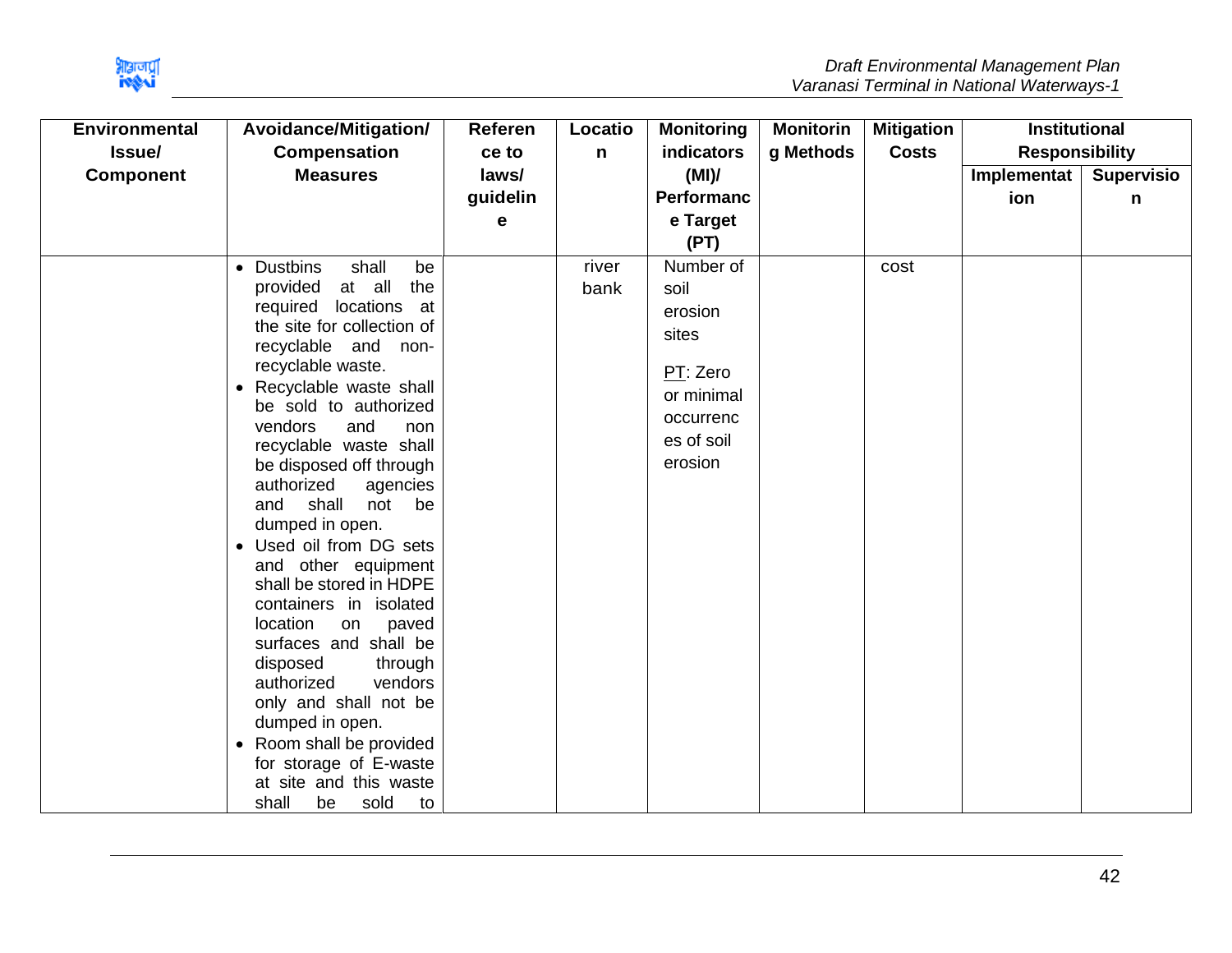| Environmental Issue/ Component | Avoidance/Mitigation/ Compensation Measures | Reference to laws/ guideline | Location | Monitoring indicators (MI)/ Performance Target (PT) | Monitoring Methods | Mitigation Costs | Institutional Responsibility | |
|---|---|---|---|---|---|---|---|---|
| | | | | | | | Implementation | Supervision |
| | • Dustbins shall be provided at all the required locations at the site for collection of recyclable and non-recyclable waste.<br>• Recyclable waste shall be sold to authorized vendors and non recyclable waste shall be disposed off through authorized agencies and shall not be dumped in open.<br>• Used oil from DG sets and other equipment shall be stored in HDPE containers in isolated location on paved surfaces and shall be disposed through authorized vendors only and shall not be dumped in open.<br>• Room shall be provided for storage of E-waste at site and this waste shall be sold to | | river bank | Number of soil erosion sites<br><br>PT: Zero or minimal occurrences of soil erosion | | cost | | |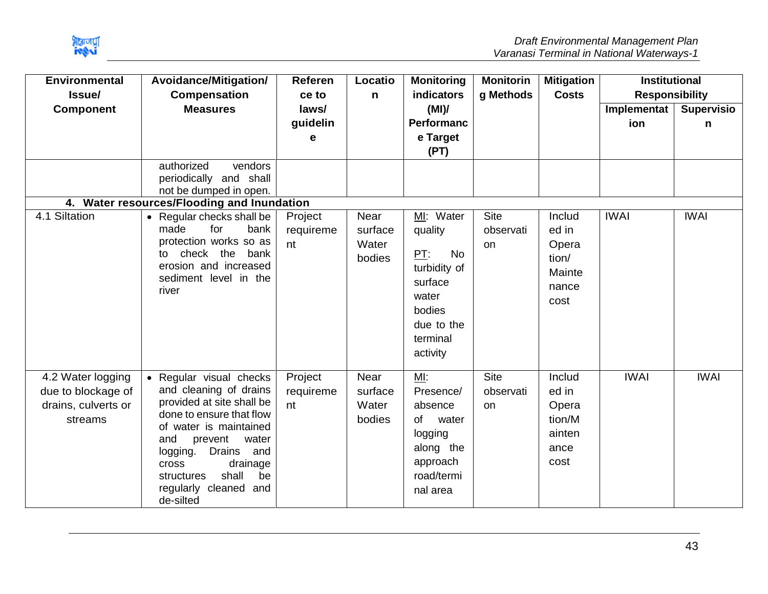| Environmental Issue/ Component | Avoidance/Mitigation/ Compensation Measures | Reference to laws/ guideline | Location | Monitoring indicators (MI)/ Performance Target (PT) | Monitoring Methods | Mitigation Costs | Institutional Responsibility | |
|---|---|---|---|---|---|---|---|---|
| | | | | | | | Implementation | Supervision |
| | authorized vendors periodically and shall not be dumped in open. | | | | | | | |
| **4. Water resources/Flooding and Inundation** | | | | | | | | |
| 4.1 Siltation | • Regular checks shall be made for bank protection works so as to check the bank erosion and increased sediment level in the river | Project requirement | Near surface Water bodies | MI: Water quality<br><br>PT: No turbidity of surface water bodies due to the terminal activity | Site observation | Included in Operation/ Maintenance cost | IWAI | IWAI |
| 4.2 Water logging due to blockage of drains, culverts or streams | • Regular visual checks and cleaning of drains provided at site shall be done to ensure that flow of water is maintained and prevent water logging. Drains and cross drainage structures shall be regularly cleaned and de-silted | Project requirement | Near surface Water bodies | MI: Presence/ absence of water logging along the approach road/terminal area | Site observation | Included in Operation/Maintenance cost | IWAI | IWAI |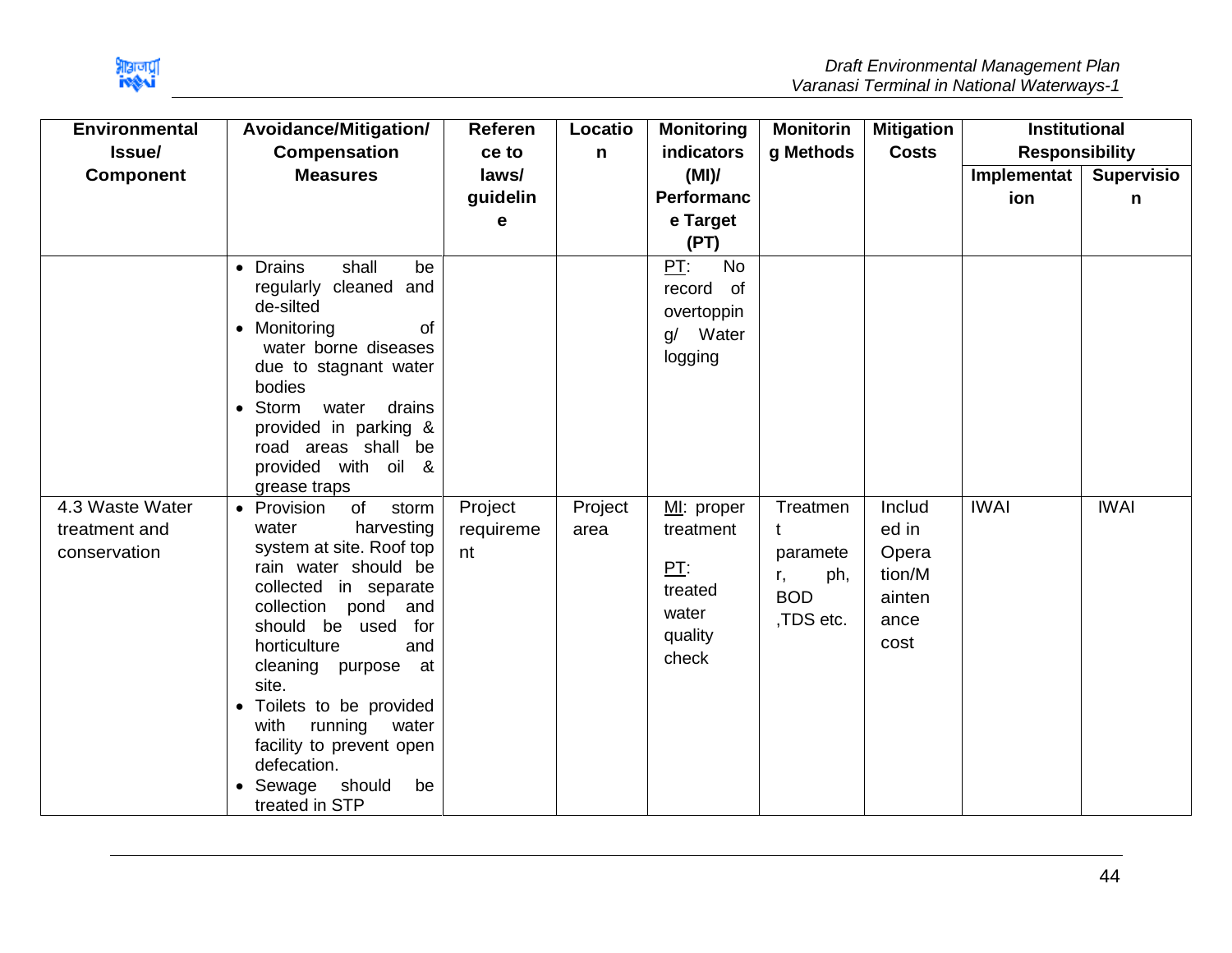| Environmental Issue/ Component | Avoidance/Mitigation/ Compensation Measures | Reference to laws/ guideline | Location | Monitoring indicators (MI)/ Performance Target (PT) | Monitoring Methods | Mitigation Costs | Institutional Responsibility | |
|---|---|---|---|---|---|---|---|---|
| | | | | | | | Implementation | Supervision |
| | • Drains shall be regularly cleaned and de-silted<br>• Monitoring of water borne diseases due to stagnant water bodies<br>• Storm water drains provided in parking & road areas shall be provided with oil & grease traps | | | PT: No record of overtopping/ Water logging | | | | |
| 4.3 Waste Water treatment and conservation | • Provision of storm water harvesting system at site. Roof top rain water should be collected in separate collection pond and should be used for horticulture and cleaning purpose at site.<br>• Toilets to be provided with running water facility to prevent open defecation.<br>• Sewage should be treated in STP | Project requirement | Project area | MI: proper treatment<br><br>PT: treated water quality check | Treatment parameter, ph, BOD ,TDS etc. | Included in Operation/Maintenance cost | IWAI | IWAI |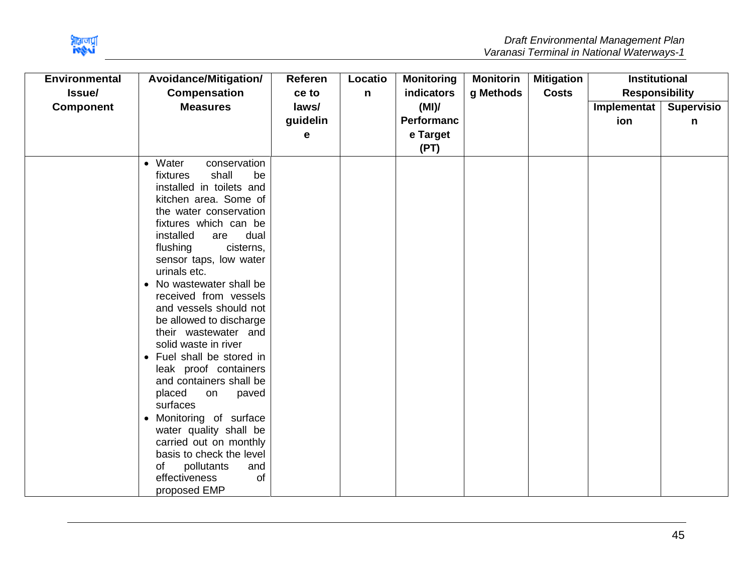| Environmental Issue/ Component | Avoidance/Mitigation/ Compensation Measures | Reference to laws/ guideline | Location | Monitoring indicators (MI)/ Performance Target (PT) | Monitoring Methods | Mitigation Costs | Institutional Responsibility | |
|---|---|---|---|---|---|---|---|---|
| | | | | | | | Implementation | Supervision |
| | • Water conservation fixtures shall be installed in toilets and kitchen area. Some of the water conservation fixtures which can be installed are dual flushing cisterns, sensor taps, low water urinals etc.<br>• No wastewater shall be received from vessels and vessels should not be allowed to discharge their wastewater and solid waste in river<br>• Fuel shall be stored in leak proof containers and containers shall be placed on paved surfaces<br>• Monitoring of surface water quality shall be carried out on monthly basis to check the level of pollutants and effectiveness of proposed EMP | | | | | | | |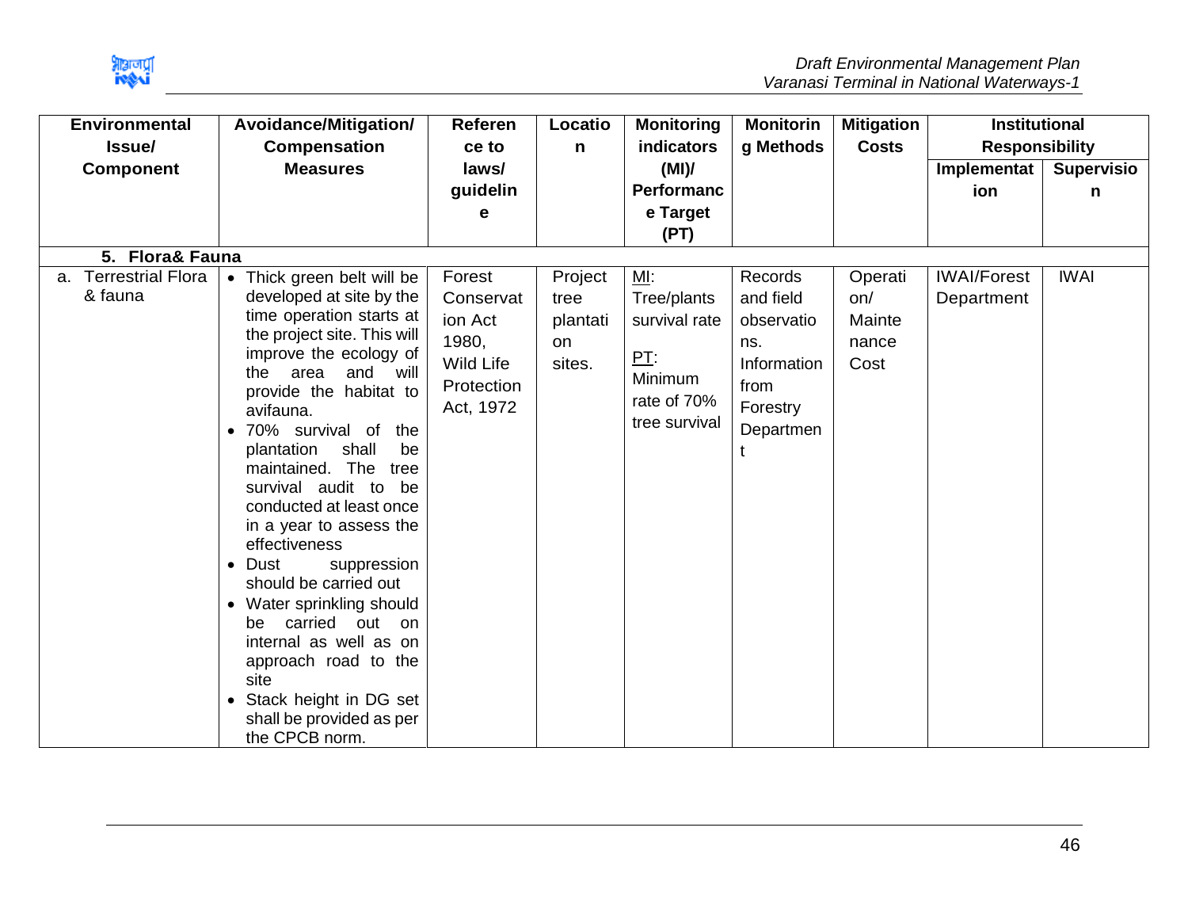| Environmental Issue/ Component | Avoidance/Mitigation/ Compensation Measures | Reference to laws/ guideline | Location | Monitoring indicators (MI)/ Performance Target (PT) | Monitoring Methods | Mitigation Costs | Institutional Responsibility | |
|---|---|---|---|---|---|---|---|---|
| | | | | | | | Implementation | Supervision |
| **5. Flora& Fauna** | | | | | | | | |
| a. Terrestrial Flora & fauna | • Thick green belt will be developed at site by the time operation starts at the project site. This will improve the ecology of the area and will provide the habitat to avifauna.<br>• 70% survival of the plantation shall be maintained. The tree survival audit to be conducted at least once in a year to assess the effectiveness<br>• Dust suppression should be carried out<br>• Water sprinkling should be carried out on internal as well as on approach road to the site<br>• Stack height in DG set shall be provided as per the CPCB norm. | Forest Conservation Act 1980, Wild Life Protection Act, 1972 | Project tree plantation sites. | MI: Tree/plants survival rate<br><br>PT: Minimum rate of 70% tree survival | Records and field observations. Information from Forestry Department | Operation/ Maintenance Cost | IWAI/Forest Department | IWAI |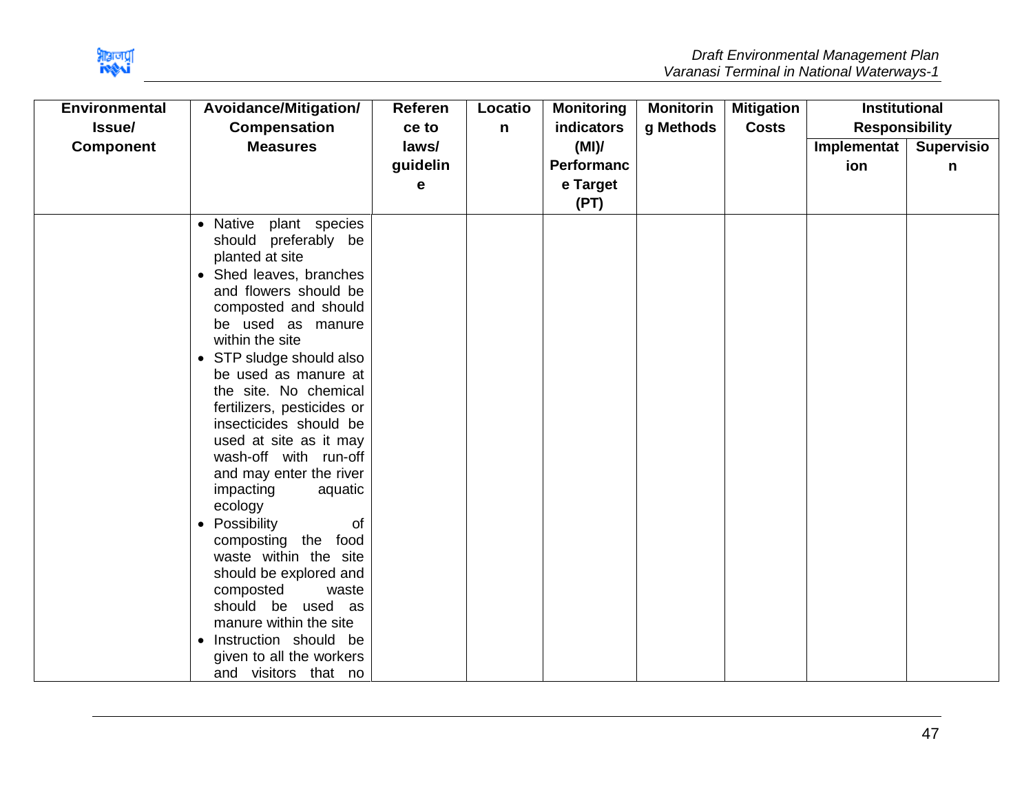| Environmental Issue/ Component | Avoidance/Mitigation/ Compensation Measures | Reference to laws/ guideline | Location | Monitoring indicators (MI)/ Performance Target (PT) | Monitoring Methods | Mitigation Costs | Institutional Responsibility | |
|---|---|---|---|---|---|---|---|---|
| | | | | | | | Implementation | Supervision |
| | • Native plant species should preferably be planted at site<br>• Shed leaves, branches and flowers should be composted and should be used as manure within the site<br>• STP sludge should also be used as manure at the site. No chemical fertilizers, pesticides or insecticides should be used at site as it may wash-off with run-off and may enter the river impacting aquatic ecology<br>• Possibility of composting the food waste within the site should be explored and composted waste should be used as manure within the site<br>• Instruction should be given to all the workers and visitors that no | | | | | | | |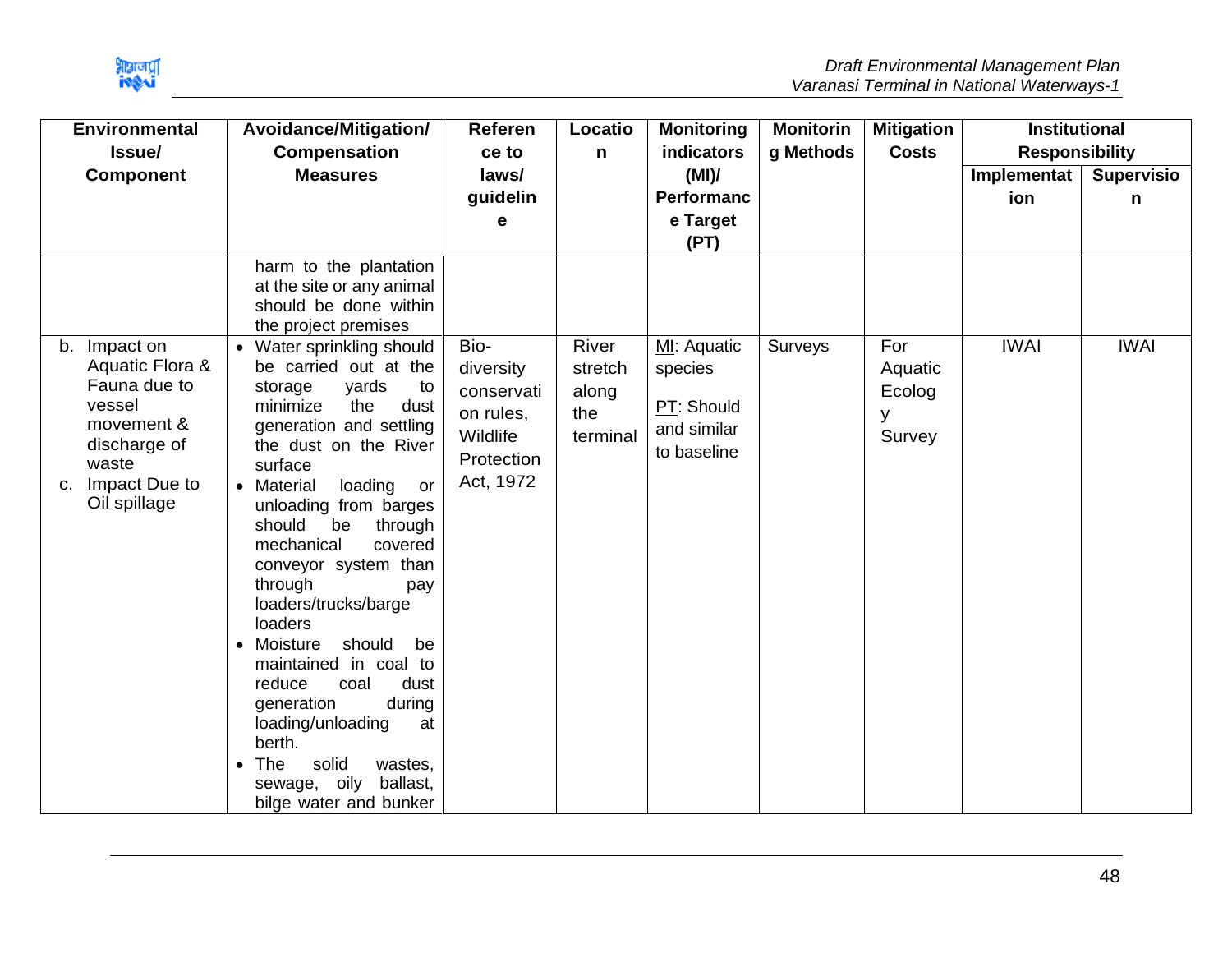| Environmental Issue/ Component | Avoidance/Mitigation/ Compensation Measures | Reference to laws/ guideline | Location | Monitoring indicators (MI)/ Performance Target (PT) | Monitoring Methods | Mitigation Costs | Institutional Responsibility | |
|---|---|---|---|---|---|---|---|---|
| | | | | | | | Implementation | Supervision |
| | harm to the plantation at the site or any animal should be done within the project premises | | | | | | | |
| b. Impact on Aquatic Flora & Fauna due to vessel movement & discharge of waste<br>c. Impact Due to Oil spillage | • Water sprinkling should be carried out at the storage yards to minimize the dust generation and settling the dust on the River surface<br>• Material loading or unloading from barges should be through mechanical covered conveyor system than through pay loaders/trucks/barge loaders<br>• Moisture should be maintained in coal to reduce coal dust generation during loading/unloading at berth.<br>• The solid wastes, sewage, oily ballast, bilge water and bunker | Bio-diversity conservation rules, Wildlife Protection Act, 1972 | River stretch along the terminal | MI: Aquatic species<br><br>PT: Should and similar to baseline | Surveys | For Aquatic Ecology Survey | IWAI | IWAI |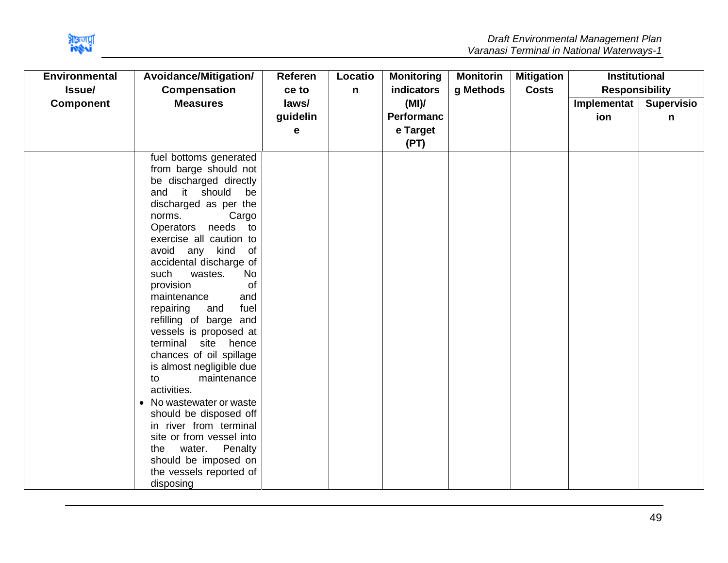| Environmental Issue/ Component | Avoidance/Mitigation/ Compensation Measures | Reference to laws/ guideline | Location | Monitoring indicators (MI)/ Performance Target (PT) | Monitoring Methods | Mitigation Costs | Institutional Responsibility | |
|---|---|---|---|---|---|---|---|---|
| | | | | | | | Implementation | Supervision |
| | fuel bottoms generated from barge should not be discharged directly and it should be discharged as per the norms. Cargo Operators needs to exercise all caution to avoid any kind of accidental discharge of such wastes. No provision of maintenance and repairing and fuel refilling of barge and vessels is proposed at terminal site hence chances of oil spillage is almost negligible due to maintenance activities.<br>• No wastewater or waste should be disposed off in river from terminal site or from vessel into the water. Penalty should be imposed on the vessels reported of disposing | | | | | | | |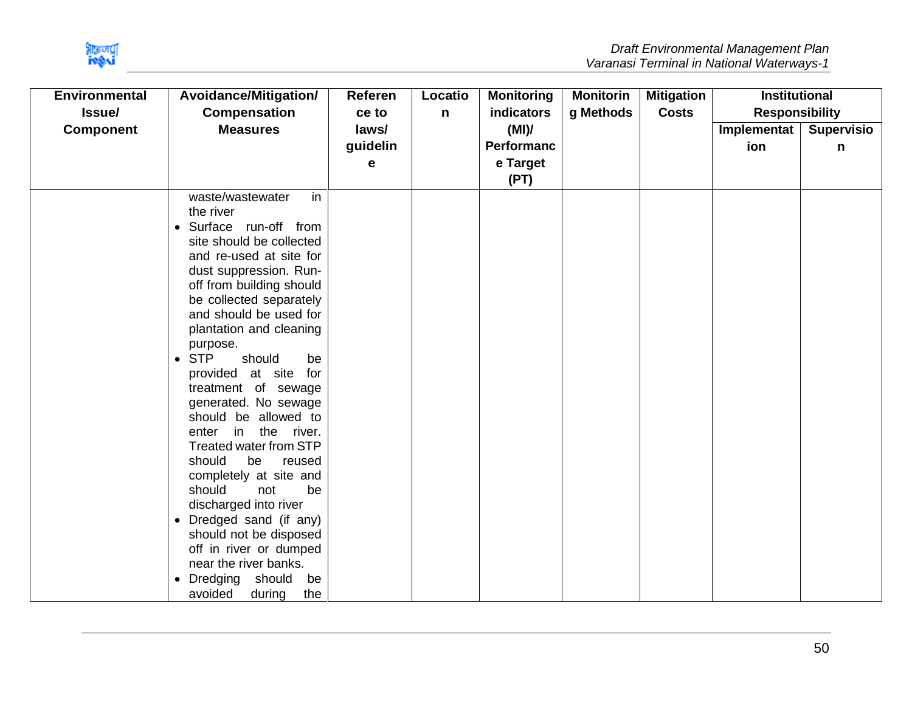| Environmental Issue/ Component | Avoidance/Mitigation/ Compensation Measures | Reference to laws/ guideline | Location | Monitoring indicators (MI)/ Performance Target (PT) | Monitoring Methods | Mitigation Costs | Institutional Responsibility | |
|---|---|---|---|---|---|---|---|---|
| | | | | | | | Implementation | Supervision |
| | waste/wastewater in the river<br>• Surface run-off from site should be collected and re-used at site for dust suppression. Run-off from building should be collected separately and should be used for plantation and cleaning purpose.<br>• STP should be provided at site for treatment of sewage generated. No sewage should be allowed to enter in the river. Treated water from STP should be reused completely at site and should not be discharged into river<br>• Dredged sand (if any) should not be disposed off in river or dumped near the river banks.<br>• Dredging should be avoided during the | | | | | | | |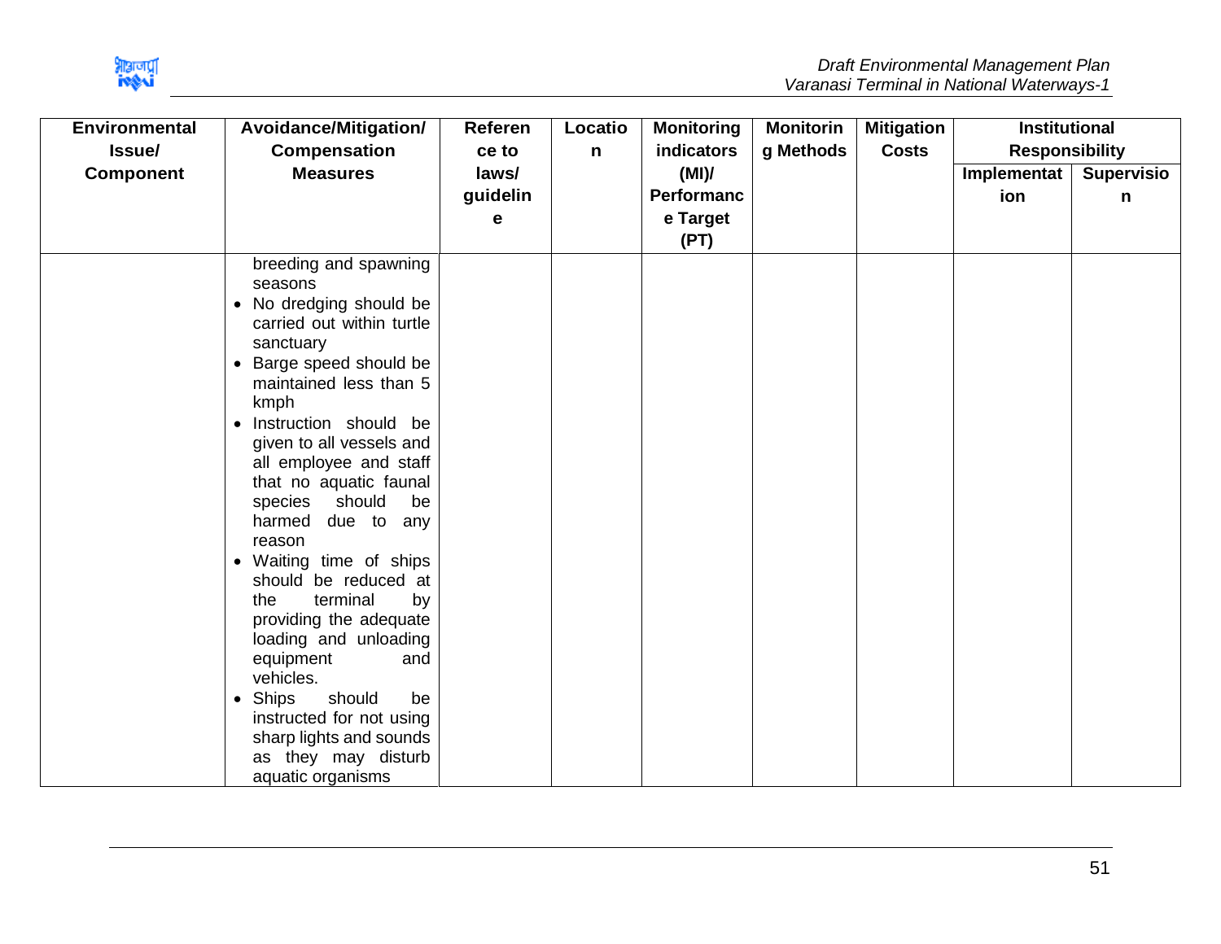| Environmental Issue/ Component | Avoidance/Mitigation/ Compensation Measures | Reference to laws/ guideline | Location | Monitoring indicators (MI)/ Performance Target (PT) | Monitoring Methods | Mitigation Costs | Institutional Responsibility | |
|---|---|---|---|---|---|---|---|---|
| | | | | | | | Implementation | Supervision |
| | breeding and spawning seasons<br>• No dredging should be carried out within turtle sanctuary<br>• Barge speed should be maintained less than 5 kmph<br>• Instruction should be given to all vessels and all employee and staff that no aquatic faunal species should be harmed due to any reason<br>• Waiting time of ships should be reduced at the terminal by providing the adequate loading and unloading equipment and vehicles.<br>• Ships should be instructed for not using sharp lights and sounds as they may disturb aquatic organisms | | | | | | | |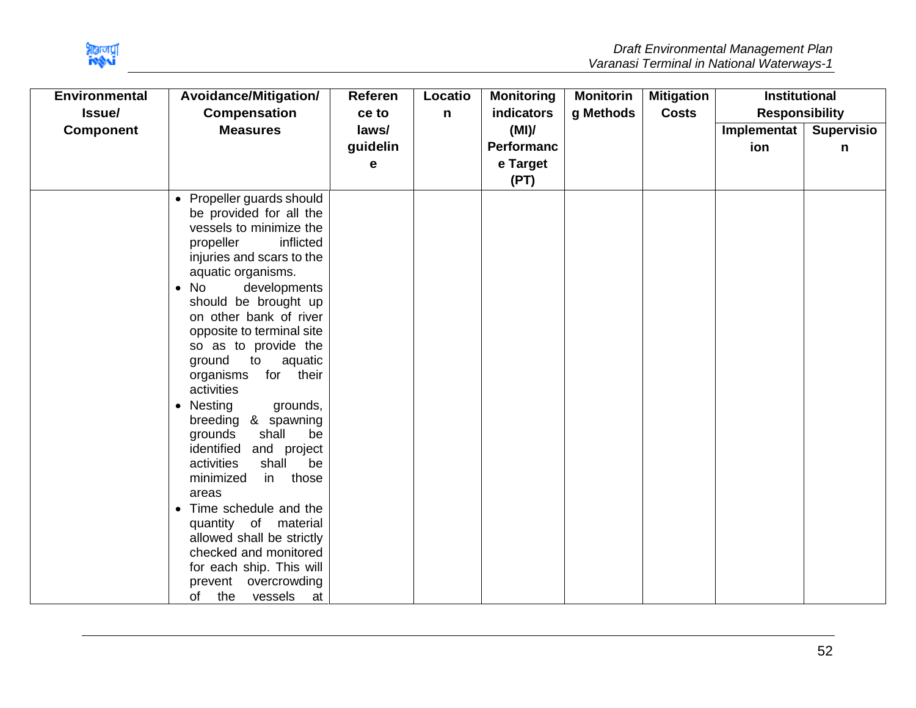| Environmental Issue/ Component | Avoidance/Mitigation/ Compensation Measures | Reference to laws/ guideline | Location | Monitoring indicators (MI)/ Performance Target (PT) | Monitoring Methods | Mitigation Costs | Institutional Responsibility | |
|---|---|---|---|---|---|---|---|---|
| | | | | | | | Implementation | Supervision |
| | • Propeller guards should be provided for all the vessels to minimize the propeller inflicted injuries and scars to the aquatic organisms.<br>• No developments should be brought up on other bank of river opposite to terminal site so as to provide the ground to aquatic organisms for their activities<br>• Nesting grounds, breeding & spawning grounds shall be identified and project activities shall be minimized in those areas<br>• Time schedule and the quantity of material allowed shall be strictly checked and monitored for each ship. This will prevent overcrowding of the vessels at | | | | | | | |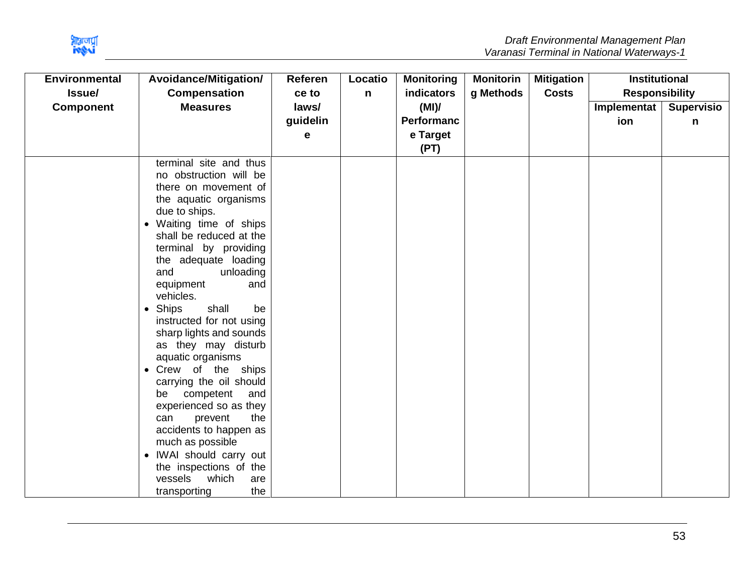| Environmental Issue/ Component | Avoidance/Mitigation/ Compensation Measures | Reference to laws/ guideline | Location | Monitoring indicators (MI)/ Performance Target (PT) | Monitoring Methods | Mitigation Costs | Institutional Responsibility | |
|---|---|---|---|---|---|---|---|---|
| | | | | | | | Implementation | Supervision |
| | terminal site and thus no obstruction will be there on movement of the aquatic organisms due to ships.<br>• Waiting time of ships shall be reduced at the terminal by providing the adequate loading and unloading equipment and vehicles.<br>• Ships shall be instructed for not using sharp lights and sounds as they may disturb aquatic organisms<br>• Crew of the ships carrying the oil should be competent and experienced so as they can prevent the accidents to happen as much as possible<br>• IWAI should carry out the inspections of the vessels which are transporting the | | | | | | | |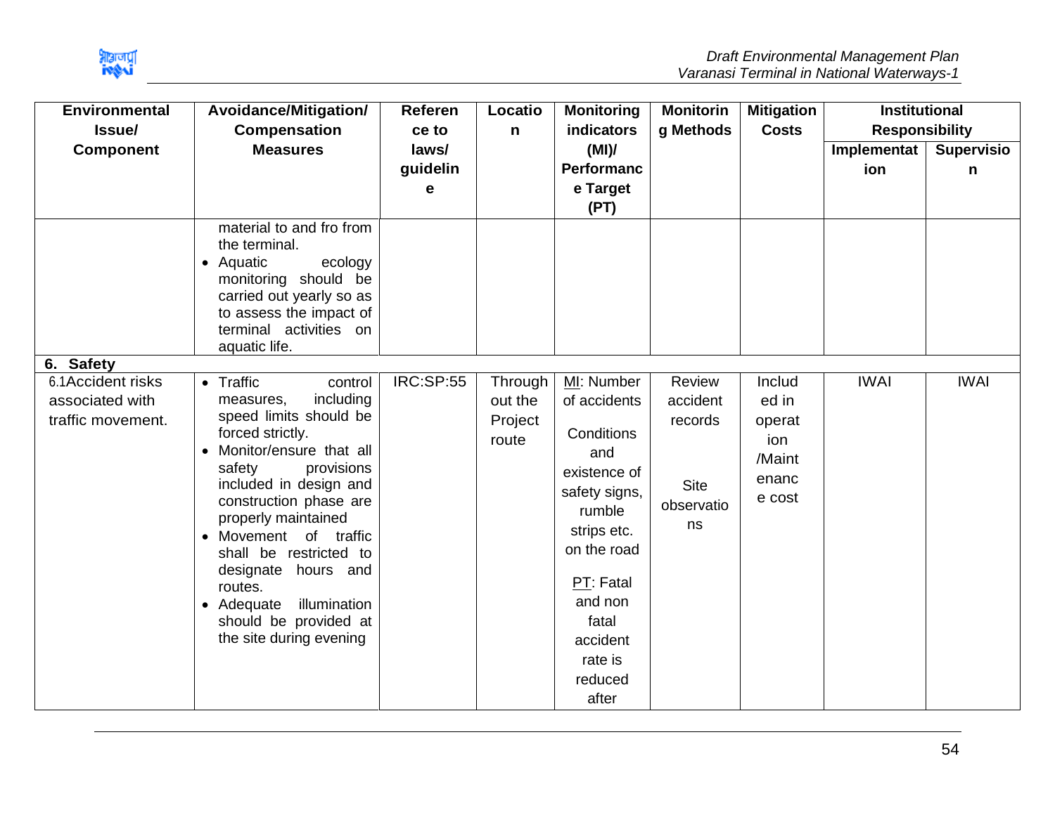| Environmental Issue/ Component | Avoidance/Mitigation/ Compensation Measures | Reference to laws/ guideline | Location | Monitoring indicators (MI)/ Performance Target (PT) | Monitoring Methods | Mitigation Costs | Institutional Responsibility | |
|---|---|---|---|---|---|---|---|---|
| | | | | | | | Implementation | Supervision |
| | material to and fro from the terminal.<br>• Aquatic ecology monitoring should be carried out yearly so as to assess the impact of terminal activities on aquatic life. | | | | | | | |
| **6. Safety** | | | | | | | | |
| 6.1Accident risks associated with traffic movement. | • Traffic control measures, including speed limits should be forced strictly.<br>• Monitor/ensure that all safety provisions included in design and construction phase are properly maintained<br>• Movement of traffic shall be restricted to designate hours and routes.<br>• Adequate illumination should be provided at the site during evening | IRC:SP:55 | Throughout the Project route | MI: Number of accidents<br><br>Conditions and existence of safety signs, rumble strips etc. on the road<br><br>PT: Fatal and non fatal accident rate is reduced after | Review accident records<br><br>Site observations | Included in operation /Maintenance cost | IWAI | IWAI |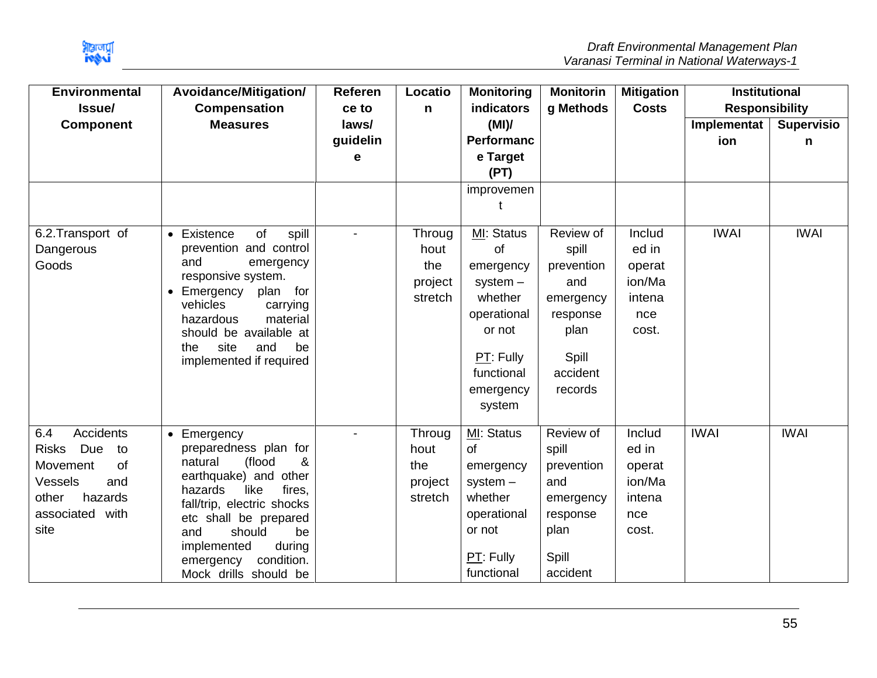| Environmental Issue/ Component | Avoidance/Mitigation/ Compensation Measures | Reference to laws/ guideline | Location | Monitoring indicators (MI)/ Performance Target (PT) | Monitoring Methods | Mitigation Costs | Institutional Responsibility | |
|---|---|---|---|---|---|---|---|---|
| | | | | | | | Implementation | Supervision |
| | | | | improvement | | | | |
| 6.2.Transport of Dangerous Goods | • Existence of spill prevention and control and emergency responsive system.<br>• Emergency plan for vehicles carrying hazardous material should be available at the site and be implemented if required | - | Throughout the project stretch | MI: Status of emergency system – whether operational or not<br><br>PT: Fully functional emergency system | Review of spill prevention and emergency response plan<br><br>Spill accident records | Included in operation/Maintenance cost. | IWAI | IWAI |
| 6.4 Accidents Risks Due to Movement of Vessels and other hazards associated with site | • Emergency preparedness plan for natural (flood & earthquake) and other hazards like fires, fall/trip, electric shocks etc shall be prepared and should be implemented during emergency condition. Mock drills should be | - | Throughout the project stretch | MI: Status of emergency system – whether operational or not<br><br>PT: Fully functional | Review of spill prevention and emergency response plan<br><br>Spill accident | Included in operation/Maintenance cost. | IWAI | IWAI |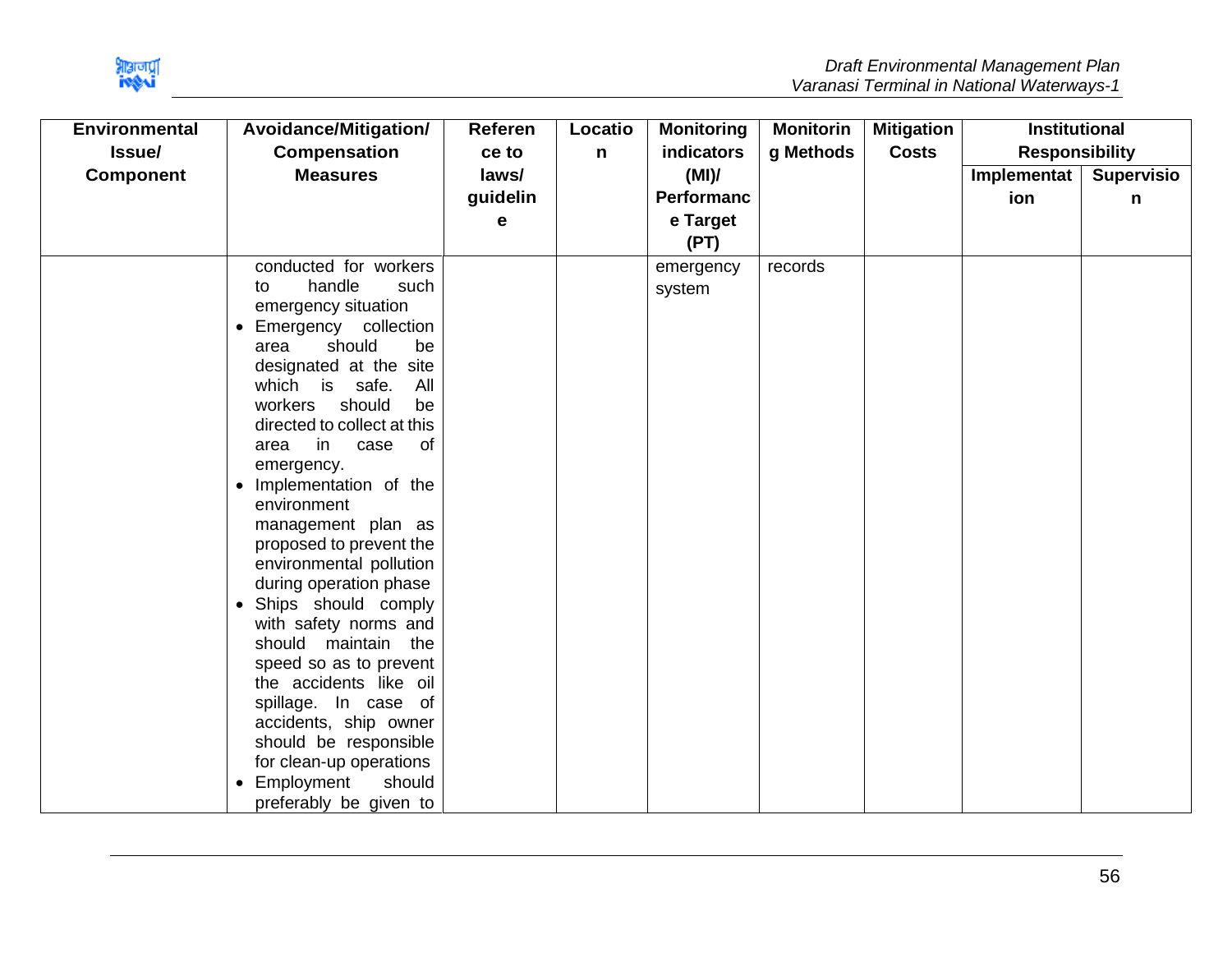| Environmental Issue/ Component | Avoidance/Mitigation/ Compensation Measures | Reference to laws/ guideline | Location | Monitoring indicators (MI)/ Performance Target (PT) | Monitoring Methods | Mitigation Costs | Institutional Responsibility | |
|---|---|---|---|---|---|---|---|---|
| | | | | | | | Implementation | Supervision |
| | conducted for workers to handle such emergency situation<br>• Emergency collection area should be designated at the site which is safe. All workers should be directed to collect at this area in case of emergency.<br>• Implementation of the environment management plan as proposed to prevent the environmental pollution during operation phase<br>• Ships should comply with safety norms and should maintain the speed so as to prevent the accidents like oil spillage. In case of accidents, ship owner should be responsible for clean-up operations<br>• Employment should preferably be given to | | | emergency system | records | | | |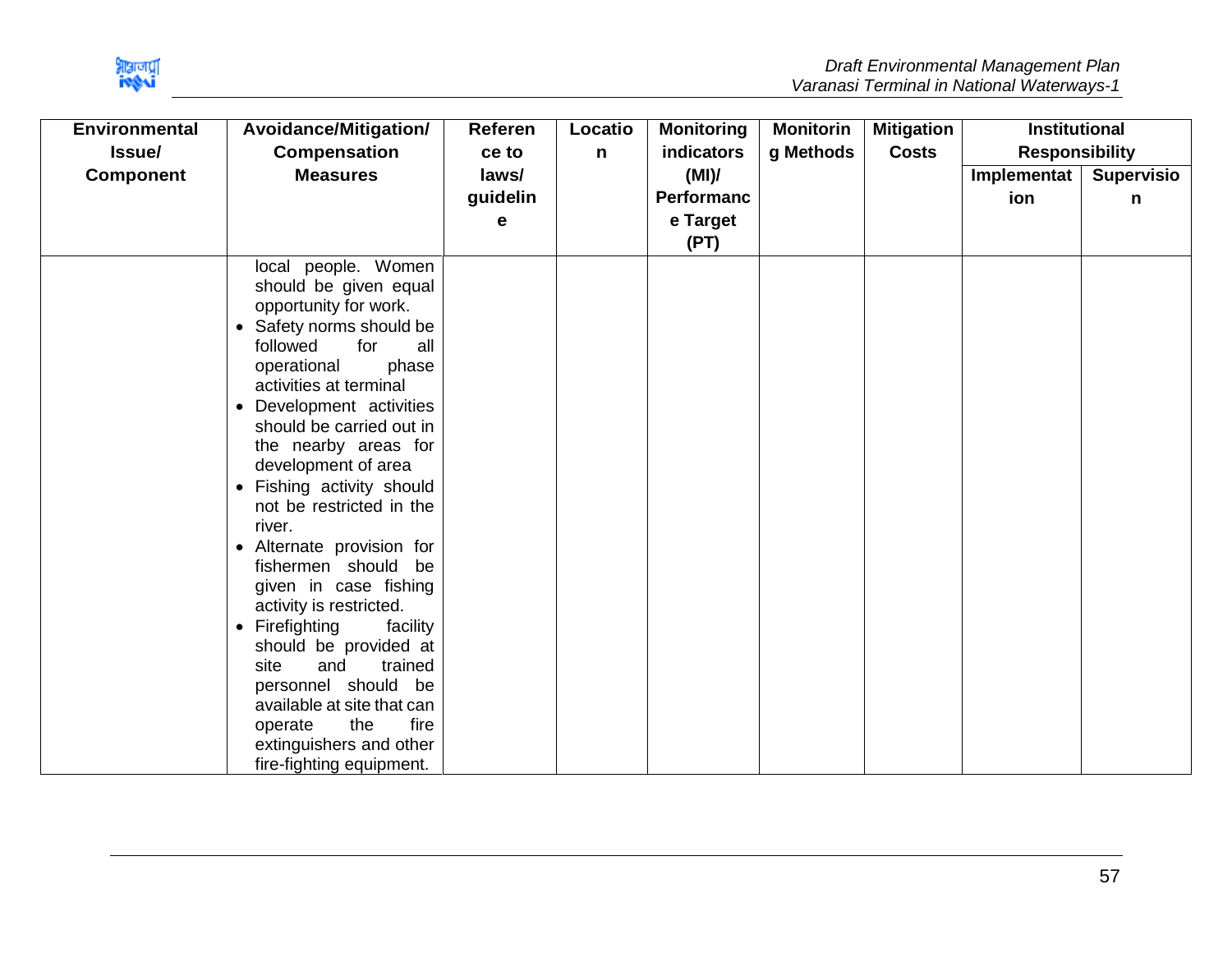| Environmental Issue/ Component | Avoidance/Mitigation/ Compensation Measures | Reference to laws/ guideline | Location | Monitoring indicators (MI)/ Performance Target (PT) | Monitoring Methods | Mitigation Costs | Institutional Responsibility | |
|---|---|---|---|---|---|---|---|---|
| | | | | | | | Implementation | Supervision |
| | local people. Women should be given equal opportunity for work.<br>• Safety norms should be followed for all operational phase activities at terminal<br>• Development activities should be carried out in the nearby areas for development of area<br>• Fishing activity should not be restricted in the river.<br>• Alternate provision for fishermen should be given in case fishing activity is restricted.<br>• Firefighting facility should be provided at site and trained personnel should be available at site that can operate the fire extinguishers and other fire-fighting equipment. | | | | | | | |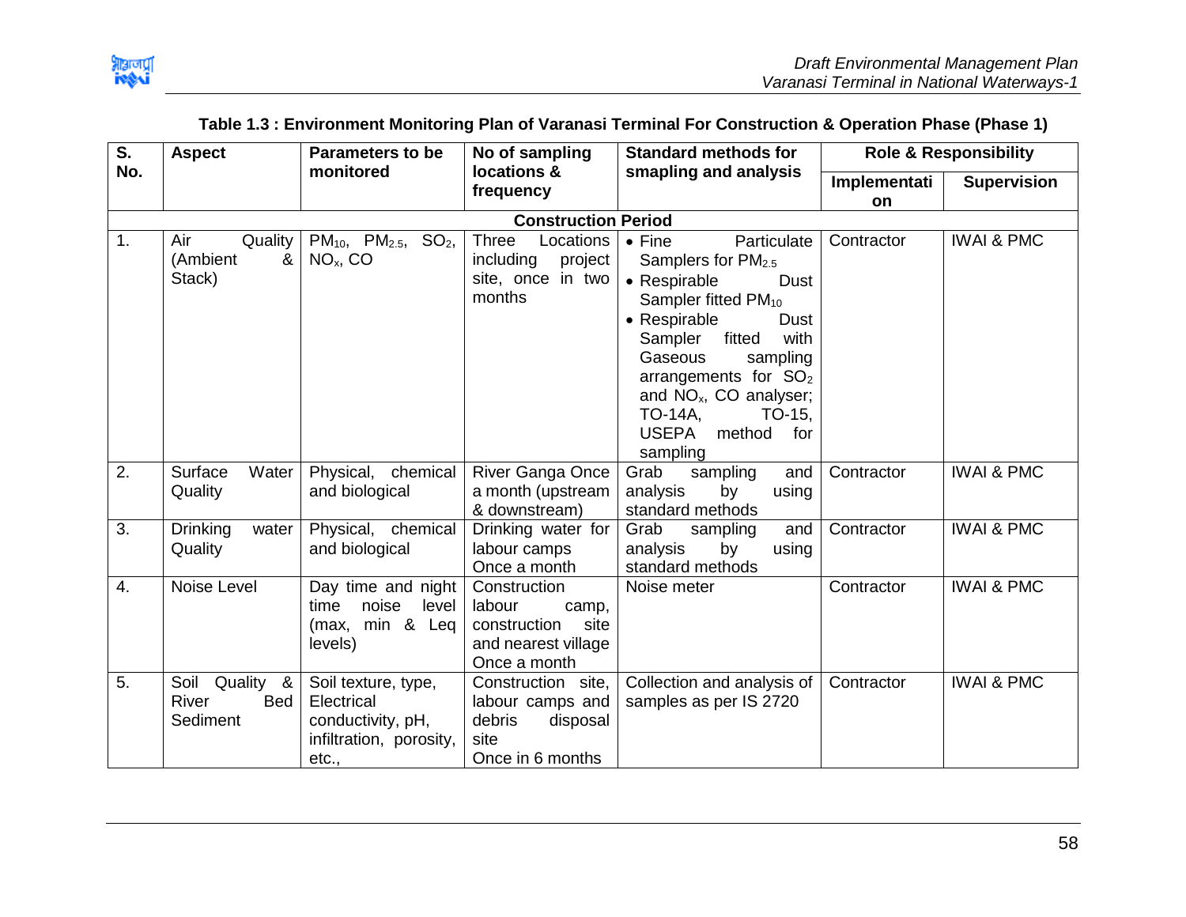**Table 1.3 : Environment Monitoring Plan of Varanasi Terminal For Construction & Operation Phase (Phase 1)**

| S. No. | Aspect | Parameters to be monitored | No of sampling locations & frequency | Standard methods for smapling and analysis | Role & Responsibility | |
|---|---|---|---|---|---|---|
| | | | | | Implementation | Supervision |
| | | | **Construction Period** | | | |
| 1. | Air Quality (Ambient & Stack) | $PM_{10}$, $PM_{2.5}$, $SO_2$, $NO_x$, CO | Three Locations including project site, once in two months | • Fine Particulate Samplers for $PM_{2.5}$<br>• Respirable Dust Sampler fitted $PM_{10}$<br>• Respirable Dust Sampler fitted with Gaseous sampling arrangements for $SO_2$ and $NO_x$, CO analyser; TO-14A, TO-15, USEPA method for sampling | Contractor | IWAI & PMC |
| 2. | Surface Water Quality | Physical, chemical and biological | River Ganga Once a month (upstream & downstream) | Grab sampling and analysis by using standard methods | Contractor | IWAI & PMC |
| 3. | Drinking water Quality | Physical, chemical and biological | Drinking water for labour camps Once a month | Grab sampling and analysis by using standard methods | Contractor | IWAI & PMC |
| 4. | Noise Level | Day time and night time noise level (max, min & Leq levels) | Construction labour camp, construction site and nearest village Once a month | Noise meter | Contractor | IWAI & PMC |
| 5. | Soil Quality & River Bed Sediment | Soil texture, type, Electrical conductivity, pH, infiltration, porosity, etc., | Construction site, labour camps and debris disposal site Once in 6 months | Collection and analysis of samples as per IS 2720 | Contractor | IWAI & PMC |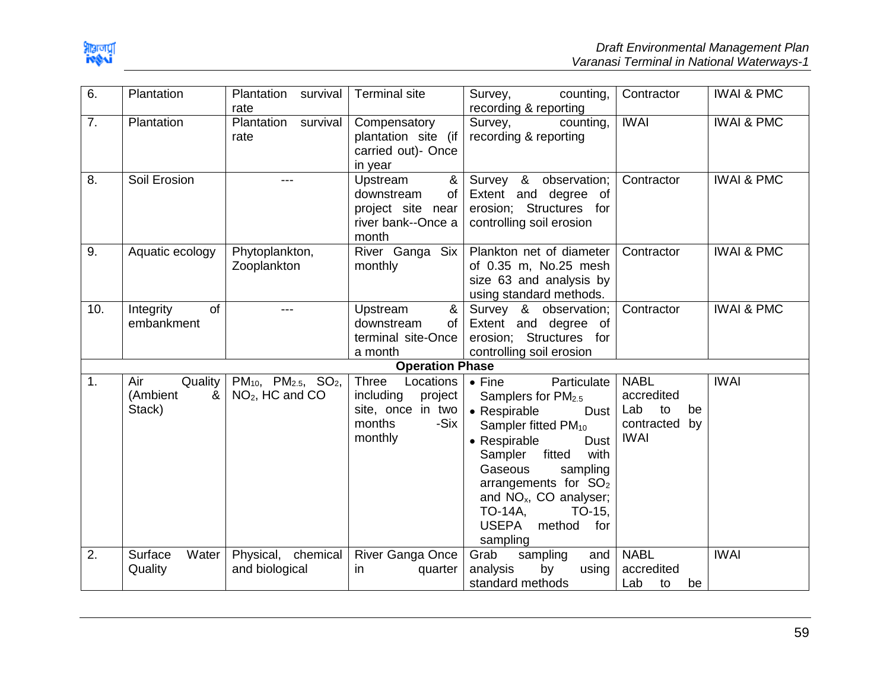| 6. | Plantation | Plantation survival rate | Terminal site | Survey, counting, recording & reporting | Contractor | IWAI & PMC |
|---|---|---|---|---|---|---|
| 7. | Plantation | Plantation survival rate | Compensatory plantation site (if carried out)- Once in year | Survey, counting, recording & reporting | IWAI | IWAI & PMC |
| 8. | Soil Erosion | --- | Upstream & downstream of project site near river bank--Once a month | Survey & observation; Extent and degree of erosion; Structures for controlling soil erosion | Contractor | IWAI & PMC |
| 9. | Aquatic ecology | Phytoplankton, Zooplankton | River Ganga Six monthly | Plankton net of diameter of 0.35 m, No.25 mesh size 63 and analysis by using standard methods. | Contractor | IWAI & PMC |
| 10. | Integrity of embankment | --- | Upstream & downstream of terminal site-Once a month | Survey & observation; Extent and degree of erosion; Structures for controlling soil erosion | Contractor | IWAI & PMC |
| | | | **Operation Phase** | | | |
| 1. | Air Quality (Ambient & Stack) | $PM_{10}$, $PM_{2.5}$, $SO_2$, $NO_2$, HC and CO | Three Locations including project site, once in two months -Six monthly | • Fine Particulate Samplers for $PM_{2.5}$ • Respirable Dust Sampler fitted $PM_{10}$ • Respirable Dust Sampler fitted with Gaseous sampling arrangements for $SO_2$ and $NO_x$, CO analyser; TO-14A, TO-15, USEPA method for sampling | NABL accredited Lab to be contracted by IWAI | IWAI |
| 2. | Surface Water Quality | Physical, chemical and biological | River Ganga Once in quarter | Grab sampling and analysis by using standard methods | NABL accredited Lab to be | IWAI |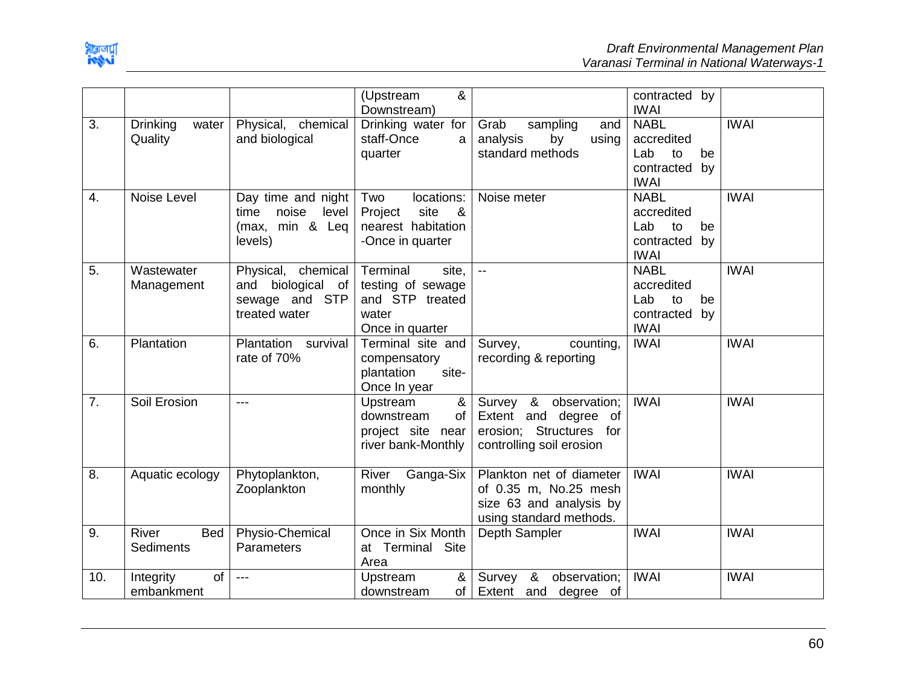|  |  |  | (Upstream & Downstream) |  | contracted by IWAI |  |
|---|---|---|---|---|---|---|
| 3. | Drinking water Quality | Physical, chemical and biological | Drinking water for staff-Once a quarter | Grab sampling and analysis by using standard methods | NABL accredited Lab to be contracted by IWAI | IWAI |
| 4. | Noise Level | Day time and night time noise level (max, min & Leq levels) | Two locations: Project site & nearest habitation -Once in quarter | Noise meter | NABL accredited Lab to be contracted by IWAI | IWAI |
| 5. | Wastewater Management | Physical, chemical and biological of sewage and STP treated water | Terminal site, testing of sewage and STP treated water Once in quarter | -- | NABL accredited Lab to be contracted by IWAI | IWAI |
| 6. | Plantation | Plantation survival rate of 70% | Terminal site and compensatory plantation site- Once In year | Survey, counting, recording & reporting | IWAI | IWAI |
| 7. | Soil Erosion | --- | Upstream & downstream of project site near river bank-Monthly | Survey & observation; Extent and degree of erosion; Structures for controlling soil erosion | IWAI | IWAI |
| 8. | Aquatic ecology | Phytoplankton, Zooplankton | River Ganga-Six monthly | Plankton net of diameter of 0.35 m, No.25 mesh size 63 and analysis by using standard methods. | IWAI | IWAI |
| 9. | River Bed Sediments | Physio-Chemical Parameters | Once in Six Month at Terminal Site Area | Depth Sampler | IWAI | IWAI |
| 10. | Integrity of embankment | --- | Upstream & downstream of | Survey & observation; Extent and degree of | IWAI | IWAI |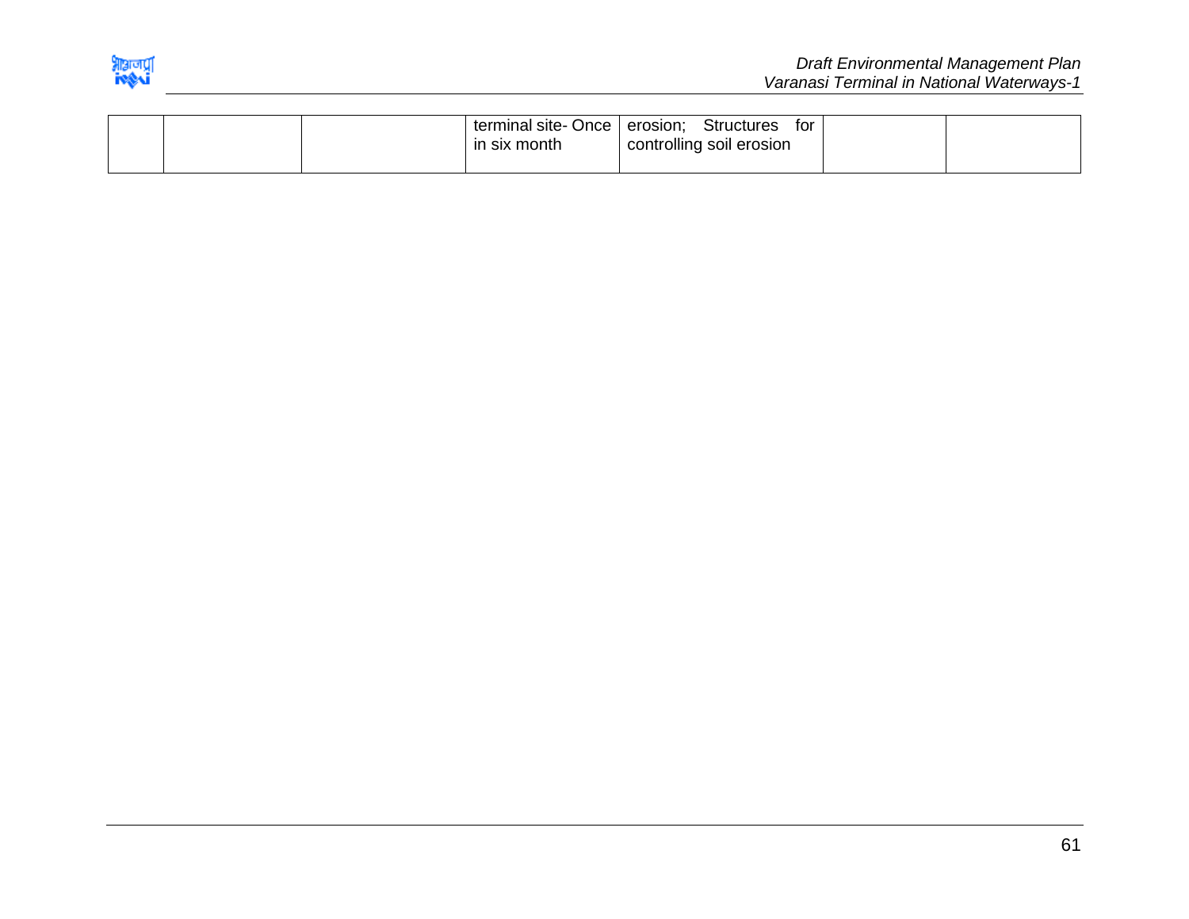| | | | | | | |
|---|---|---|---|---|---|---|
| | | | terminal site- Once in six month | erosion; Structures for controlling soil erosion | | |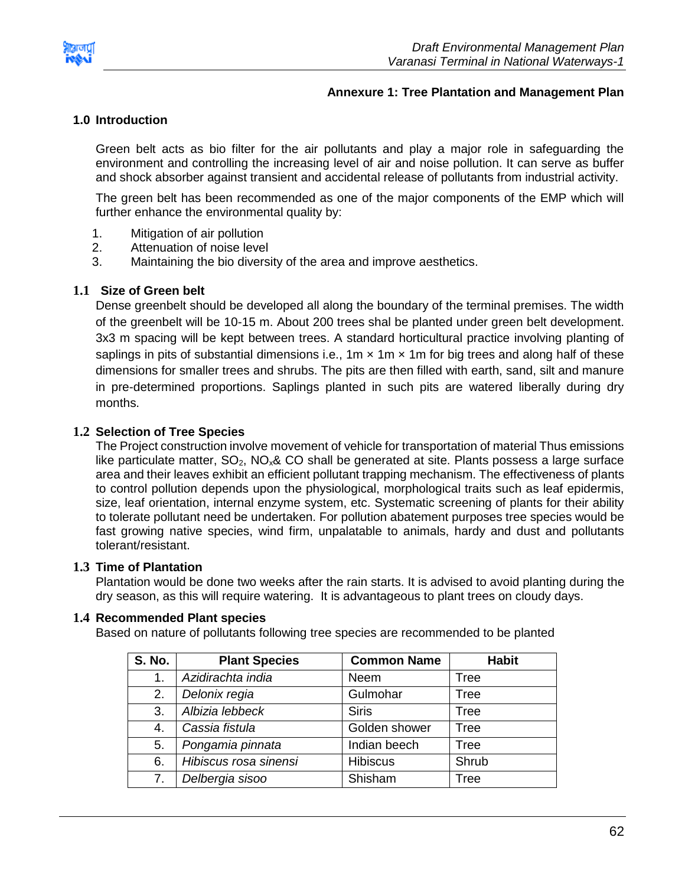## Annexure 1: Tree Plantation and Management Plan

### 1.0 Introduction

Green belt acts as bio filter for the air pollutants and play a major role in safeguarding the environment and controlling the increasing level of air and noise pollution. It can serve as buffer and shock absorber against transient and accidental release of pollutants from industrial activity.

The green belt has been recommended as one of the major components of the EMP which will further enhance the environmental quality by:

1. Mitigation of air pollution
2. Attenuation of noise level
3. Maintaining the bio diversity of the area and improve aesthetics.

### 1.1 Size of Green belt

Dense greenbelt should be developed all along the boundary of the terminal premises. The width of the greenbelt will be 10-15 m. About 200 trees shal be planted under green belt development. 3x3 m spacing will be kept between trees. A standard horticultural practice involving planting of saplings in pits of substantial dimensions i.e., 1m × 1m × 1m for big trees and along half of these dimensions for smaller trees and shrubs. The pits are then filled with earth, sand, silt and manure in pre-determined proportions. Saplings planted in such pits are watered liberally during dry months.

### 1.2 Selection of Tree Species

The Project construction involve movement of vehicle for transportation of material Thus emissions like particulate matter, $SO_2$, $NO_x$& CO shall be generated at site. Plants possess a large surface area and their leaves exhibit an efficient pollutant trapping mechanism. The effectiveness of plants to control pollution depends upon the physiological, morphological traits such as leaf epidermis, size, leaf orientation, internal enzyme system, etc. Systematic screening of plants for their ability to tolerate pollutant need be undertaken. For pollution abatement purposes tree species would be fast growing native species, wind firm, unpalatable to animals, hardy and dust and pollutants tolerant/resistant.

### 1.3 Time of Plantation

Plantation would be done two weeks after the rain starts. It is advised to avoid planting during the dry season, as this will require watering. It is advantageous to plant trees on cloudy days.

### 1.4 Recommended Plant species

Based on nature of pollutants following tree species are recommended to be planted

| S. No. | Plant Species | Common Name | Habit |
|---|---|---|---|
| 1. | *Azidirachta india* | Neem | Tree |
| 2. | *Delonix regia* | Gulmohar | Tree |
| 3. | *Albizia lebbeck* | Siris | Tree |
| 4. | *Cassia fistula* | Golden shower | Tree |
| 5. | *Pongamia pinnata* | Indian beech | Tree |
| 6. | *Hibiscus rosa sinensi* | Hibiscus | Shrub |
| 7. | *Delbergia sisoo* | Shisham | Tree |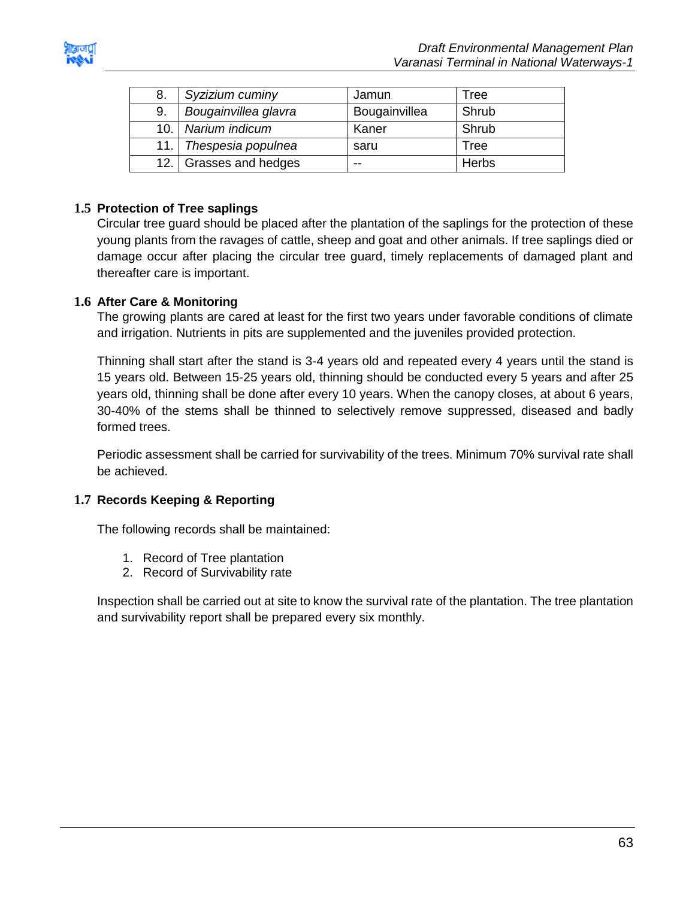| 8. | *Syzizium cuminy* | Jamun | Tree |
|---|---|---|---|
| 9. | *Bougainvillea glavra* | Bougainvillea | Shrub |
| 10. | *Narium indicum* | Kaner | Shrub |
| 11. | *Thespesia populnea* | saru | Tree |
| 12. | Grasses and hedges | -- | Herbs |

### 1.5 Protection of Tree saplings

Circular tree guard should be placed after the plantation of the saplings for the protection of these young plants from the ravages of cattle, sheep and goat and other animals. If tree saplings died or damage occur after placing the circular tree guard, timely replacements of damaged plant and thereafter care is important.

### 1.6 After Care & Monitoring

The growing plants are cared at least for the first two years under favorable conditions of climate and irrigation. Nutrients in pits are supplemented and the juveniles provided protection.

Thinning shall start after the stand is 3-4 years old and repeated every 4 years until the stand is 15 years old. Between 15-25 years old, thinning should be conducted every 5 years and after 25 years old, thinning shall be done after every 10 years. When the canopy closes, at about 6 years, 30-40% of the stems shall be thinned to selectively remove suppressed, diseased and badly formed trees.

Periodic assessment shall be carried for survivability of the trees. Minimum 70% survival rate shall be achieved.

### 1.7 Records Keeping & Reporting

The following records shall be maintained:

1. Record of Tree plantation
2. Record of Survivability rate

Inspection shall be carried out at site to know the survival rate of the plantation. The tree plantation and survivability report shall be prepared every six monthly.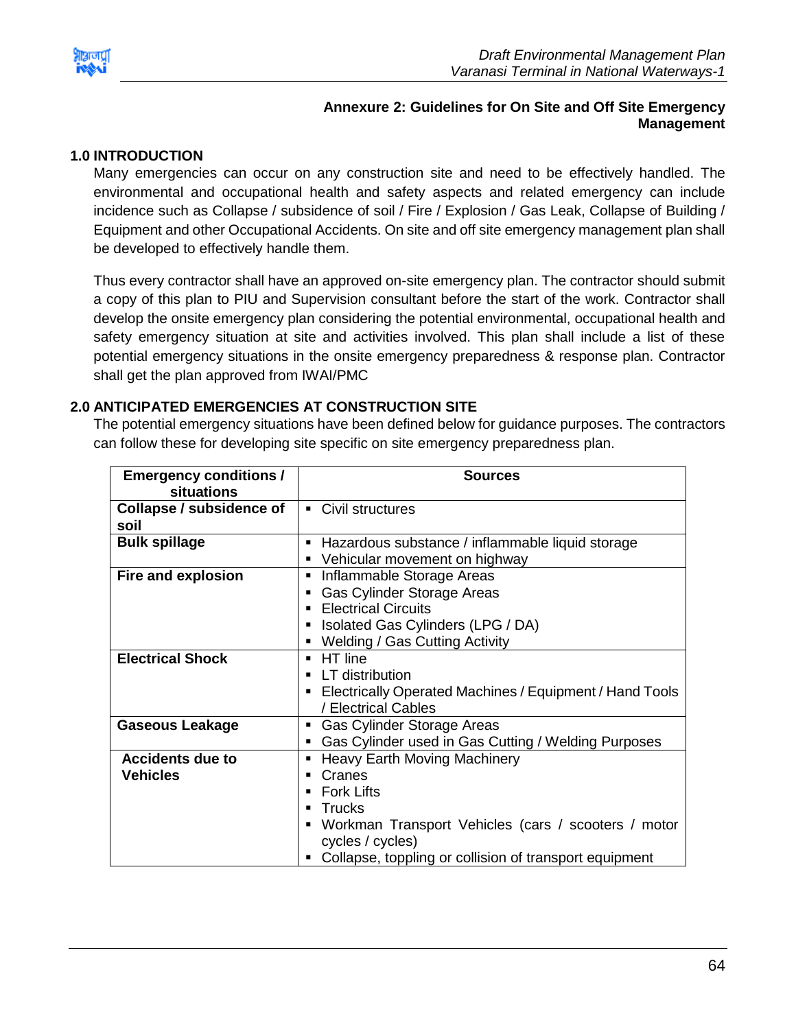**Annexure 2: Guidelines for On Site and Off Site Emergency Management**

## 1.0 INTRODUCTION

Many emergencies can occur on any construction site and need to be effectively handled. The environmental and occupational health and safety aspects and related emergency can include incidence such as Collapse / subsidence of soil / Fire / Explosion / Gas Leak, Collapse of Building / Equipment and other Occupational Accidents. On site and off site emergency management plan shall be developed to effectively handle them.

Thus every contractor shall have an approved on-site emergency plan. The contractor should submit a copy of this plan to PIU and Supervision consultant before the start of the work. Contractor shall develop the onsite emergency plan considering the potential environmental, occupational health and safety emergency situation at site and activities involved. This plan shall include a list of these potential emergency situations in the onsite emergency preparedness & response plan. Contractor shall get the plan approved from IWAI/PMC

## 2.0 ANTICIPATED EMERGENCIES AT CONSTRUCTION SITE

The potential emergency situations have been defined below for guidance purposes. The contractors can follow these for developing site specific on site emergency preparedness plan.

| Emergency conditions / situations | Sources |
|---|---|
| **Collapse / subsidence of soil** | ▪ Civil structures |
| **Bulk spillage** | ▪ Hazardous substance / inflammable liquid storage<br>▪ Vehicular movement on highway |
| **Fire and explosion** | ▪ Inflammable Storage Areas<br>▪ Gas Cylinder Storage Areas<br>▪ Electrical Circuits<br>▪ Isolated Gas Cylinders (LPG / DA)<br>▪ Welding / Gas Cutting Activity |
| **Electrical Shock** | ▪ HT line<br>▪ LT distribution<br>▪ Electrically Operated Machines / Equipment / Hand Tools / Electrical Cables |
| **Gaseous Leakage** | ▪ Gas Cylinder Storage Areas<br>▪ Gas Cylinder used in Gas Cutting / Welding Purposes |
| **Accidents due to Vehicles** | ▪ Heavy Earth Moving Machinery<br>▪ Cranes<br>▪ Fork Lifts<br>▪ Trucks<br>▪ Workman Transport Vehicles (cars / scooters / motor cycles / cycles)<br>▪ Collapse, toppling or collision of transport equipment |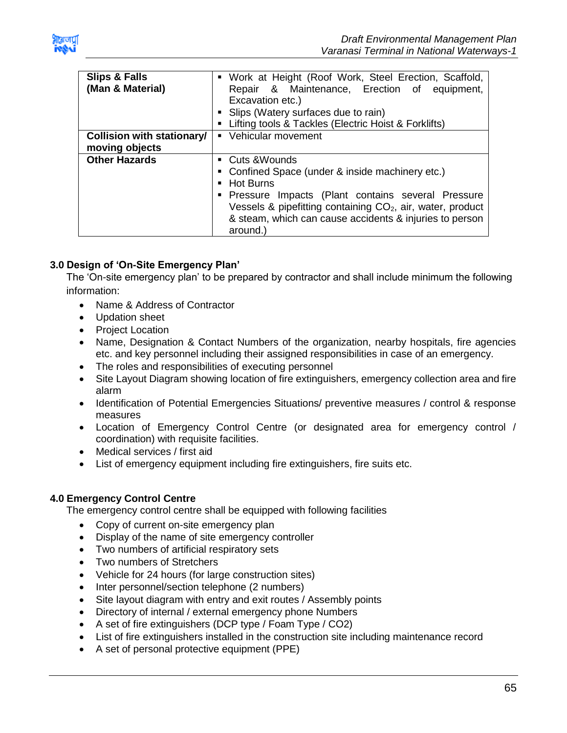| | |
|---|---|
| **Slips & Falls (Man & Material)** | ▪ Work at Height (Roof Work, Steel Erection, Scaffold, Repair & Maintenance, Erection of equipment, Excavation etc.)<br>▪ Slips (Watery surfaces due to rain)<br>▪ Lifting tools & Tackles (Electric Hoist & Forklifts) |
| **Collision with stationary/ moving objects** | ▪ Vehicular movement |
| **Other Hazards** | ▪ Cuts &Wounds<br>▪ Confined Space (under & inside machinery etc.)<br>▪ Hot Burns<br>▪ Pressure Impacts (Plant contains several Pressure Vessels & pipefitting containing $CO_2$, air, water, product & steam, which can cause accidents & injuries to person around.) |

### 3.0 Design of 'On-Site Emergency Plan'

The 'On-site emergency plan' to be prepared by contractor and shall include minimum the following information:

- Name & Address of Contractor
- Updation sheet
- Project Location
- Name, Designation & Contact Numbers of the organization, nearby hospitals, fire agencies etc. and key personnel including their assigned responsibilities in case of an emergency.
- The roles and responsibilities of executing personnel
- Site Layout Diagram showing location of fire extinguishers, emergency collection area and fire alarm
- Identification of Potential Emergencies Situations/ preventive measures / control & response measures
- Location of Emergency Control Centre (or designated area for emergency control / coordination) with requisite facilities.
- Medical services / first aid
- List of emergency equipment including fire extinguishers, fire suits etc.

### 4.0 Emergency Control Centre

The emergency control centre shall be equipped with following facilities

- Copy of current on-site emergency plan
- Display of the name of site emergency controller
- Two numbers of artificial respiratory sets
- Two numbers of Stretchers
- Vehicle for 24 hours (for large construction sites)
- Inter personnel/section telephone (2 numbers)
- Site layout diagram with entry and exit routes / Assembly points
- Directory of internal / external emergency phone Numbers
- A set of fire extinguishers (DCP type / Foam Type / CO2)
- List of fire extinguishers installed in the construction site including maintenance record
- A set of personal protective equipment (PPE)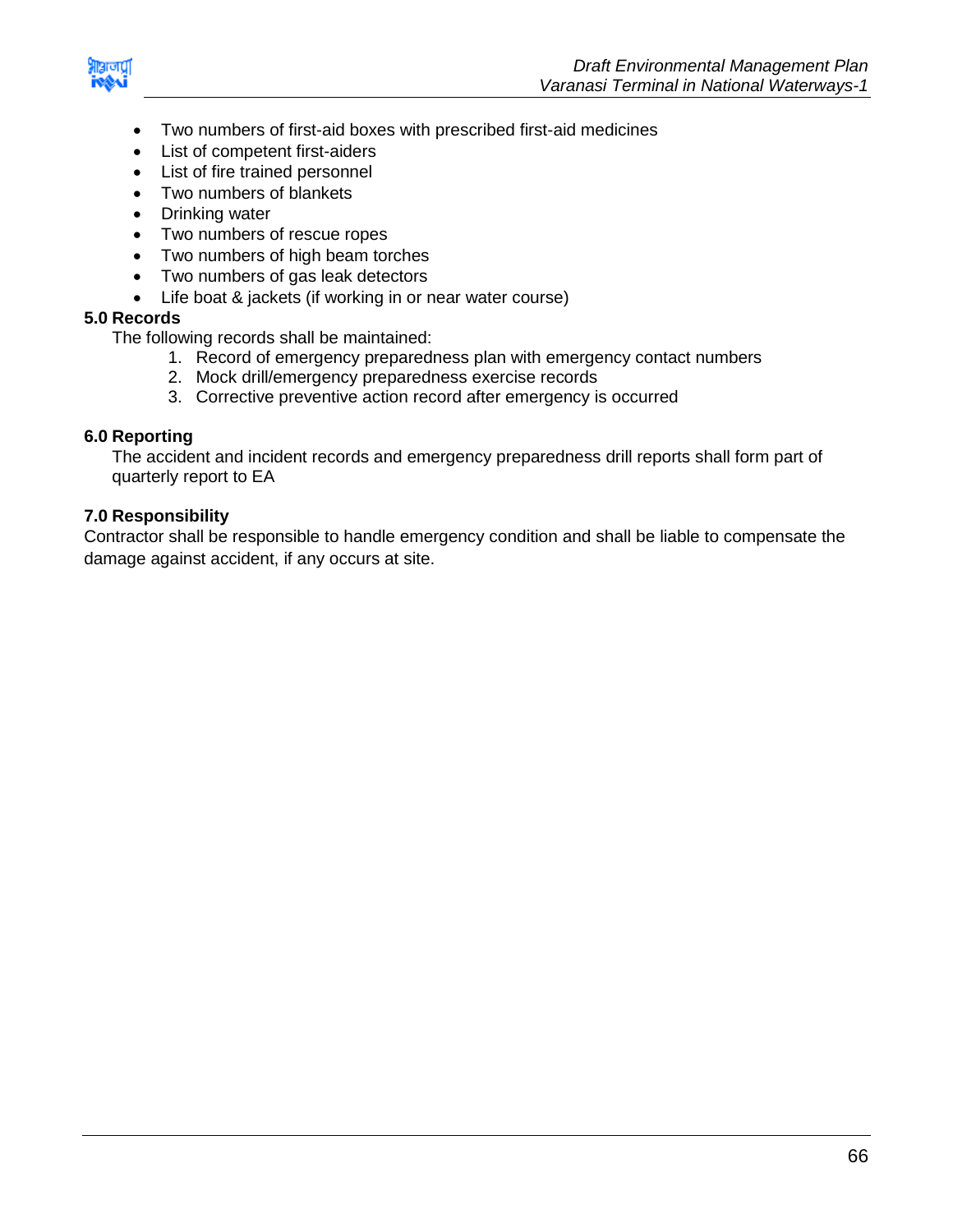- Two numbers of first-aid boxes with prescribed first-aid medicines
- List of competent first-aiders
- List of fire trained personnel
- Two numbers of blankets
- Drinking water
- Two numbers of rescue ropes
- Two numbers of high beam torches
- Two numbers of gas leak detectors
- Life boat & jackets (if working in or near water course)

**5.0 Records**

The following records shall be maintained:

1. Record of emergency preparedness plan with emergency contact numbers
2. Mock drill/emergency preparedness exercise records
3. Corrective preventive action record after emergency is occurred

**6.0 Reporting**

The accident and incident records and emergency preparedness drill reports shall form part of quarterly report to EA

**7.0 Responsibility**

Contractor shall be responsible to handle emergency condition and shall be liable to compensate the damage against accident, if any occurs at site.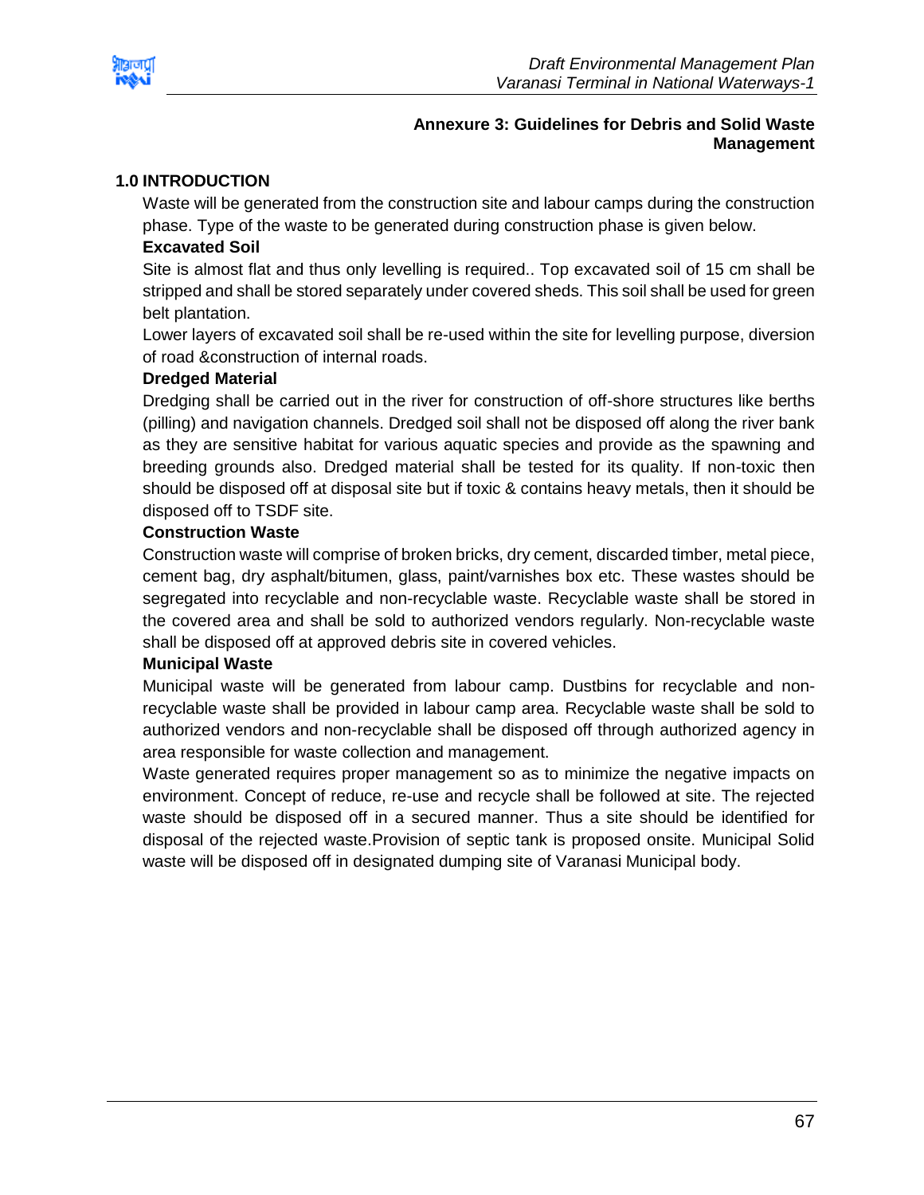## Annexure 3: Guidelines for Debris and Solid Waste Management

### 1.0 INTRODUCTION

Waste will be generated from the construction site and labour camps during the construction phase. Type of the waste to be generated during construction phase is given below.

**Excavated Soil**

Site is almost flat and thus only levelling is required.. Top excavated soil of 15 cm shall be stripped and shall be stored separately under covered sheds. This soil shall be used for green belt plantation.

Lower layers of excavated soil shall be re-used within the site for levelling purpose, diversion of road &construction of internal roads.

**Dredged Material**

Dredging shall be carried out in the river for construction of off-shore structures like berths (pilling) and navigation channels. Dredged soil shall not be disposed off along the river bank as they are sensitive habitat for various aquatic species and provide as the spawning and breeding grounds also. Dredged material shall be tested for its quality. If non-toxic then should be disposed off at disposal site but if toxic & contains heavy metals, then it should be disposed off to TSDF site.

**Construction Waste**

Construction waste will comprise of broken bricks, dry cement, discarded timber, metal piece, cement bag, dry asphalt/bitumen, glass, paint/varnishes box etc. These wastes should be segregated into recyclable and non-recyclable waste. Recyclable waste shall be stored in the covered area and shall be sold to authorized vendors regularly. Non-recyclable waste shall be disposed off at approved debris site in covered vehicles.

**Municipal Waste**

Municipal waste will be generated from labour camp. Dustbins for recyclable and non-recyclable waste shall be provided in labour camp area. Recyclable waste shall be sold to authorized vendors and non-recyclable shall be disposed off through authorized agency in area responsible for waste collection and management.

Waste generated requires proper management so as to minimize the negative impacts on environment. Concept of reduce, re-use and recycle shall be followed at site. The rejected waste should be disposed off in a secured manner. Thus a site should be identified for disposal of the rejected waste.Provision of septic tank is proposed onsite. Municipal Solid waste will be disposed off in designated dumping site of Varanasi Municipal body.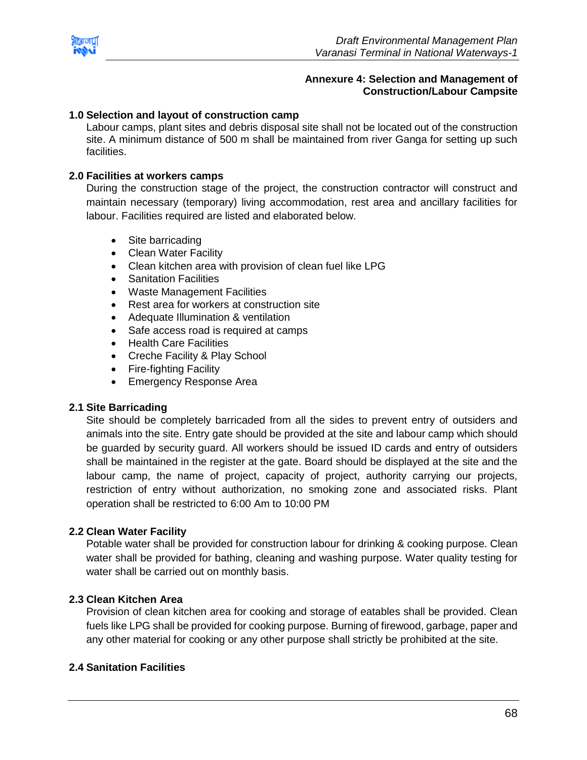## Annexure 4: Selection and Management of Construction/Labour Campsite

### 1.0 Selection and layout of construction camp

Labour camps, plant sites and debris disposal site shall not be located out of the construction site. A minimum distance of 500 m shall be maintained from river Ganga for setting up such facilities.

### 2.0 Facilities at workers camps

During the construction stage of the project, the construction contractor will construct and maintain necessary (temporary) living accommodation, rest area and ancillary facilities for labour. Facilities required are listed and elaborated below.

- Site barricading
- Clean Water Facility
- Clean kitchen area with provision of clean fuel like LPG
- Sanitation Facilities
- Waste Management Facilities
- Rest area for workers at construction site
- Adequate Illumination & ventilation
- Safe access road is required at camps
- Health Care Facilities
- Creche Facility & Play School
- Fire-fighting Facility
- Emergency Response Area

### 2.1 Site Barricading

Site should be completely barricaded from all the sides to prevent entry of outsiders and animals into the site. Entry gate should be provided at the site and labour camp which should be guarded by security guard. All workers should be issued ID cards and entry of outsiders shall be maintained in the register at the gate. Board should be displayed at the site and the labour camp, the name of project, capacity of project, authority carrying our projects, restriction of entry without authorization, no smoking zone and associated risks. Plant operation shall be restricted to 6:00 Am to 10:00 PM

### 2.2 Clean Water Facility

Potable water shall be provided for construction labour for drinking & cooking purpose. Clean water shall be provided for bathing, cleaning and washing purpose. Water quality testing for water shall be carried out on monthly basis.

### 2.3 Clean Kitchen Area

Provision of clean kitchen area for cooking and storage of eatables shall be provided. Clean fuels like LPG shall be provided for cooking purpose. Burning of firewood, garbage, paper and any other material for cooking or any other purpose shall strictly be prohibited at the site.

### 2.4 Sanitation Facilities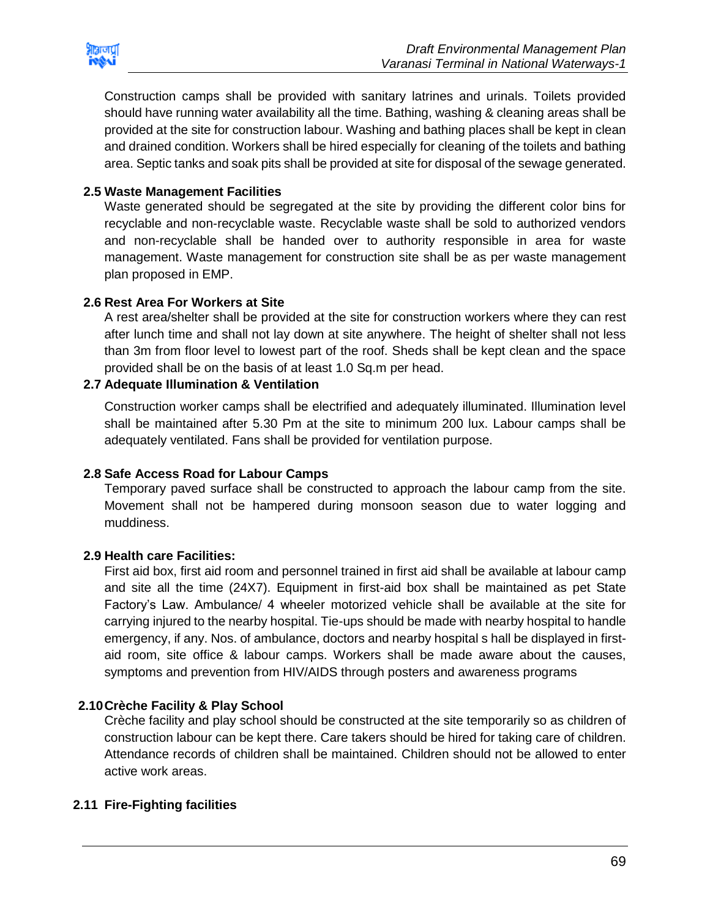Construction camps shall be provided with sanitary latrines and urinals. Toilets provided should have running water availability all the time. Bathing, washing & cleaning areas shall be provided at the site for construction labour. Washing and bathing places shall be kept in clean and drained condition. Workers shall be hired especially for cleaning of the toilets and bathing area. Septic tanks and soak pits shall be provided at site for disposal of the sewage generated.

### 2.5 Waste Management Facilities

Waste generated should be segregated at the site by providing the different color bins for recyclable and non-recyclable waste. Recyclable waste shall be sold to authorized vendors and non-recyclable shall be handed over to authority responsible in area for waste management. Waste management for construction site shall be as per waste management plan proposed in EMP.

### 2.6 Rest Area For Workers at Site

A rest area/shelter shall be provided at the site for construction workers where they can rest after lunch time and shall not lay down at site anywhere. The height of shelter shall not less than 3m from floor level to lowest part of the roof. Sheds shall be kept clean and the space provided shall be on the basis of at least 1.0 Sq.m per head.

### 2.7 Adequate Illumination & Ventilation

Construction worker camps shall be electrified and adequately illuminated. Illumination level shall be maintained after 5.30 Pm at the site to minimum 200 lux. Labour camps shall be adequately ventilated. Fans shall be provided for ventilation purpose.

### 2.8 Safe Access Road for Labour Camps

Temporary paved surface shall be constructed to approach the labour camp from the site. Movement shall not be hampered during monsoon season due to water logging and muddiness.

### 2.9 Health care Facilities:

First aid box, first aid room and personnel trained in first aid shall be available at labour camp and site all the time (24X7). Equipment in first-aid box shall be maintained as pet State Factory's Law. Ambulance/ 4 wheeler motorized vehicle shall be available at the site for carrying injured to the nearby hospital. Tie-ups should be made with nearby hospital to handle emergency, if any. Nos. of ambulance, doctors and nearby hospital s hall be displayed in first-aid room, site office & labour camps. Workers shall be made aware about the causes, symptoms and prevention from HIV/AIDS through posters and awareness programs

### 2.10 Crèche Facility & Play School

Crèche facility and play school should be constructed at the site temporarily so as children of construction labour can be kept there. Care takers should be hired for taking care of children. Attendance records of children shall be maintained. Children should not be allowed to enter active work areas.

### 2.11 Fire-Fighting facilities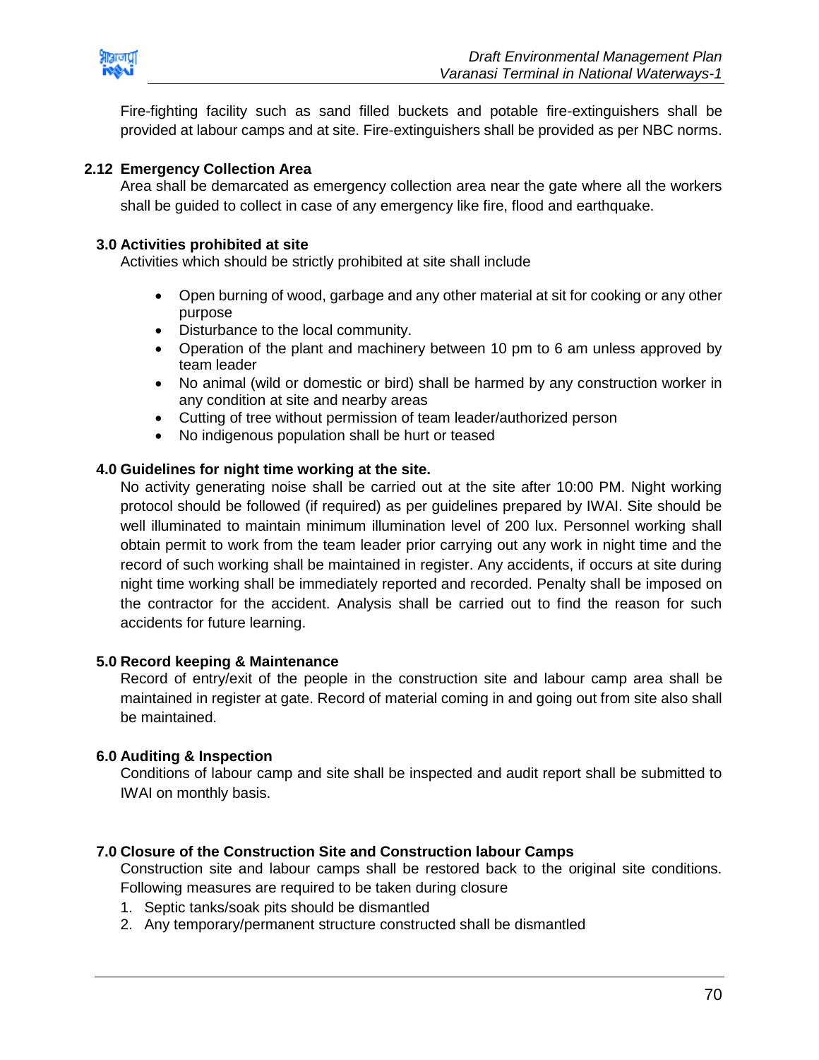Fire-fighting facility such as sand filled buckets and potable fire-extinguishers shall be provided at labour camps and at site. Fire-extinguishers shall be provided as per NBC norms.

### 2.12 Emergency Collection Area

Area shall be demarcated as emergency collection area near the gate where all the workers shall be guided to collect in case of any emergency like fire, flood and earthquake.

## 3.0 Activities prohibited at site

Activities which should be strictly prohibited at site shall include

- Open burning of wood, garbage and any other material at sit for cooking or any other purpose
- Disturbance to the local community.
- Operation of the plant and machinery between 10 pm to 6 am unless approved by team leader
- No animal (wild or domestic or bird) shall be harmed by any construction worker in any condition at site and nearby areas
- Cutting of tree without permission of team leader/authorized person
- No indigenous population shall be hurt or teased

## 4.0 Guidelines for night time working at the site.

No activity generating noise shall be carried out at the site after 10:00 PM. Night working protocol should be followed (if required) as per guidelines prepared by IWAI. Site should be well illuminated to maintain minimum illumination level of 200 lux. Personnel working shall obtain permit to work from the team leader prior carrying out any work in night time and the record of such working shall be maintained in register. Any accidents, if occurs at site during night time working shall be immediately reported and recorded. Penalty shall be imposed on the contractor for the accident. Analysis shall be carried out to find the reason for such accidents for future learning.

## 5.0 Record keeping & Maintenance

Record of entry/exit of the people in the construction site and labour camp area shall be maintained in register at gate. Record of material coming in and going out from site also shall be maintained.

## 6.0 Auditing & Inspection

Conditions of labour camp and site shall be inspected and audit report shall be submitted to IWAI on monthly basis.

## 7.0 Closure of the Construction Site and Construction labour Camps

Construction site and labour camps shall be restored back to the original site conditions. Following measures are required to be taken during closure

1. Septic tanks/soak pits should be dismantled
2. Any temporary/permanent structure constructed shall be dismantled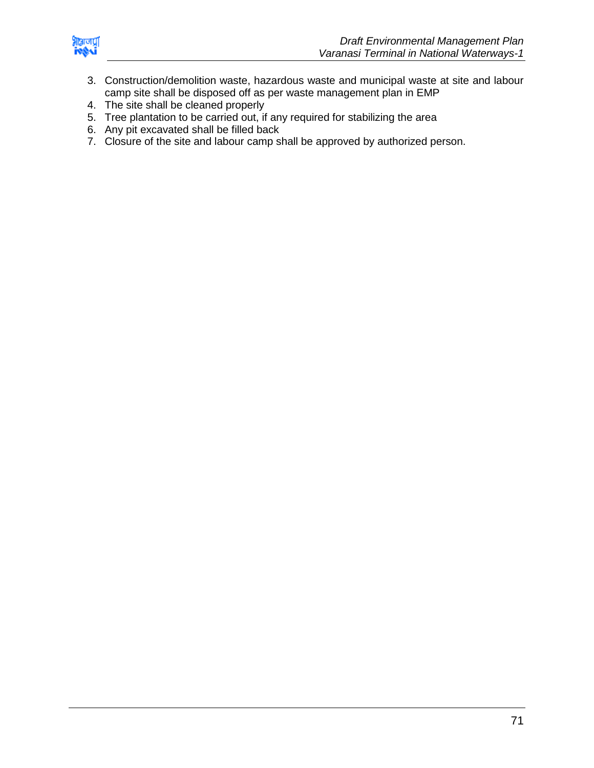3. Construction/demolition waste, hazardous waste and municipal waste at site and labour camp site shall be disposed off as per waste management plan in EMP
4. The site shall be cleaned properly
5. Tree plantation to be carried out, if any required for stabilizing the area
6. Any pit excavated shall be filled back
7. Closure of the site and labour camp shall be approved by authorized person.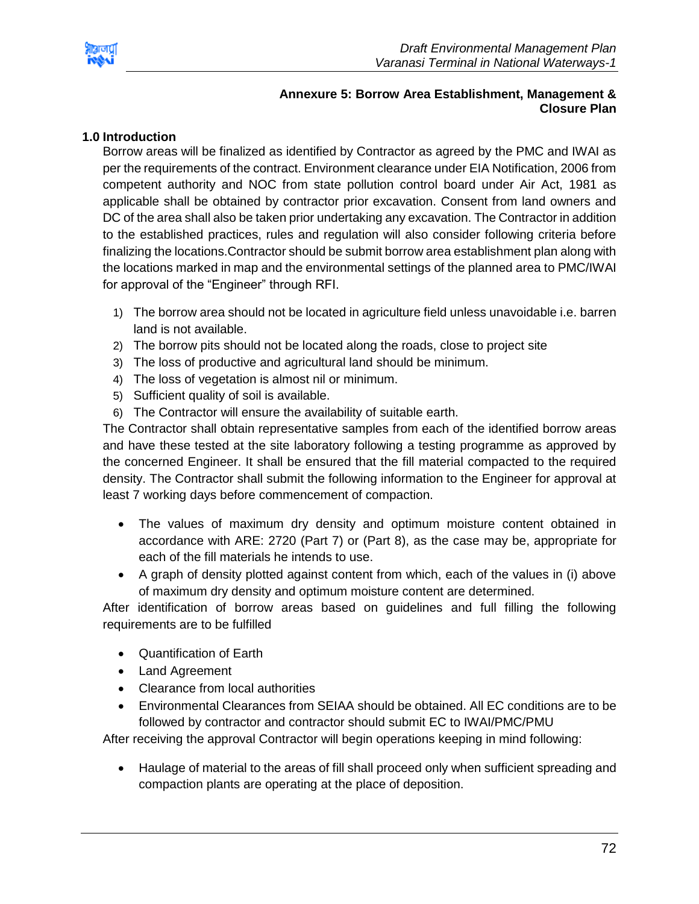## Annexure 5: Borrow Area Establishment, Management & Closure Plan

### 1.0 Introduction

Borrow areas will be finalized as identified by Contractor as agreed by the PMC and IWAI as per the requirements of the contract. Environment clearance under EIA Notification, 2006 from competent authority and NOC from state pollution control board under Air Act, 1981 as applicable shall be obtained by contractor prior excavation. Consent from land owners and DC of the area shall also be taken prior undertaking any excavation. The Contractor in addition to the established practices, rules and regulation will also consider following criteria before finalizing the locations.Contractor should be submit borrow area establishment plan along with the locations marked in map and the environmental settings of the planned area to PMC/IWAI for approval of the "Engineer" through RFI.

1) The borrow area should not be located in agriculture field unless unavoidable i.e. barren land is not available.
2) The borrow pits should not be located along the roads, close to project site
3) The loss of productive and agricultural land should be minimum.
4) The loss of vegetation is almost nil or minimum.
5) Sufficient quality of soil is available.
6) The Contractor will ensure the availability of suitable earth.

The Contractor shall obtain representative samples from each of the identified borrow areas and have these tested at the site laboratory following a testing programme as approved by the concerned Engineer. It shall be ensured that the fill material compacted to the required density. The Contractor shall submit the following information to the Engineer for approval at least 7 working days before commencement of compaction.

- The values of maximum dry density and optimum moisture content obtained in accordance with ARE: 2720 (Part 7) or (Part 8), as the case may be, appropriate for each of the fill materials he intends to use.
- A graph of density plotted against content from which, each of the values in (i) above of maximum dry density and optimum moisture content are determined.

After identification of borrow areas based on guidelines and full filling the following requirements are to be fulfilled

- Quantification of Earth
- Land Agreement
- Clearance from local authorities
- Environmental Clearances from SEIAA should be obtained. All EC conditions are to be followed by contractor and contractor should submit EC to IWAI/PMC/PMU

After receiving the approval Contractor will begin operations keeping in mind following:

- Haulage of material to the areas of fill shall proceed only when sufficient spreading and compaction plants are operating at the place of deposition.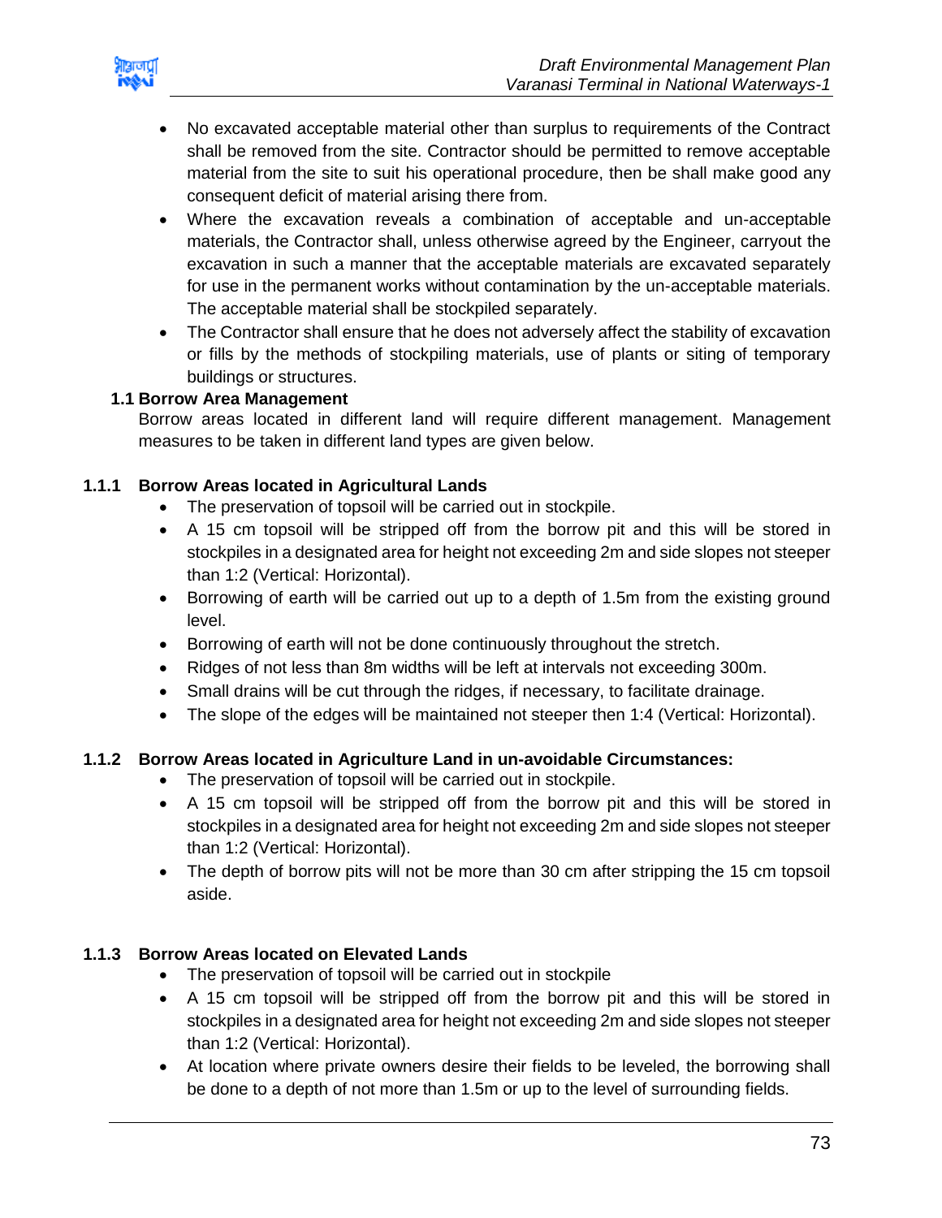- No excavated acceptable material other than surplus to requirements of the Contract shall be removed from the site. Contractor should be permitted to remove acceptable material from the site to suit his operational procedure, then be shall make good any consequent deficit of material arising there from.
- Where the excavation reveals a combination of acceptable and un-acceptable materials, the Contractor shall, unless otherwise agreed by the Engineer, carryout the excavation in such a manner that the acceptable materials are excavated separately for use in the permanent works without contamination by the un-acceptable materials. The acceptable material shall be stockpiled separately.
- The Contractor shall ensure that he does not adversely affect the stability of excavation or fills by the methods of stockpiling materials, use of plants or siting of temporary buildings or structures.

## 1.1 Borrow Area Management

Borrow areas located in different land will require different management. Management measures to be taken in different land types are given below.

### 1.1.1 Borrow Areas located in Agricultural Lands

- The preservation of topsoil will be carried out in stockpile.
- A 15 cm topsoil will be stripped off from the borrow pit and this will be stored in stockpiles in a designated area for height not exceeding 2m and side slopes not steeper than 1:2 (Vertical: Horizontal).
- Borrowing of earth will be carried out up to a depth of 1.5m from the existing ground level.
- Borrowing of earth will not be done continuously throughout the stretch.
- Ridges of not less than 8m widths will be left at intervals not exceeding 300m.
- Small drains will be cut through the ridges, if necessary, to facilitate drainage.
- The slope of the edges will be maintained not steeper then 1:4 (Vertical: Horizontal).

### 1.1.2 Borrow Areas located in Agriculture Land in un-avoidable Circumstances:

- The preservation of topsoil will be carried out in stockpile.
- A 15 cm topsoil will be stripped off from the borrow pit and this will be stored in stockpiles in a designated area for height not exceeding 2m and side slopes not steeper than 1:2 (Vertical: Horizontal).
- The depth of borrow pits will not be more than 30 cm after stripping the 15 cm topsoil aside.

### 1.1.3 Borrow Areas located on Elevated Lands

- The preservation of topsoil will be carried out in stockpile
- A 15 cm topsoil will be stripped off from the borrow pit and this will be stored in stockpiles in a designated area for height not exceeding 2m and side slopes not steeper than 1:2 (Vertical: Horizontal).
- At location where private owners desire their fields to be leveled, the borrowing shall be done to a depth of not more than 1.5m or up to the level of surrounding fields.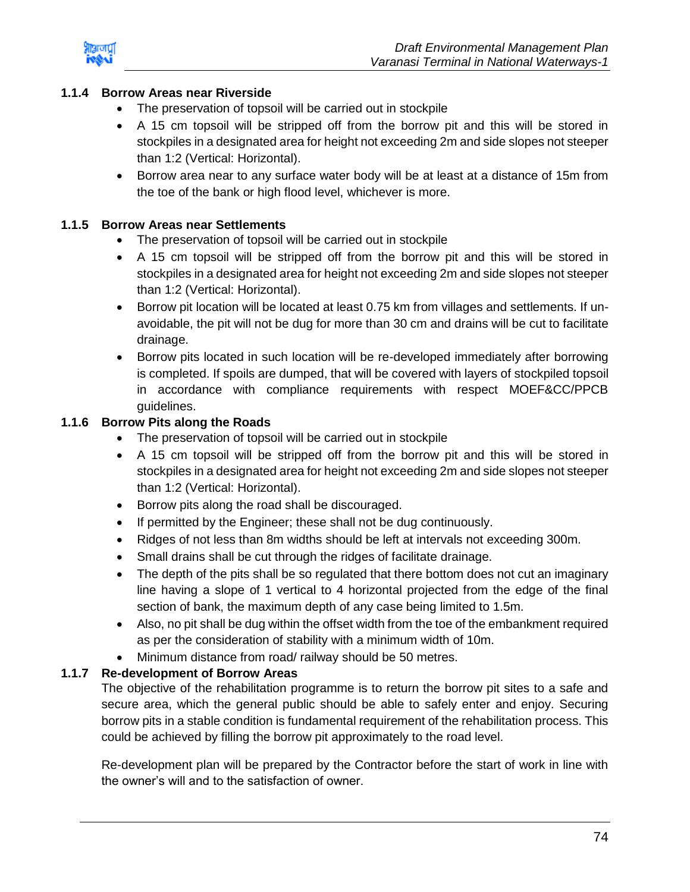### 1.1.4 Borrow Areas near Riverside

- The preservation of topsoil will be carried out in stockpile
- A 15 cm topsoil will be stripped off from the borrow pit and this will be stored in stockpiles in a designated area for height not exceeding 2m and side slopes not steeper than 1:2 (Vertical: Horizontal).
- Borrow area near to any surface water body will be at least at a distance of 15m from the toe of the bank or high flood level, whichever is more.

### 1.1.5 Borrow Areas near Settlements

- The preservation of topsoil will be carried out in stockpile
- A 15 cm topsoil will be stripped off from the borrow pit and this will be stored in stockpiles in a designated area for height not exceeding 2m and side slopes not steeper than 1:2 (Vertical: Horizontal).
- Borrow pit location will be located at least 0.75 km from villages and settlements. If un-avoidable, the pit will not be dug for more than 30 cm and drains will be cut to facilitate drainage.
- Borrow pits located in such location will be re-developed immediately after borrowing is completed. If spoils are dumped, that will be covered with layers of stockpiled topsoil in accordance with compliance requirements with respect MOEF&CC/PPCB guidelines.

### 1.1.6 Borrow Pits along the Roads

- The preservation of topsoil will be carried out in stockpile
- A 15 cm topsoil will be stripped off from the borrow pit and this will be stored in stockpiles in a designated area for height not exceeding 2m and side slopes not steeper than 1:2 (Vertical: Horizontal).
- Borrow pits along the road shall be discouraged.
- If permitted by the Engineer; these shall not be dug continuously.
- Ridges of not less than 8m widths should be left at intervals not exceeding 300m.
- Small drains shall be cut through the ridges of facilitate drainage.
- The depth of the pits shall be so regulated that there bottom does not cut an imaginary line having a slope of 1 vertical to 4 horizontal projected from the edge of the final section of bank, the maximum depth of any case being limited to 1.5m.
- Also, no pit shall be dug within the offset width from the toe of the embankment required as per the consideration of stability with a minimum width of 10m.
- Minimum distance from road/ railway should be 50 metres.

### 1.1.7 Re-development of Borrow Areas

The objective of the rehabilitation programme is to return the borrow pit sites to a safe and secure area, which the general public should be able to safely enter and enjoy. Securing borrow pits in a stable condition is fundamental requirement of the rehabilitation process. This could be achieved by filling the borrow pit approximately to the road level.

Re-development plan will be prepared by the Contractor before the start of work in line with the owner's will and to the satisfaction of owner.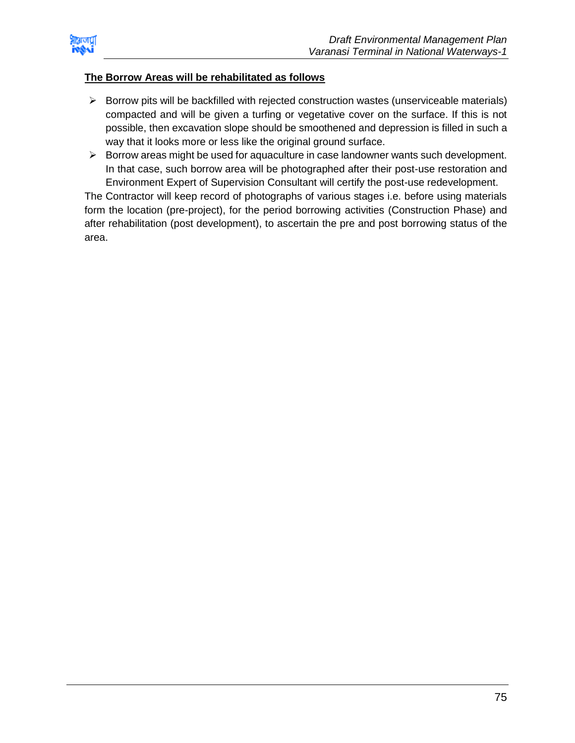**The Borrow Areas will be rehabilitated as follows**

- Borrow pits will be backfilled with rejected construction wastes (unserviceable materials) compacted and will be given a turfing or vegetative cover on the surface. If this is not possible, then excavation slope should be smoothened and depression is filled in such a way that it looks more or less like the original ground surface.
- Borrow areas might be used for aquaculture in case landowner wants such development. In that case, such borrow area will be photographed after their post-use restoration and Environment Expert of Supervision Consultant will certify the post-use redevelopment.

The Contractor will keep record of photographs of various stages i.e. before using materials form the location (pre-project), for the period borrowing activities (Construction Phase) and after rehabilitation (post development), to ascertain the pre and post borrowing status of the area.